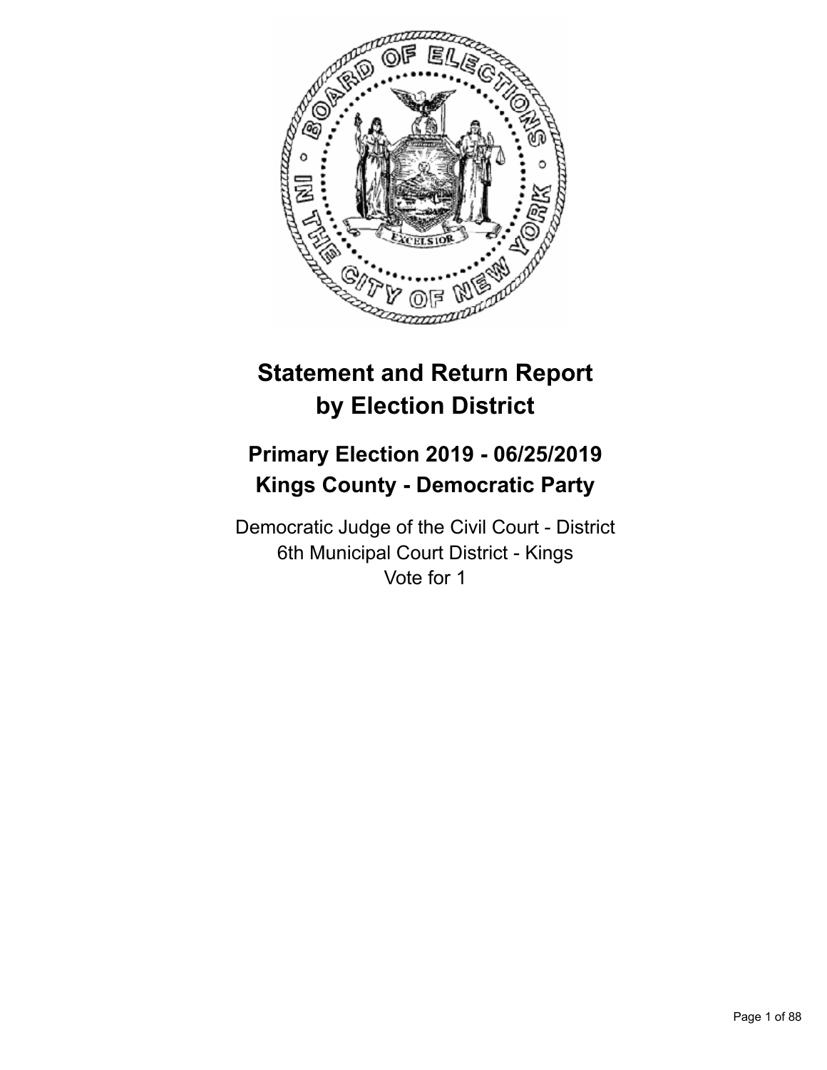# Statement and Return Report by Election District

## Primary Election 2019 - 06/25/2019
## Kings County - Democratic Party

Democratic Judge of the Civil Court - District
6th Municipal Court District - Kings
Vote for 1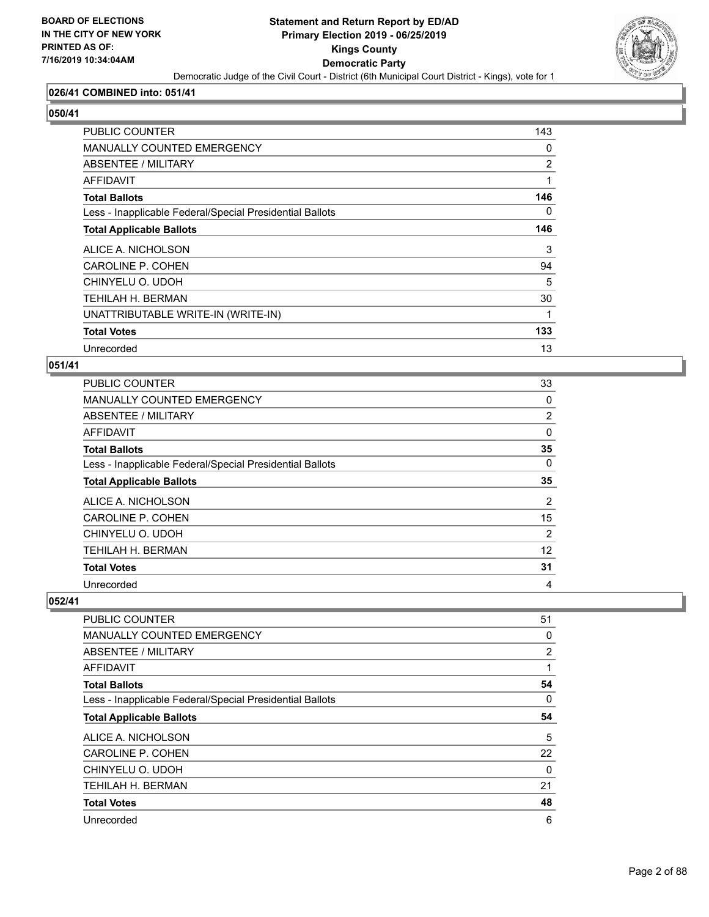**026/41 COMBINED into: 051/41**

**050/41**

| | |
|---|---|
| PUBLIC COUNTER | 143 |
| MANUALLY COUNTED EMERGENCY | 0 |
| ABSENTEE / MILITARY | 2 |
| AFFIDAVIT | 1 |
| **Total Ballots** | **146** |
| Less - Inapplicable Federal/Special Presidential Ballots | 0 |
| **Total Applicable Ballots** | **146** |
| ALICE A. NICHOLSON | 3 |
| CAROLINE P. COHEN | 94 |
| CHINYELU O. UDOH | 5 |
| TEHILAH H. BERMAN | 30 |
| UNATTRIBUTABLE WRITE-IN (WRITE-IN) | 1 |
| **Total Votes** | **133** |
| Unrecorded | 13 |

**051/41**

| | |
|---|---|
| PUBLIC COUNTER | 33 |
| MANUALLY COUNTED EMERGENCY | 0 |
| ABSENTEE / MILITARY | 2 |
| AFFIDAVIT | 0 |
| **Total Ballots** | **35** |
| Less - Inapplicable Federal/Special Presidential Ballots | 0 |
| **Total Applicable Ballots** | **35** |
| ALICE A. NICHOLSON | 2 |
| CAROLINE P. COHEN | 15 |
| CHINYELU O. UDOH | 2 |
| TEHILAH H. BERMAN | 12 |
| **Total Votes** | **31** |
| Unrecorded | 4 |

**052/41**

| | |
|---|---|
| PUBLIC COUNTER | 51 |
| MANUALLY COUNTED EMERGENCY | 0 |
| ABSENTEE / MILITARY | 2 |
| AFFIDAVIT | 1 |
| **Total Ballots** | **54** |
| Less - Inapplicable Federal/Special Presidential Ballots | 0 |
| **Total Applicable Ballots** | **54** |
| ALICE A. NICHOLSON | 5 |
| CAROLINE P. COHEN | 22 |
| CHINYELU O. UDOH | 0 |
| TEHILAH H. BERMAN | 21 |
| **Total Votes** | **48** |
| Unrecorded | 6 |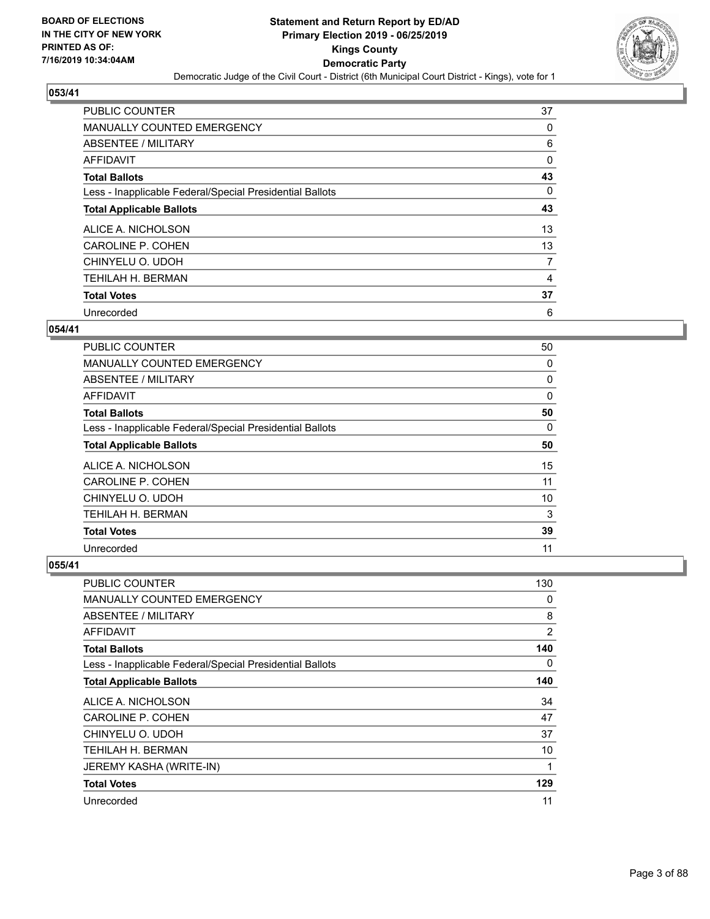## 053/41

| | |
|---|---|
| PUBLIC COUNTER | 37 |
| MANUALLY COUNTED EMERGENCY | 0 |
| ABSENTEE / MILITARY | 6 |
| AFFIDAVIT | 0 |
| **Total Ballots** | **43** |
| Less - Inapplicable Federal/Special Presidential Ballots | 0 |
| **Total Applicable Ballots** | **43** |
| ALICE A. NICHOLSON | 13 |
| CAROLINE P. COHEN | 13 |
| CHINYELU O. UDOH | 7 |
| TEHILAH H. BERMAN | 4 |
| **Total Votes** | **37** |
| Unrecorded | 6 |

## 054/41

| | |
|---|---|
| PUBLIC COUNTER | 50 |
| MANUALLY COUNTED EMERGENCY | 0 |
| ABSENTEE / MILITARY | 0 |
| AFFIDAVIT | 0 |
| **Total Ballots** | **50** |
| Less - Inapplicable Federal/Special Presidential Ballots | 0 |
| **Total Applicable Ballots** | **50** |
| ALICE A. NICHOLSON | 15 |
| CAROLINE P. COHEN | 11 |
| CHINYELU O. UDOH | 10 |
| TEHILAH H. BERMAN | 3 |
| **Total Votes** | **39** |
| Unrecorded | 11 |

## 055/41

| | |
|---|---|
| PUBLIC COUNTER | 130 |
| MANUALLY COUNTED EMERGENCY | 0 |
| ABSENTEE / MILITARY | 8 |
| AFFIDAVIT | 2 |
| **Total Ballots** | **140** |
| Less - Inapplicable Federal/Special Presidential Ballots | 0 |
| **Total Applicable Ballots** | **140** |
| ALICE A. NICHOLSON | 34 |
| CAROLINE P. COHEN | 47 |
| CHINYELU O. UDOH | 37 |
| TEHILAH H. BERMAN | 10 |
| JEREMY KASHA (WRITE-IN) | 1 |
| **Total Votes** | **129** |
| Unrecorded | 11 |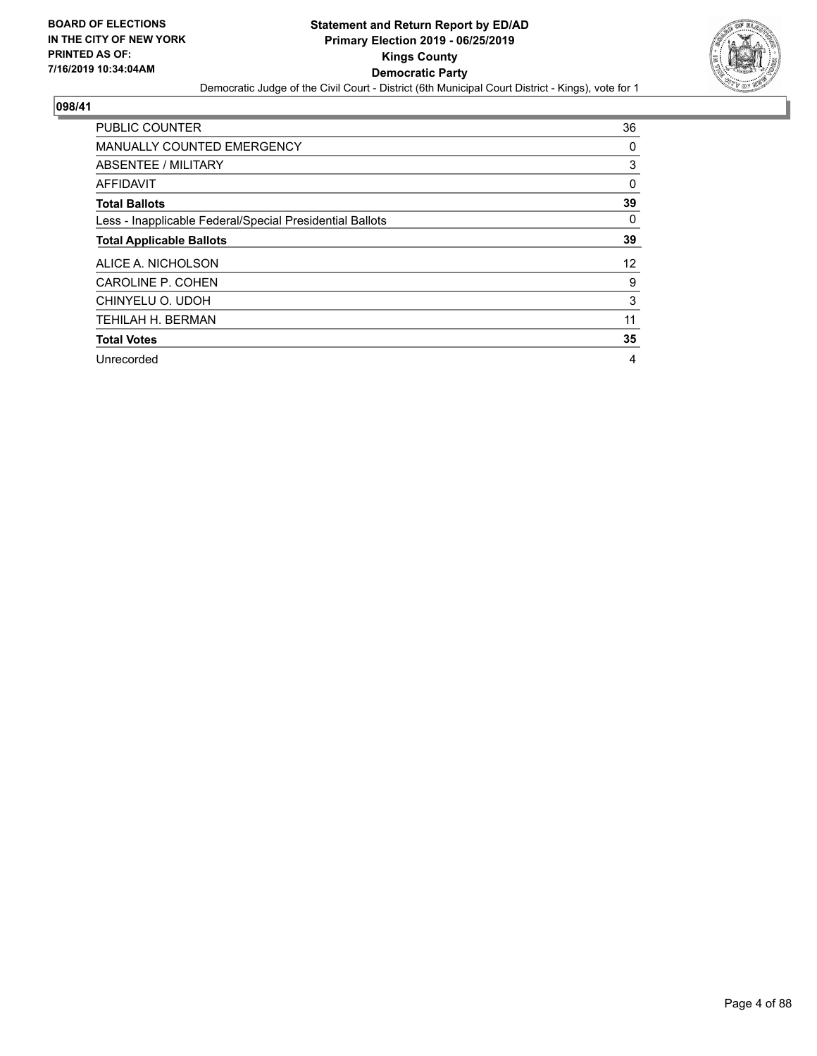**BOARD OF ELECTIONS IN THE CITY OF NEW YORK PRINTED AS OF: 7/16/2019 10:34:04AM**

**Statement and Return Report by ED/AD**
**Primary Election 2019 - 06/25/2019**
**Kings County**
**Democratic Party**
Democratic Judge of the Civil Court - District (6th Municipal Court District - Kings), vote for 1

## 098/41

| | |
|---|---|
| PUBLIC COUNTER | 36 |
| MANUALLY COUNTED EMERGENCY | 0 |
| ABSENTEE / MILITARY | 3 |
| AFFIDAVIT | 0 |
| **Total Ballots** | **39** |
| Less - Inapplicable Federal/Special Presidential Ballots | 0 |
| **Total Applicable Ballots** | **39** |
| ALICE A. NICHOLSON | 12 |
| CAROLINE P. COHEN | 9 |
| CHINYELU O. UDOH | 3 |
| TEHILAH H. BERMAN | 11 |
| **Total Votes** | **35** |
| Unrecorded | 4 |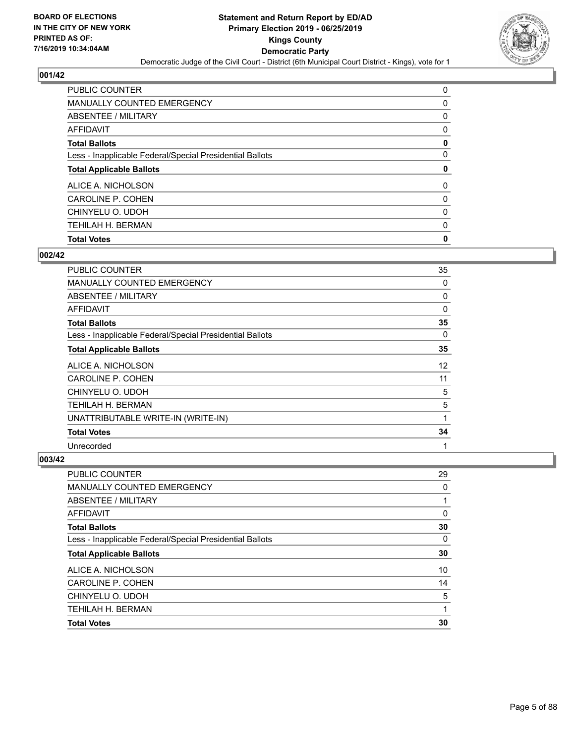## 001/42

| | |
|---|---|
| PUBLIC COUNTER | 0 |
| MANUALLY COUNTED EMERGENCY | 0 |
| ABSENTEE / MILITARY | 0 |
| AFFIDAVIT | 0 |
| **Total Ballots** | **0** |
| Less - Inapplicable Federal/Special Presidential Ballots | 0 |
| **Total Applicable Ballots** | **0** |
| ALICE A. NICHOLSON | 0 |
| CAROLINE P. COHEN | 0 |
| CHINYELU O. UDOH | 0 |
| TEHILAH H. BERMAN | 0 |
| **Total Votes** | **0** |

## 002/42

| | |
|---|---|
| PUBLIC COUNTER | 35 |
| MANUALLY COUNTED EMERGENCY | 0 |
| ABSENTEE / MILITARY | 0 |
| AFFIDAVIT | 0 |
| **Total Ballots** | **35** |
| Less - Inapplicable Federal/Special Presidential Ballots | 0 |
| **Total Applicable Ballots** | **35** |
| ALICE A. NICHOLSON | 12 |
| CAROLINE P. COHEN | 11 |
| CHINYELU O. UDOH | 5 |
| TEHILAH H. BERMAN | 5 |
| UNATTRIBUTABLE WRITE-IN (WRITE-IN) | 1 |
| **Total Votes** | **34** |
| Unrecorded | 1 |

## 003/42

| | |
|---|---|
| PUBLIC COUNTER | 29 |
| MANUALLY COUNTED EMERGENCY | 0 |
| ABSENTEE / MILITARY | 1 |
| AFFIDAVIT | 0 |
| **Total Ballots** | **30** |
| Less - Inapplicable Federal/Special Presidential Ballots | 0 |
| **Total Applicable Ballots** | **30** |
| ALICE A. NICHOLSON | 10 |
| CAROLINE P. COHEN | 14 |
| CHINYELU O. UDOH | 5 |
| TEHILAH H. BERMAN | 1 |
| **Total Votes** | **30** |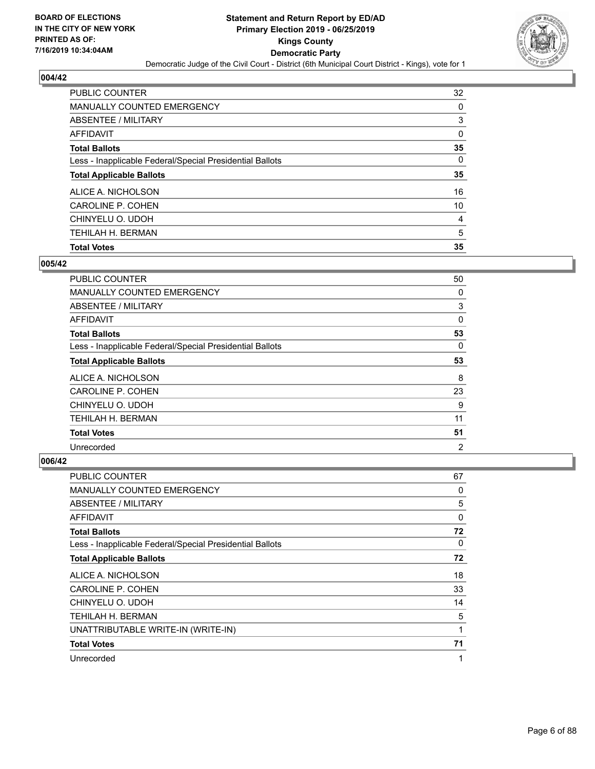### 004/42

| | |
|---|---|
| PUBLIC COUNTER | 32 |
| MANUALLY COUNTED EMERGENCY | 0 |
| ABSENTEE / MILITARY | 3 |
| AFFIDAVIT | 0 |
| **Total Ballots** | **35** |
| Less - Inapplicable Federal/Special Presidential Ballots | 0 |
| **Total Applicable Ballots** | **35** |
| ALICE A. NICHOLSON | 16 |
| CAROLINE P. COHEN | 10 |
| CHINYELU O. UDOH | 4 |
| TEHILAH H. BERMAN | 5 |
| **Total Votes** | **35** |

### 005/42

| | |
|---|---|
| PUBLIC COUNTER | 50 |
| MANUALLY COUNTED EMERGENCY | 0 |
| ABSENTEE / MILITARY | 3 |
| AFFIDAVIT | 0 |
| **Total Ballots** | **53** |
| Less - Inapplicable Federal/Special Presidential Ballots | 0 |
| **Total Applicable Ballots** | **53** |
| ALICE A. NICHOLSON | 8 |
| CAROLINE P. COHEN | 23 |
| CHINYELU O. UDOH | 9 |
| TEHILAH H. BERMAN | 11 |
| **Total Votes** | **51** |
| Unrecorded | 2 |

### 006/42

| | |
|---|---|
| PUBLIC COUNTER | 67 |
| MANUALLY COUNTED EMERGENCY | 0 |
| ABSENTEE / MILITARY | 5 |
| AFFIDAVIT | 0 |
| **Total Ballots** | **72** |
| Less - Inapplicable Federal/Special Presidential Ballots | 0 |
| **Total Applicable Ballots** | **72** |
| ALICE A. NICHOLSON | 18 |
| CAROLINE P. COHEN | 33 |
| CHINYELU O. UDOH | 14 |
| TEHILAH H. BERMAN | 5 |
| UNATTRIBUTABLE WRITE-IN (WRITE-IN) | 1 |
| **Total Votes** | **71** |
| Unrecorded | 1 |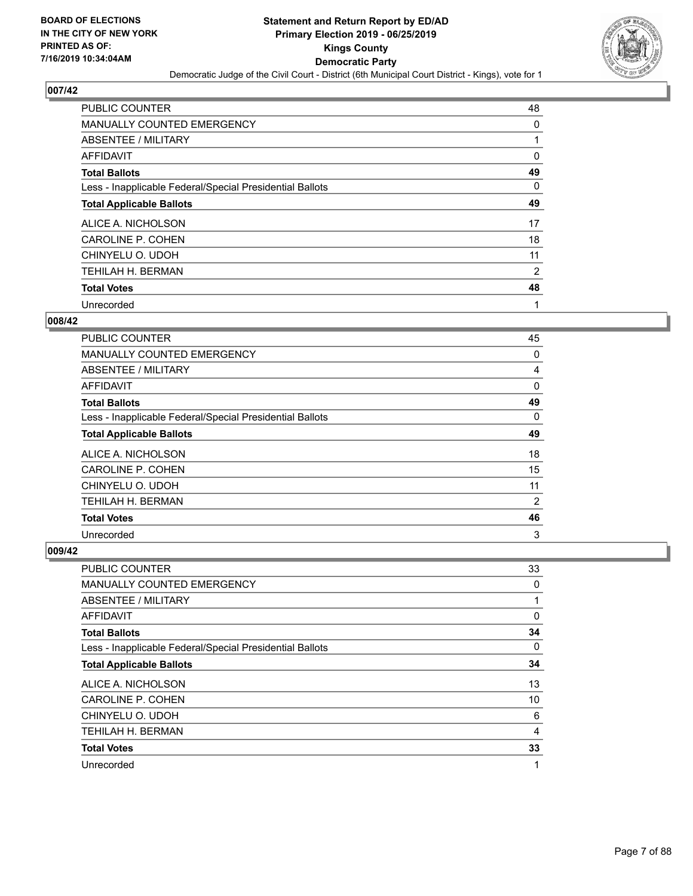BOARD OF ELECTIONS
IN THE CITY OF NEW YORK
PRINTED AS OF:
7/16/2019 10:34:04AM

# Statement and Return Report by ED/AD
## Primary Election 2019 - 06/25/2019
## Kings County
## Democratic Party
Democratic Judge of the Civil Court - District (6th Municipal Court District - Kings), vote for 1

### 007/42

| | |
|---|---|
| PUBLIC COUNTER | 48 |
| MANUALLY COUNTED EMERGENCY | 0 |
| ABSENTEE / MILITARY | 1 |
| AFFIDAVIT | 0 |
| **Total Ballots** | **49** |
| Less - Inapplicable Federal/Special Presidential Ballots | 0 |
| **Total Applicable Ballots** | **49** |
| ALICE A. NICHOLSON | 17 |
| CAROLINE P. COHEN | 18 |
| CHINYELU O. UDOH | 11 |
| TEHILAH H. BERMAN | 2 |
| **Total Votes** | **48** |
| Unrecorded | 1 |

### 008/42

| | |
|---|---|
| PUBLIC COUNTER | 45 |
| MANUALLY COUNTED EMERGENCY | 0 |
| ABSENTEE / MILITARY | 4 |
| AFFIDAVIT | 0 |
| **Total Ballots** | **49** |
| Less - Inapplicable Federal/Special Presidential Ballots | 0 |
| **Total Applicable Ballots** | **49** |
| ALICE A. NICHOLSON | 18 |
| CAROLINE P. COHEN | 15 |
| CHINYELU O. UDOH | 11 |
| TEHILAH H. BERMAN | 2 |
| **Total Votes** | **46** |
| Unrecorded | 3 |

### 009/42

| | |
|---|---|
| PUBLIC COUNTER | 33 |
| MANUALLY COUNTED EMERGENCY | 0 |
| ABSENTEE / MILITARY | 1 |
| AFFIDAVIT | 0 |
| **Total Ballots** | **34** |
| Less - Inapplicable Federal/Special Presidential Ballots | 0 |
| **Total Applicable Ballots** | **34** |
| ALICE A. NICHOLSON | 13 |
| CAROLINE P. COHEN | 10 |
| CHINYELU O. UDOH | 6 |
| TEHILAH H. BERMAN | 4 |
| **Total Votes** | **33** |
| Unrecorded | 1 |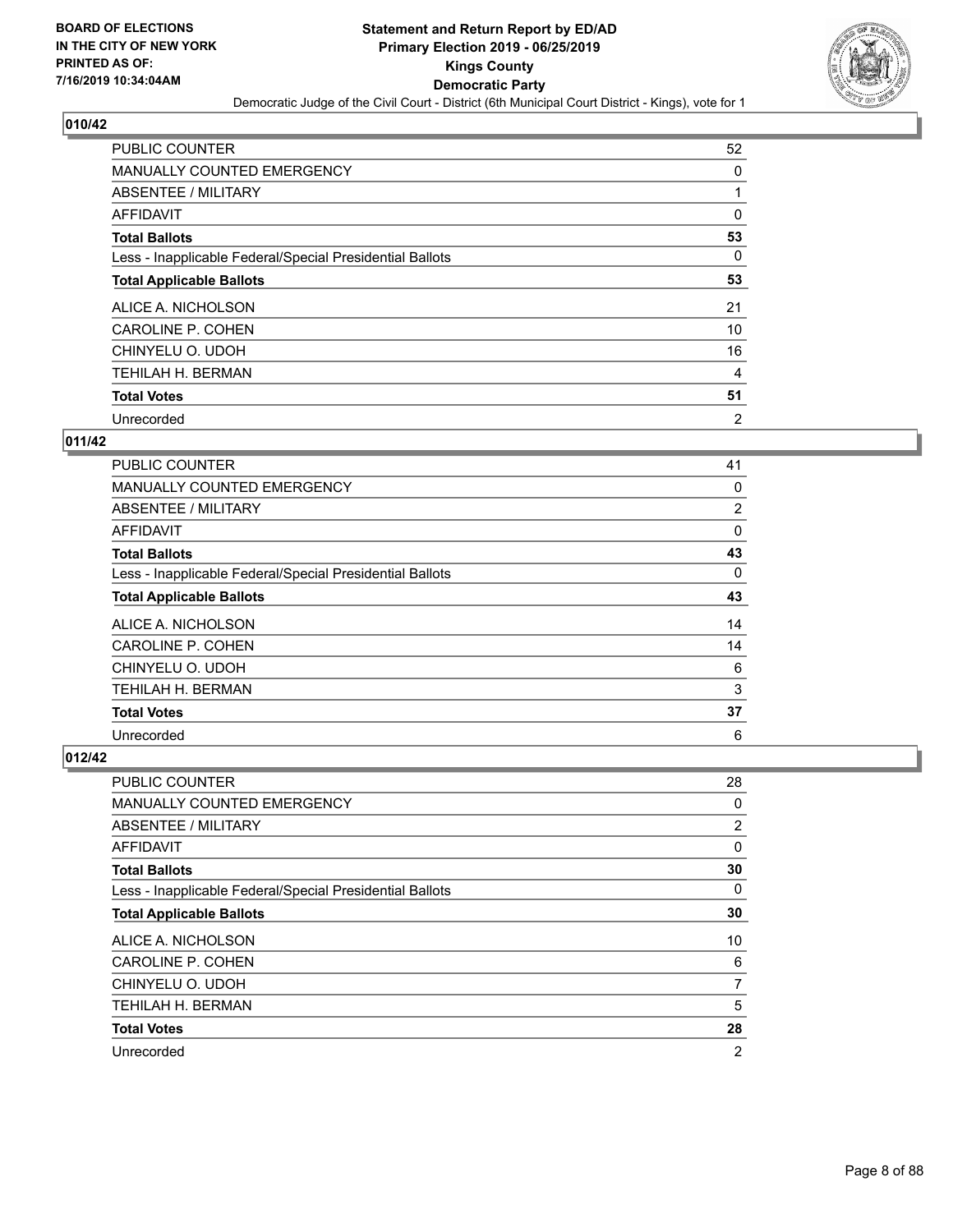**BOARD OF ELECTIONS IN THE CITY OF NEW YORK PRINTED AS OF: 7/16/2019 10:34:04AM**

# Statement and Return Report by ED/AD
## Primary Election 2019 - 06/25/2019
## Kings County
## Democratic Party
### Democratic Judge of the Civil Court - District (6th Municipal Court District - Kings), vote for 1

### 010/42

| | |
|---|---|
| PUBLIC COUNTER | 52 |
| MANUALLY COUNTED EMERGENCY | 0 |
| ABSENTEE / MILITARY | 1 |
| AFFIDAVIT | 0 |
| **Total Ballots** | **53** |
| Less - Inapplicable Federal/Special Presidential Ballots | 0 |
| **Total Applicable Ballots** | **53** |
| ALICE A. NICHOLSON | 21 |
| CAROLINE P. COHEN | 10 |
| CHINYELU O. UDOH | 16 |
| TEHILAH H. BERMAN | 4 |
| **Total Votes** | **51** |
| Unrecorded | 2 |

### 011/42

| | |
|---|---|
| PUBLIC COUNTER | 41 |
| MANUALLY COUNTED EMERGENCY | 0 |
| ABSENTEE / MILITARY | 2 |
| AFFIDAVIT | 0 |
| **Total Ballots** | **43** |
| Less - Inapplicable Federal/Special Presidential Ballots | 0 |
| **Total Applicable Ballots** | **43** |
| ALICE A. NICHOLSON | 14 |
| CAROLINE P. COHEN | 14 |
| CHINYELU O. UDOH | 6 |
| TEHILAH H. BERMAN | 3 |
| **Total Votes** | **37** |
| Unrecorded | 6 |

### 012/42

| | |
|---|---|
| PUBLIC COUNTER | 28 |
| MANUALLY COUNTED EMERGENCY | 0 |
| ABSENTEE / MILITARY | 2 |
| AFFIDAVIT | 0 |
| **Total Ballots** | **30** |
| Less - Inapplicable Federal/Special Presidential Ballots | 0 |
| **Total Applicable Ballots** | **30** |
| ALICE A. NICHOLSON | 10 |
| CAROLINE P. COHEN | 6 |
| CHINYELU O. UDOH | 7 |
| TEHILAH H. BERMAN | 5 |
| **Total Votes** | **28** |
| Unrecorded | 2 |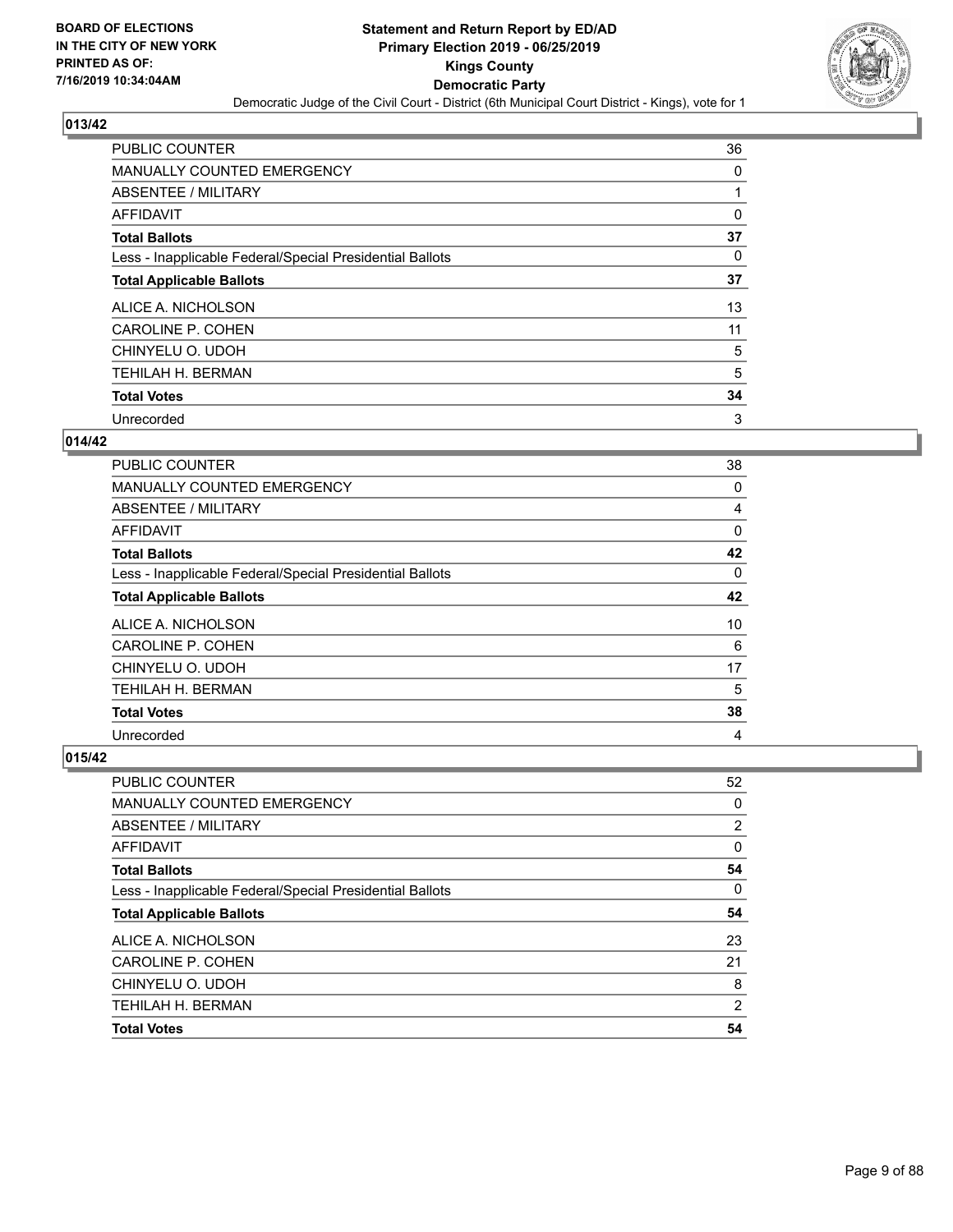## 013/42

| | |
|---|---|
| PUBLIC COUNTER | 36 |
| MANUALLY COUNTED EMERGENCY | 0 |
| ABSENTEE / MILITARY | 1 |
| AFFIDAVIT | 0 |
| **Total Ballots** | **37** |
| Less - Inapplicable Federal/Special Presidential Ballots | 0 |
| **Total Applicable Ballots** | **37** |
| ALICE A. NICHOLSON | 13 |
| CAROLINE P. COHEN | 11 |
| CHINYELU O. UDOH | 5 |
| TEHILAH H. BERMAN | 5 |
| **Total Votes** | **34** |
| Unrecorded | 3 |

## 014/42

| | |
|---|---|
| PUBLIC COUNTER | 38 |
| MANUALLY COUNTED EMERGENCY | 0 |
| ABSENTEE / MILITARY | 4 |
| AFFIDAVIT | 0 |
| **Total Ballots** | **42** |
| Less - Inapplicable Federal/Special Presidential Ballots | 0 |
| **Total Applicable Ballots** | **42** |
| ALICE A. NICHOLSON | 10 |
| CAROLINE P. COHEN | 6 |
| CHINYELU O. UDOH | 17 |
| TEHILAH H. BERMAN | 5 |
| **Total Votes** | **38** |
| Unrecorded | 4 |

## 015/42

| | |
|---|---|
| PUBLIC COUNTER | 52 |
| MANUALLY COUNTED EMERGENCY | 0 |
| ABSENTEE / MILITARY | 2 |
| AFFIDAVIT | 0 |
| **Total Ballots** | **54** |
| Less - Inapplicable Federal/Special Presidential Ballots | 0 |
| **Total Applicable Ballots** | **54** |
| ALICE A. NICHOLSON | 23 |
| CAROLINE P. COHEN | 21 |
| CHINYELU O. UDOH | 8 |
| TEHILAH H. BERMAN | 2 |
| **Total Votes** | **54** |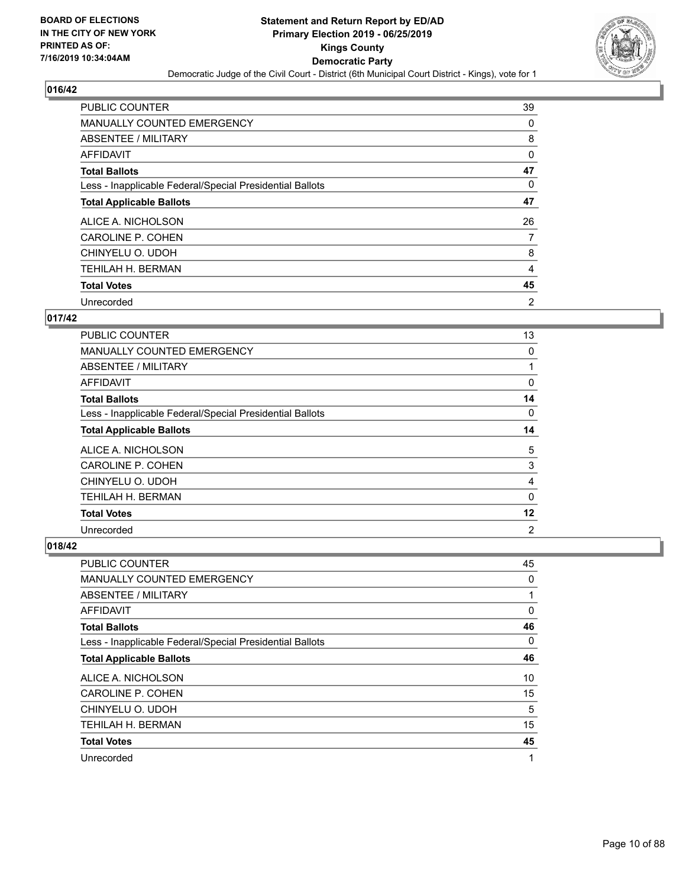## 016/42

| | |
|---|---|
| PUBLIC COUNTER | 39 |
| MANUALLY COUNTED EMERGENCY | 0 |
| ABSENTEE / MILITARY | 8 |
| AFFIDAVIT | 0 |
| **Total Ballots** | **47** |
| Less - Inapplicable Federal/Special Presidential Ballots | 0 |
| **Total Applicable Ballots** | **47** |
| ALICE A. NICHOLSON | 26 |
| CAROLINE P. COHEN | 7 |
| CHINYELU O. UDOH | 8 |
| TEHILAH H. BERMAN | 4 |
| **Total Votes** | **45** |
| Unrecorded | 2 |

## 017/42

| | |
|---|---|
| PUBLIC COUNTER | 13 |
| MANUALLY COUNTED EMERGENCY | 0 |
| ABSENTEE / MILITARY | 1 |
| AFFIDAVIT | 0 |
| **Total Ballots** | **14** |
| Less - Inapplicable Federal/Special Presidential Ballots | 0 |
| **Total Applicable Ballots** | **14** |
| ALICE A. NICHOLSON | 5 |
| CAROLINE P. COHEN | 3 |
| CHINYELU O. UDOH | 4 |
| TEHILAH H. BERMAN | 0 |
| **Total Votes** | **12** |
| Unrecorded | 2 |

## 018/42

| | |
|---|---|
| PUBLIC COUNTER | 45 |
| MANUALLY COUNTED EMERGENCY | 0 |
| ABSENTEE / MILITARY | 1 |
| AFFIDAVIT | 0 |
| **Total Ballots** | **46** |
| Less - Inapplicable Federal/Special Presidential Ballots | 0 |
| **Total Applicable Ballots** | **46** |
| ALICE A. NICHOLSON | 10 |
| CAROLINE P. COHEN | 15 |
| CHINYELU O. UDOH | 5 |
| TEHILAH H. BERMAN | 15 |
| **Total Votes** | **45** |
| Unrecorded | 1 |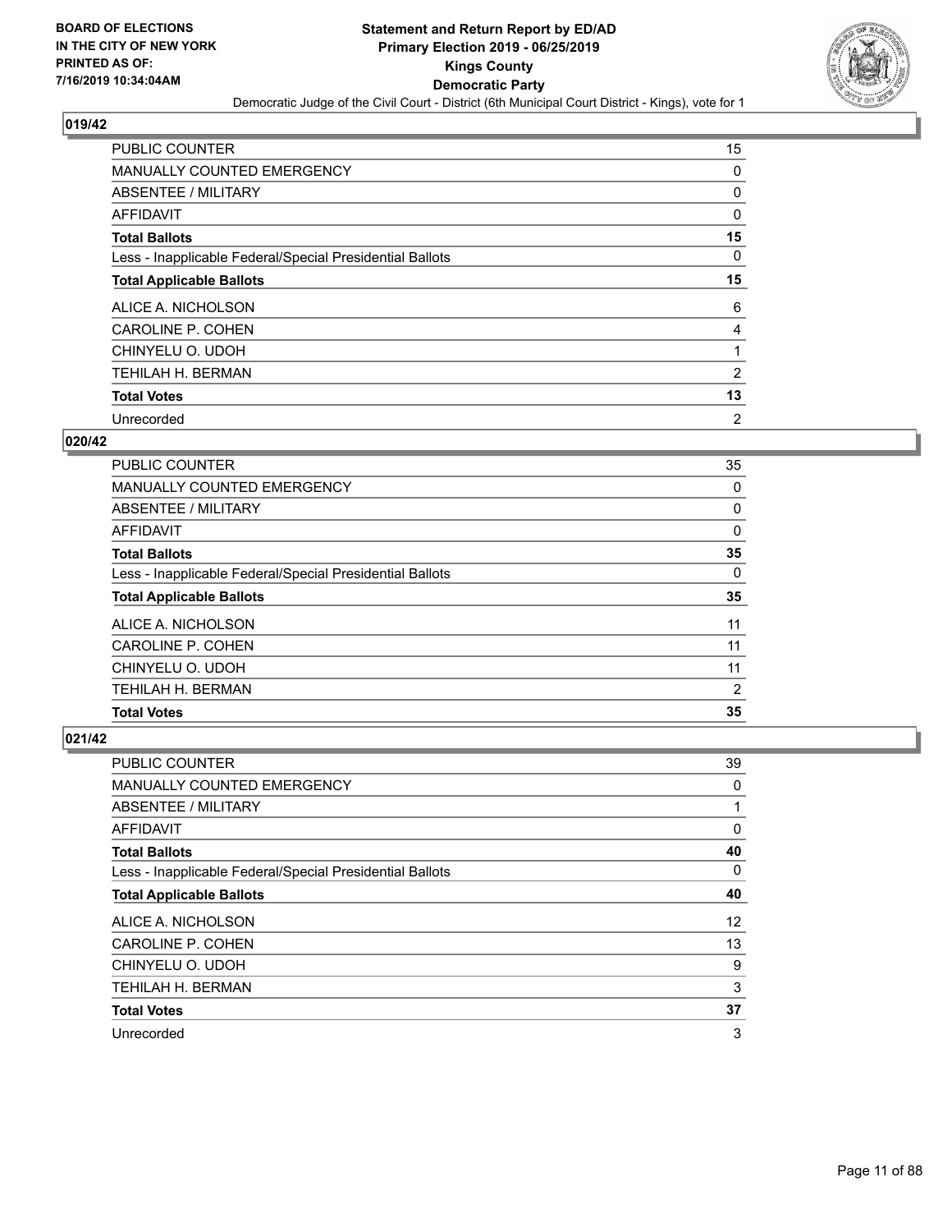**Statement and Return Report by ED/AD**
**Primary Election 2019 - 06/25/2019**
**Kings County**
**Democratic Party**
Democratic Judge of the Civil Court - District (6th Municipal Court District - Kings), vote for 1

BOARD OF ELECTIONS IN THE CITY OF NEW YORK PRINTED AS OF: 7/16/2019 10:34:04AM

## 019/42

| | |
|---|---|
| PUBLIC COUNTER | 15 |
| MANUALLY COUNTED EMERGENCY | 0 |
| ABSENTEE / MILITARY | 0 |
| AFFIDAVIT | 0 |
| **Total Ballots** | **15** |
| Less - Inapplicable Federal/Special Presidential Ballots | 0 |
| **Total Applicable Ballots** | **15** |
| ALICE A. NICHOLSON | 6 |
| CAROLINE P. COHEN | 4 |
| CHINYELU O. UDOH | 1 |
| TEHILAH H. BERMAN | 2 |
| **Total Votes** | **13** |
| Unrecorded | 2 |

## 020/42

| | |
|---|---|
| PUBLIC COUNTER | 35 |
| MANUALLY COUNTED EMERGENCY | 0 |
| ABSENTEE / MILITARY | 0 |
| AFFIDAVIT | 0 |
| **Total Ballots** | **35** |
| Less - Inapplicable Federal/Special Presidential Ballots | 0 |
| **Total Applicable Ballots** | **35** |
| ALICE A. NICHOLSON | 11 |
| CAROLINE P. COHEN | 11 |
| CHINYELU O. UDOH | 11 |
| TEHILAH H. BERMAN | 2 |
| **Total Votes** | **35** |

## 021/42

| | |
|---|---|
| PUBLIC COUNTER | 39 |
| MANUALLY COUNTED EMERGENCY | 0 |
| ABSENTEE / MILITARY | 1 |
| AFFIDAVIT | 0 |
| **Total Ballots** | **40** |
| Less - Inapplicable Federal/Special Presidential Ballots | 0 |
| **Total Applicable Ballots** | **40** |
| ALICE A. NICHOLSON | 12 |
| CAROLINE P. COHEN | 13 |
| CHINYELU O. UDOH | 9 |
| TEHILAH H. BERMAN | 3 |
| **Total Votes** | **37** |
| Unrecorded | 3 |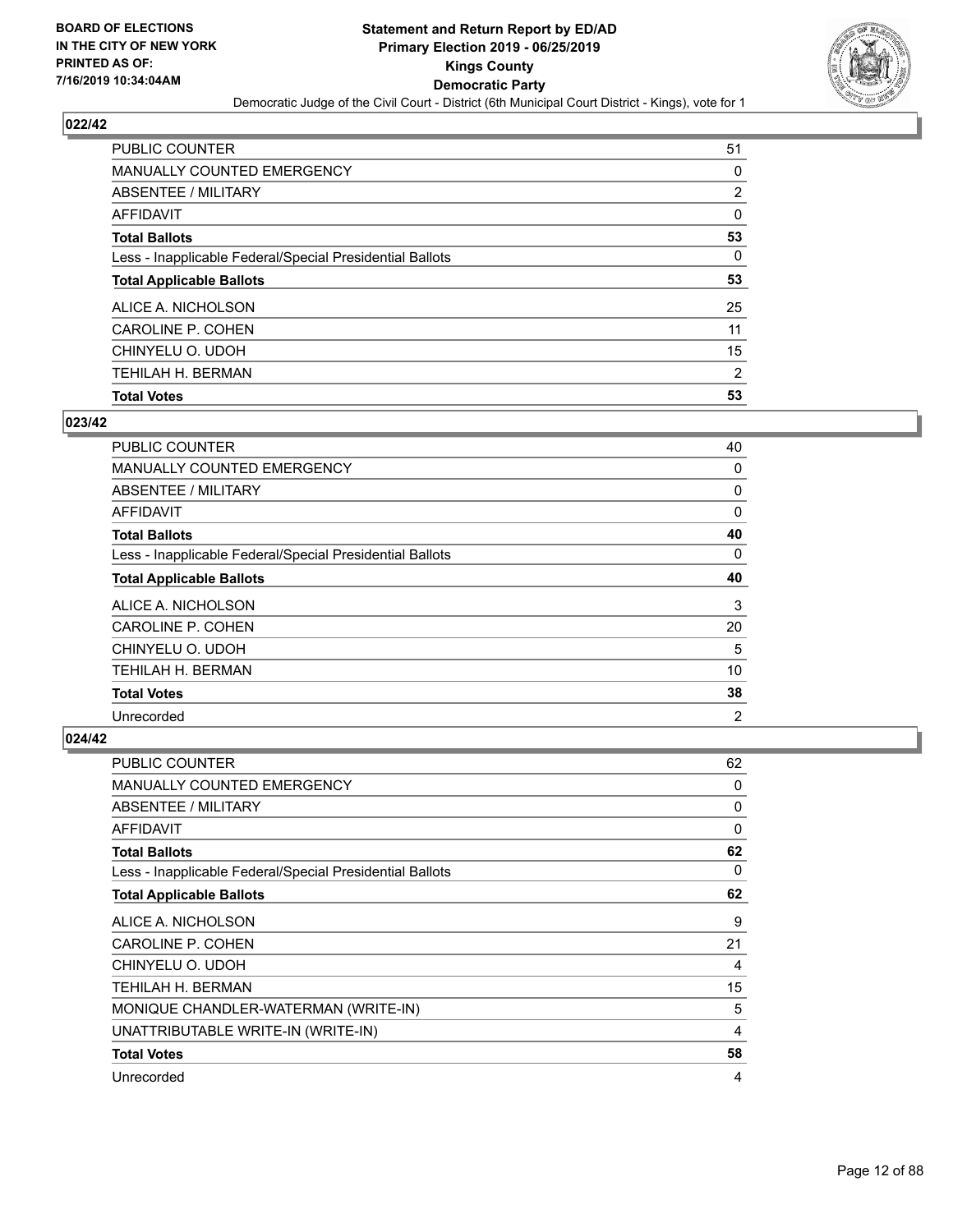## 022/42

| | |
|---|---|
| PUBLIC COUNTER | 51 |
| MANUALLY COUNTED EMERGENCY | 0 |
| ABSENTEE / MILITARY | 2 |
| AFFIDAVIT | 0 |
| **Total Ballots** | **53** |
| Less - Inapplicable Federal/Special Presidential Ballots | 0 |
| **Total Applicable Ballots** | **53** |
| ALICE A. NICHOLSON | 25 |
| CAROLINE P. COHEN | 11 |
| CHINYELU O. UDOH | 15 |
| TEHILAH H. BERMAN | 2 |
| **Total Votes** | **53** |

## 023/42

| | |
|---|---|
| PUBLIC COUNTER | 40 |
| MANUALLY COUNTED EMERGENCY | 0 |
| ABSENTEE / MILITARY | 0 |
| AFFIDAVIT | 0 |
| **Total Ballots** | **40** |
| Less - Inapplicable Federal/Special Presidential Ballots | 0 |
| **Total Applicable Ballots** | **40** |
| ALICE A. NICHOLSON | 3 |
| CAROLINE P. COHEN | 20 |
| CHINYELU O. UDOH | 5 |
| TEHILAH H. BERMAN | 10 |
| **Total Votes** | **38** |
| Unrecorded | 2 |

## 024/42

| | |
|---|---|
| PUBLIC COUNTER | 62 |
| MANUALLY COUNTED EMERGENCY | 0 |
| ABSENTEE / MILITARY | 0 |
| AFFIDAVIT | 0 |
| **Total Ballots** | **62** |
| Less - Inapplicable Federal/Special Presidential Ballots | 0 |
| **Total Applicable Ballots** | **62** |
| ALICE A. NICHOLSON | 9 |
| CAROLINE P. COHEN | 21 |
| CHINYELU O. UDOH | 4 |
| TEHILAH H. BERMAN | 15 |
| MONIQUE CHANDLER-WATERMAN (WRITE-IN) | 5 |
| UNATTRIBUTABLE WRITE-IN (WRITE-IN) | 4 |
| **Total Votes** | **58** |
| Unrecorded | 4 |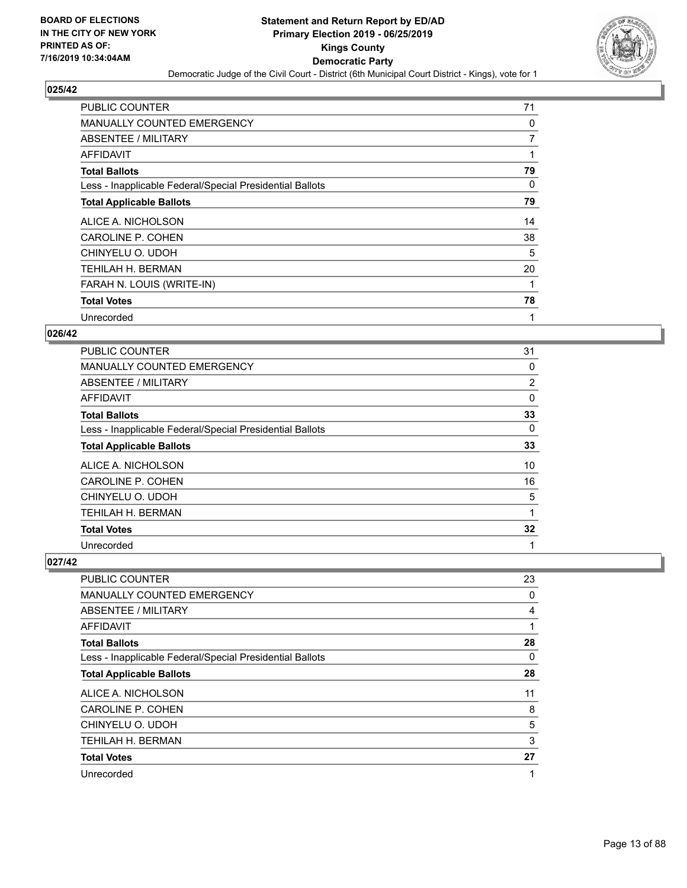**BOARD OF ELECTIONS IN THE CITY OF NEW YORK PRINTED AS OF: 7/16/2019 10:34:04AM**

# Statement and Return Report by ED/AD
## Primary Election 2019 - 06/25/2019
## Kings County
## Democratic Party
### Democratic Judge of the Civil Court - District (6th Municipal Court District - Kings), vote for 1

### 025/42

| | |
|---|---|
| PUBLIC COUNTER | 71 |
| MANUALLY COUNTED EMERGENCY | 0 |
| ABSENTEE / MILITARY | 7 |
| AFFIDAVIT | 1 |
| **Total Ballots** | **79** |
| Less - Inapplicable Federal/Special Presidential Ballots | 0 |
| **Total Applicable Ballots** | **79** |
| ALICE A. NICHOLSON | 14 |
| CAROLINE P. COHEN | 38 |
| CHINYELU O. UDOH | 5 |
| TEHILAH H. BERMAN | 20 |
| FARAH N. LOUIS (WRITE-IN) | 1 |
| **Total Votes** | **78** |
| Unrecorded | 1 |

### 026/42

| | |
|---|---|
| PUBLIC COUNTER | 31 |
| MANUALLY COUNTED EMERGENCY | 0 |
| ABSENTEE / MILITARY | 2 |
| AFFIDAVIT | 0 |
| **Total Ballots** | **33** |
| Less - Inapplicable Federal/Special Presidential Ballots | 0 |
| **Total Applicable Ballots** | **33** |
| ALICE A. NICHOLSON | 10 |
| CAROLINE P. COHEN | 16 |
| CHINYELU O. UDOH | 5 |
| TEHILAH H. BERMAN | 1 |
| **Total Votes** | **32** |
| Unrecorded | 1 |

### 027/42

| | |
|---|---|
| PUBLIC COUNTER | 23 |
| MANUALLY COUNTED EMERGENCY | 0 |
| ABSENTEE / MILITARY | 4 |
| AFFIDAVIT | 1 |
| **Total Ballots** | **28** |
| Less - Inapplicable Federal/Special Presidential Ballots | 0 |
| **Total Applicable Ballots** | **28** |
| ALICE A. NICHOLSON | 11 |
| CAROLINE P. COHEN | 8 |
| CHINYELU O. UDOH | 5 |
| TEHILAH H. BERMAN | 3 |
| **Total Votes** | **27** |
| Unrecorded | 1 |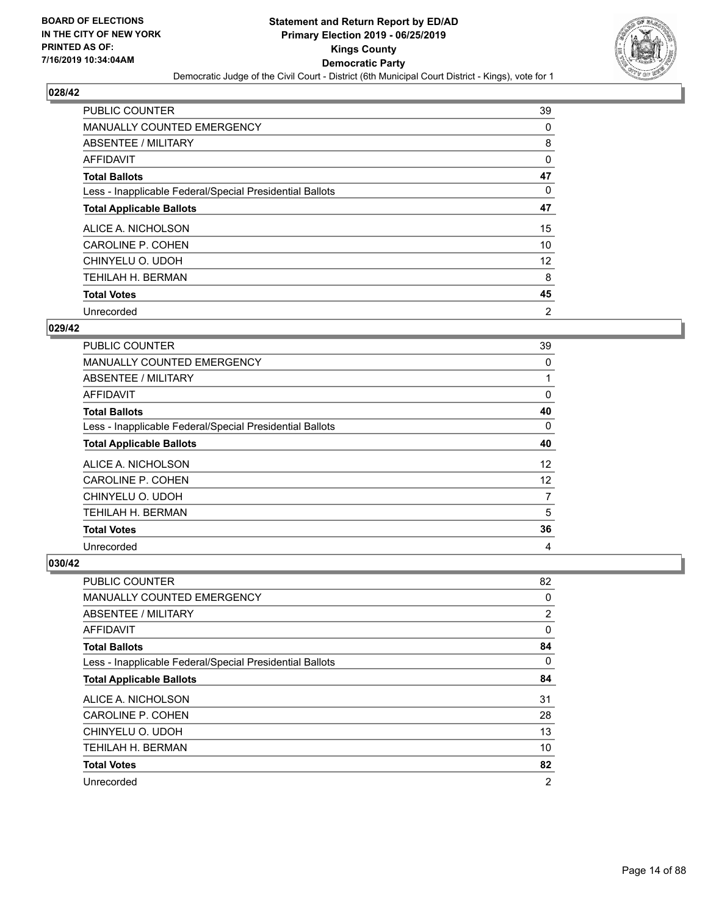### 028/42

| | |
|---|---|
| PUBLIC COUNTER | 39 |
| MANUALLY COUNTED EMERGENCY | 0 |
| ABSENTEE / MILITARY | 8 |
| AFFIDAVIT | 0 |
| **Total Ballots** | **47** |
| Less - Inapplicable Federal/Special Presidential Ballots | 0 |
| **Total Applicable Ballots** | **47** |
| ALICE A. NICHOLSON | 15 |
| CAROLINE P. COHEN | 10 |
| CHINYELU O. UDOH | 12 |
| TEHILAH H. BERMAN | 8 |
| **Total Votes** | **45** |
| Unrecorded | 2 |

### 029/42

| | |
|---|---|
| PUBLIC COUNTER | 39 |
| MANUALLY COUNTED EMERGENCY | 0 |
| ABSENTEE / MILITARY | 1 |
| AFFIDAVIT | 0 |
| **Total Ballots** | **40** |
| Less - Inapplicable Federal/Special Presidential Ballots | 0 |
| **Total Applicable Ballots** | **40** |
| ALICE A. NICHOLSON | 12 |
| CAROLINE P. COHEN | 12 |
| CHINYELU O. UDOH | 7 |
| TEHILAH H. BERMAN | 5 |
| **Total Votes** | **36** |
| Unrecorded | 4 |

### 030/42

| | |
|---|---|
| PUBLIC COUNTER | 82 |
| MANUALLY COUNTED EMERGENCY | 0 |
| ABSENTEE / MILITARY | 2 |
| AFFIDAVIT | 0 |
| **Total Ballots** | **84** |
| Less - Inapplicable Federal/Special Presidential Ballots | 0 |
| **Total Applicable Ballots** | **84** |
| ALICE A. NICHOLSON | 31 |
| CAROLINE P. COHEN | 28 |
| CHINYELU O. UDOH | 13 |
| TEHILAH H. BERMAN | 10 |
| **Total Votes** | **82** |
| Unrecorded | 2 |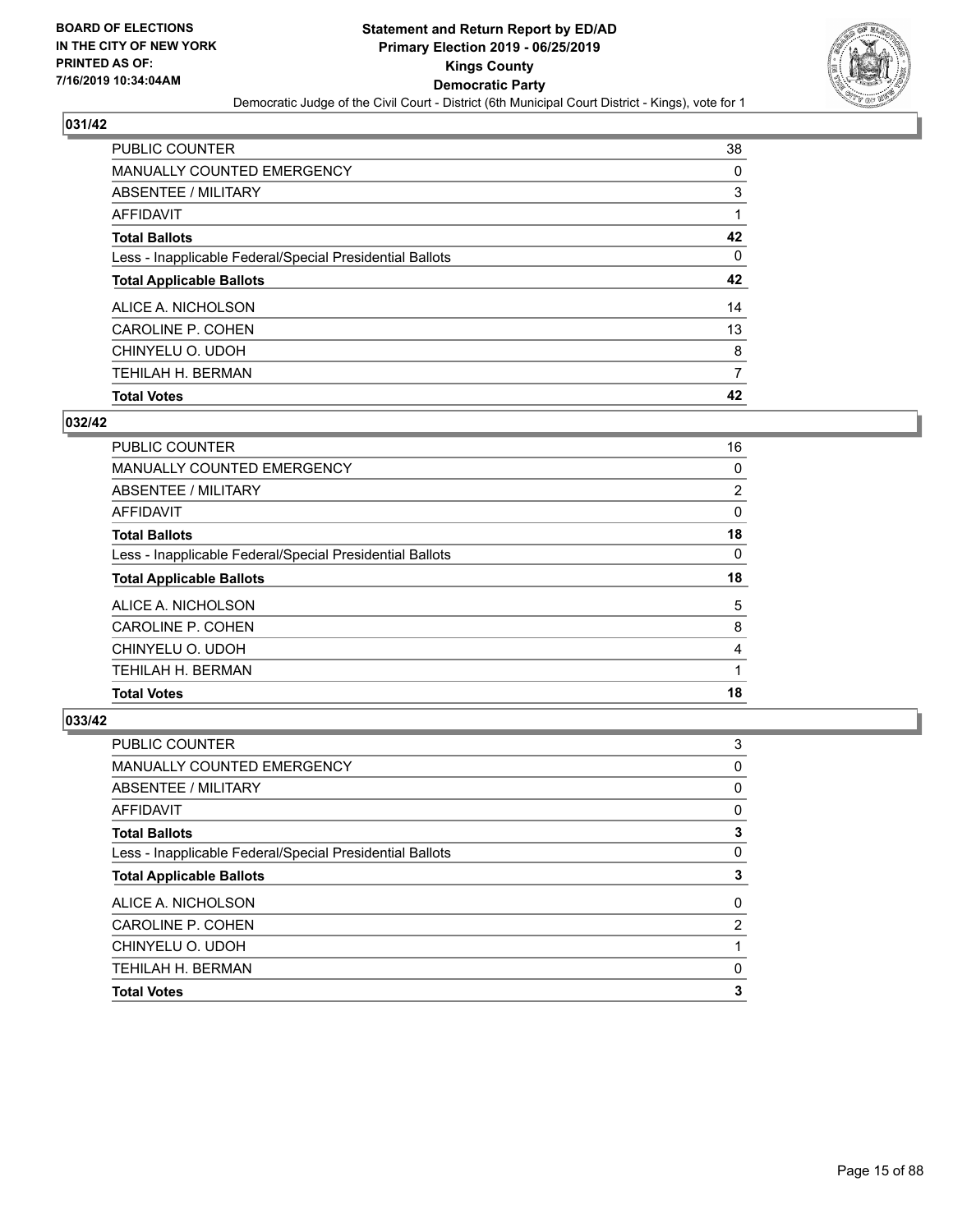**BOARD OF ELECTIONS IN THE CITY OF NEW YORK PRINTED AS OF: 7/16/2019 10:34:04AM**

# Statement and Return Report by ED/AD
## Primary Election 2019 - 06/25/2019
## Kings County
## Democratic Party
### Democratic Judge of the Civil Court - District (6th Municipal Court District - Kings), vote for 1

### 031/42

| | |
|---|---|
| PUBLIC COUNTER | 38 |
| MANUALLY COUNTED EMERGENCY | 0 |
| ABSENTEE / MILITARY | 3 |
| AFFIDAVIT | 1 |
| **Total Ballots** | **42** |
| Less - Inapplicable Federal/Special Presidential Ballots | 0 |
| **Total Applicable Ballots** | **42** |
| ALICE A. NICHOLSON | 14 |
| CAROLINE P. COHEN | 13 |
| CHINYELU O. UDOH | 8 |
| TEHILAH H. BERMAN | 7 |
| **Total Votes** | **42** |

### 032/42

| | |
|---|---|
| PUBLIC COUNTER | 16 |
| MANUALLY COUNTED EMERGENCY | 0 |
| ABSENTEE / MILITARY | 2 |
| AFFIDAVIT | 0 |
| **Total Ballots** | **18** |
| Less - Inapplicable Federal/Special Presidential Ballots | 0 |
| **Total Applicable Ballots** | **18** |
| ALICE A. NICHOLSON | 5 |
| CAROLINE P. COHEN | 8 |
| CHINYELU O. UDOH | 4 |
| TEHILAH H. BERMAN | 1 |
| **Total Votes** | **18** |

### 033/42

| | |
|---|---|
| PUBLIC COUNTER | 3 |
| MANUALLY COUNTED EMERGENCY | 0 |
| ABSENTEE / MILITARY | 0 |
| AFFIDAVIT | 0 |
| **Total Ballots** | **3** |
| Less - Inapplicable Federal/Special Presidential Ballots | 0 |
| **Total Applicable Ballots** | **3** |
| ALICE A. NICHOLSON | 0 |
| CAROLINE P. COHEN | 2 |
| CHINYELU O. UDOH | 1 |
| TEHILAH H. BERMAN | 0 |
| **Total Votes** | **3** |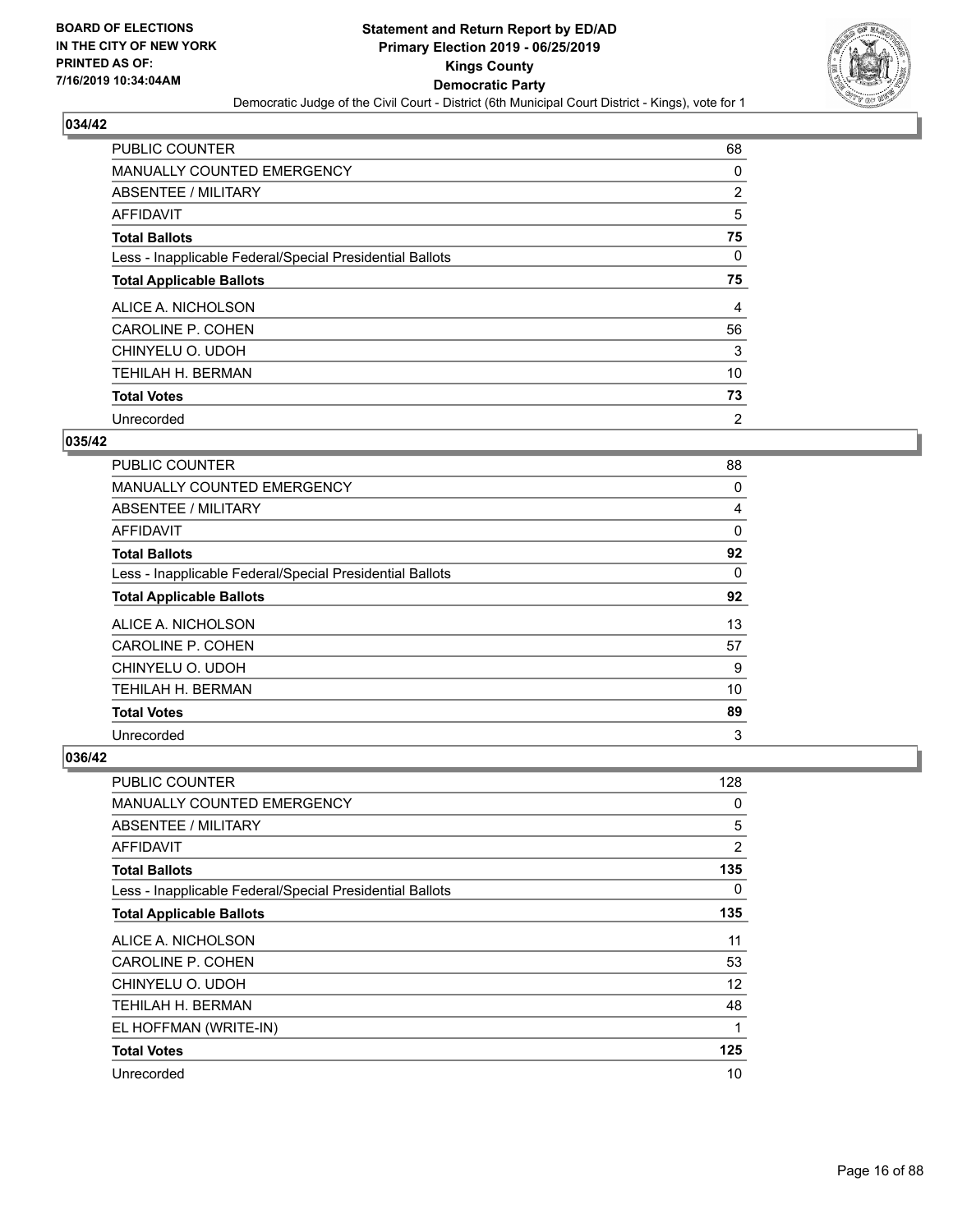## 034/42

| | |
|---|---|
| PUBLIC COUNTER | 68 |
| MANUALLY COUNTED EMERGENCY | 0 |
| ABSENTEE / MILITARY | 2 |
| AFFIDAVIT | 5 |
| **Total Ballots** | **75** |
| Less - Inapplicable Federal/Special Presidential Ballots | 0 |
| **Total Applicable Ballots** | **75** |
| ALICE A. NICHOLSON | 4 |
| CAROLINE P. COHEN | 56 |
| CHINYELU O. UDOH | 3 |
| TEHILAH H. BERMAN | 10 |
| **Total Votes** | **73** |
| Unrecorded | 2 |

## 035/42

| | |
|---|---|
| PUBLIC COUNTER | 88 |
| MANUALLY COUNTED EMERGENCY | 0 |
| ABSENTEE / MILITARY | 4 |
| AFFIDAVIT | 0 |
| **Total Ballots** | **92** |
| Less - Inapplicable Federal/Special Presidential Ballots | 0 |
| **Total Applicable Ballots** | **92** |
| ALICE A. NICHOLSON | 13 |
| CAROLINE P. COHEN | 57 |
| CHINYELU O. UDOH | 9 |
| TEHILAH H. BERMAN | 10 |
| **Total Votes** | **89** |
| Unrecorded | 3 |

## 036/42

| | |
|---|---|
| PUBLIC COUNTER | 128 |
| MANUALLY COUNTED EMERGENCY | 0 |
| ABSENTEE / MILITARY | 5 |
| AFFIDAVIT | 2 |
| **Total Ballots** | **135** |
| Less - Inapplicable Federal/Special Presidential Ballots | 0 |
| **Total Applicable Ballots** | **135** |
| ALICE A. NICHOLSON | 11 |
| CAROLINE P. COHEN | 53 |
| CHINYELU O. UDOH | 12 |
| TEHILAH H. BERMAN | 48 |
| EL HOFFMAN (WRITE-IN) | 1 |
| **Total Votes** | **125** |
| Unrecorded | 10 |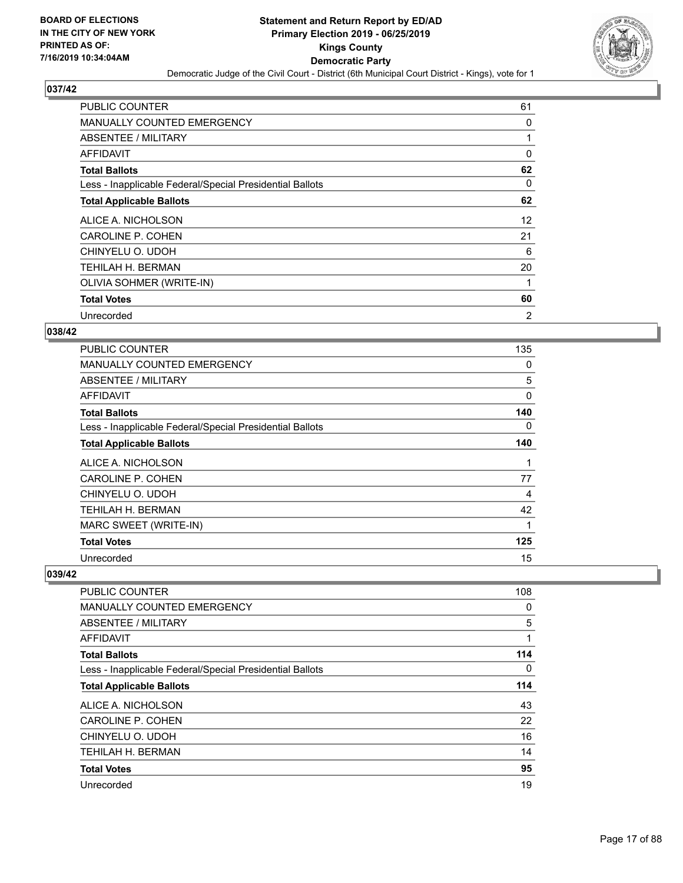## 037/42

| | |
|---|---|
| PUBLIC COUNTER | 61 |
| MANUALLY COUNTED EMERGENCY | 0 |
| ABSENTEE / MILITARY | 1 |
| AFFIDAVIT | 0 |
| **Total Ballots** | **62** |
| Less - Inapplicable Federal/Special Presidential Ballots | 0 |
| **Total Applicable Ballots** | **62** |
| ALICE A. NICHOLSON | 12 |
| CAROLINE P. COHEN | 21 |
| CHINYELU O. UDOH | 6 |
| TEHILAH H. BERMAN | 20 |
| OLIVIA SOHMER (WRITE-IN) | 1 |
| **Total Votes** | **60** |
| Unrecorded | 2 |

## 038/42

| | |
|---|---|
| PUBLIC COUNTER | 135 |
| MANUALLY COUNTED EMERGENCY | 0 |
| ABSENTEE / MILITARY | 5 |
| AFFIDAVIT | 0 |
| **Total Ballots** | **140** |
| Less - Inapplicable Federal/Special Presidential Ballots | 0 |
| **Total Applicable Ballots** | **140** |
| ALICE A. NICHOLSON | 1 |
| CAROLINE P. COHEN | 77 |
| CHINYELU O. UDOH | 4 |
| TEHILAH H. BERMAN | 42 |
| MARC SWEET (WRITE-IN) | 1 |
| **Total Votes** | **125** |
| Unrecorded | 15 |

## 039/42

| | |
|---|---|
| PUBLIC COUNTER | 108 |
| MANUALLY COUNTED EMERGENCY | 0 |
| ABSENTEE / MILITARY | 5 |
| AFFIDAVIT | 1 |
| **Total Ballots** | **114** |
| Less - Inapplicable Federal/Special Presidential Ballots | 0 |
| **Total Applicable Ballots** | **114** |
| ALICE A. NICHOLSON | 43 |
| CAROLINE P. COHEN | 22 |
| CHINYELU O. UDOH | 16 |
| TEHILAH H. BERMAN | 14 |
| **Total Votes** | **95** |
| Unrecorded | 19 |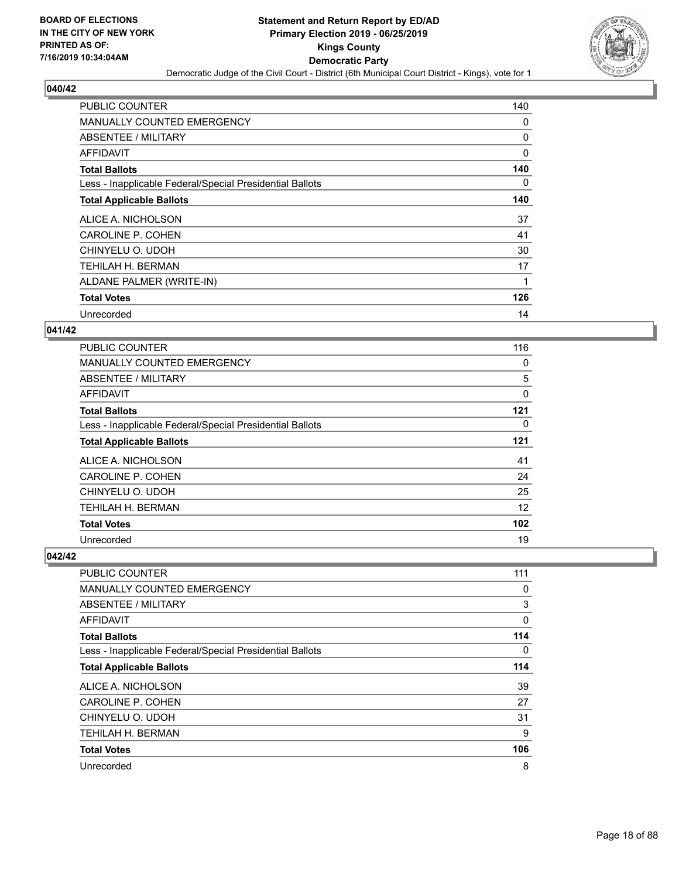# Statement and Return Report by ED/AD
## Primary Election 2019 - 06/25/2019
## Kings County
## Democratic Party

Democratic Judge of the Civil Court - District (6th Municipal Court District - Kings), vote for 1

BOARD OF ELECTIONS IN THE CITY OF NEW YORK PRINTED AS OF: 7/16/2019 10:34:04AM

### 040/42

| | |
|---|---|
| PUBLIC COUNTER | 140 |
| MANUALLY COUNTED EMERGENCY | 0 |
| ABSENTEE / MILITARY | 0 |
| AFFIDAVIT | 0 |
| **Total Ballots** | **140** |
| Less - Inapplicable Federal/Special Presidential Ballots | 0 |
| **Total Applicable Ballots** | **140** |
| ALICE A. NICHOLSON | 37 |
| CAROLINE P. COHEN | 41 |
| CHINYELU O. UDOH | 30 |
| TEHILAH H. BERMAN | 17 |
| ALDANE PALMER (WRITE-IN) | 1 |
| **Total Votes** | **126** |
| Unrecorded | 14 |

### 041/42

| | |
|---|---|
| PUBLIC COUNTER | 116 |
| MANUALLY COUNTED EMERGENCY | 0 |
| ABSENTEE / MILITARY | 5 |
| AFFIDAVIT | 0 |
| **Total Ballots** | **121** |
| Less - Inapplicable Federal/Special Presidential Ballots | 0 |
| **Total Applicable Ballots** | **121** |
| ALICE A. NICHOLSON | 41 |
| CAROLINE P. COHEN | 24 |
| CHINYELU O. UDOH | 25 |
| TEHILAH H. BERMAN | 12 |
| **Total Votes** | **102** |
| Unrecorded | 19 |

### 042/42

| | |
|---|---|
| PUBLIC COUNTER | 111 |
| MANUALLY COUNTED EMERGENCY | 0 |
| ABSENTEE / MILITARY | 3 |
| AFFIDAVIT | 0 |
| **Total Ballots** | **114** |
| Less - Inapplicable Federal/Special Presidential Ballots | 0 |
| **Total Applicable Ballots** | **114** |
| ALICE A. NICHOLSON | 39 |
| CAROLINE P. COHEN | 27 |
| CHINYELU O. UDOH | 31 |
| TEHILAH H. BERMAN | 9 |
| **Total Votes** | **106** |
| Unrecorded | 8 |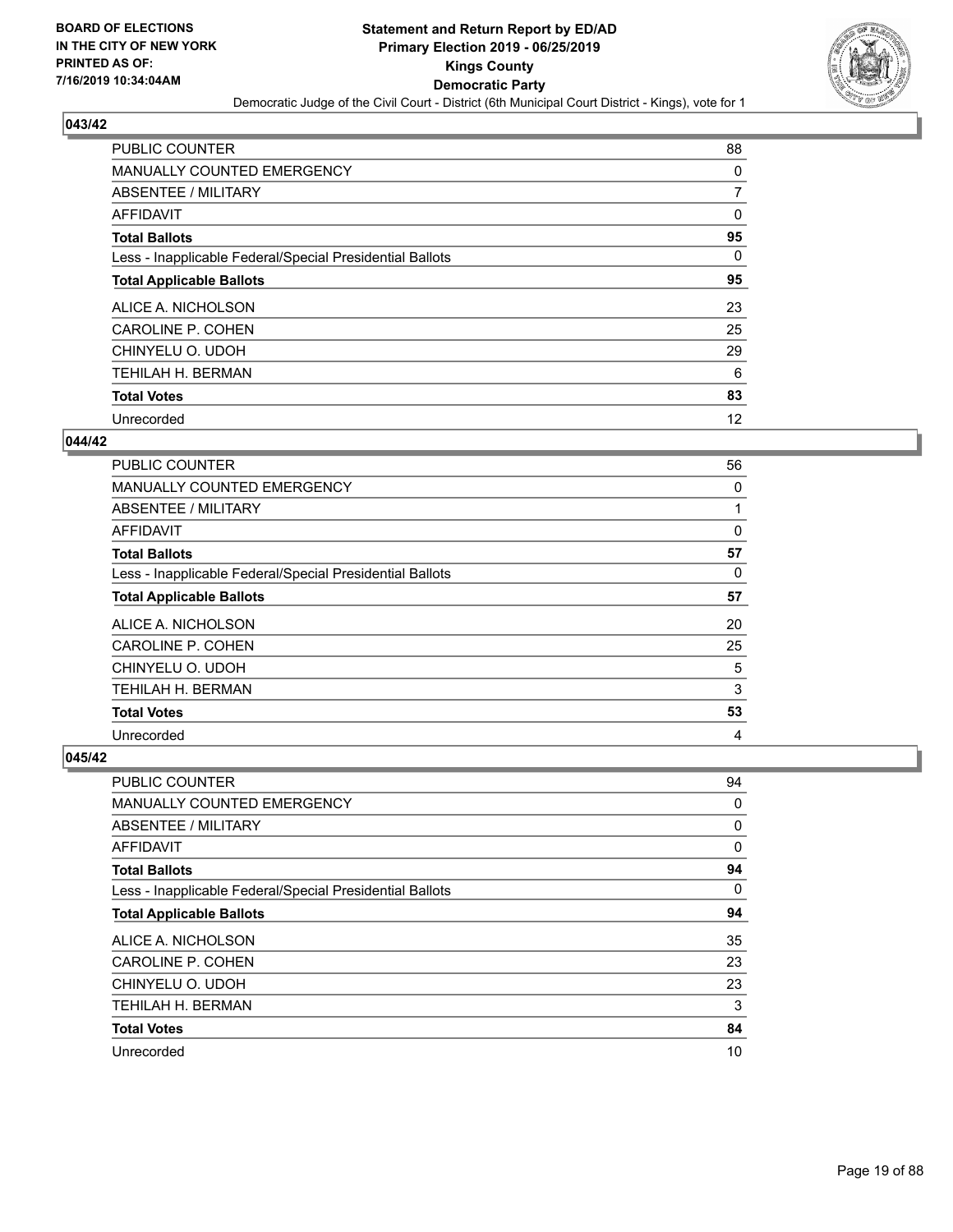**BOARD OF ELECTIONS IN THE CITY OF NEW YORK PRINTED AS OF: 7/16/2019 10:34:04AM**

# Statement and Return Report by ED/AD
## Primary Election 2019 - 06/25/2019
## Kings County
## Democratic Party
### Democratic Judge of the Civil Court - District (6th Municipal Court District - Kings), vote for 1

### 043/42

| | |
|---|---|
| PUBLIC COUNTER | 88 |
| MANUALLY COUNTED EMERGENCY | 0 |
| ABSENTEE / MILITARY | 7 |
| AFFIDAVIT | 0 |
| **Total Ballots** | **95** |
| Less - Inapplicable Federal/Special Presidential Ballots | 0 |
| **Total Applicable Ballots** | **95** |
| ALICE A. NICHOLSON | 23 |
| CAROLINE P. COHEN | 25 |
| CHINYELU O. UDOH | 29 |
| TEHILAH H. BERMAN | 6 |
| **Total Votes** | **83** |
| Unrecorded | 12 |

### 044/42

| | |
|---|---|
| PUBLIC COUNTER | 56 |
| MANUALLY COUNTED EMERGENCY | 0 |
| ABSENTEE / MILITARY | 1 |
| AFFIDAVIT | 0 |
| **Total Ballots** | **57** |
| Less - Inapplicable Federal/Special Presidential Ballots | 0 |
| **Total Applicable Ballots** | **57** |
| ALICE A. NICHOLSON | 20 |
| CAROLINE P. COHEN | 25 |
| CHINYELU O. UDOH | 5 |
| TEHILAH H. BERMAN | 3 |
| **Total Votes** | **53** |
| Unrecorded | 4 |

### 045/42

| | |
|---|---|
| PUBLIC COUNTER | 94 |
| MANUALLY COUNTED EMERGENCY | 0 |
| ABSENTEE / MILITARY | 0 |
| AFFIDAVIT | 0 |
| **Total Ballots** | **94** |
| Less - Inapplicable Federal/Special Presidential Ballots | 0 |
| **Total Applicable Ballots** | **94** |
| ALICE A. NICHOLSON | 35 |
| CAROLINE P. COHEN | 23 |
| CHINYELU O. UDOH | 23 |
| TEHILAH H. BERMAN | 3 |
| **Total Votes** | **84** |
| Unrecorded | 10 |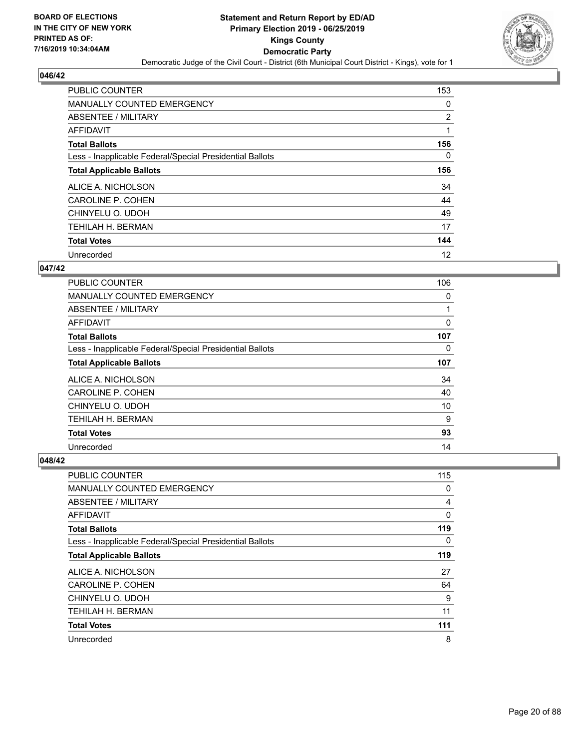## 046/42

| | |
|---|---|
| PUBLIC COUNTER | 153 |
| MANUALLY COUNTED EMERGENCY | 0 |
| ABSENTEE / MILITARY | 2 |
| AFFIDAVIT | 1 |
| **Total Ballots** | **156** |
| Less - Inapplicable Federal/Special Presidential Ballots | 0 |
| **Total Applicable Ballots** | **156** |
| ALICE A. NICHOLSON | 34 |
| CAROLINE P. COHEN | 44 |
| CHINYELU O. UDOH | 49 |
| TEHILAH H. BERMAN | 17 |
| **Total Votes** | **144** |
| Unrecorded | 12 |

## 047/42

| | |
|---|---|
| PUBLIC COUNTER | 106 |
| MANUALLY COUNTED EMERGENCY | 0 |
| ABSENTEE / MILITARY | 1 |
| AFFIDAVIT | 0 |
| **Total Ballots** | **107** |
| Less - Inapplicable Federal/Special Presidential Ballots | 0 |
| **Total Applicable Ballots** | **107** |
| ALICE A. NICHOLSON | 34 |
| CAROLINE P. COHEN | 40 |
| CHINYELU O. UDOH | 10 |
| TEHILAH H. BERMAN | 9 |
| **Total Votes** | **93** |
| Unrecorded | 14 |

## 048/42

| | |
|---|---|
| PUBLIC COUNTER | 115 |
| MANUALLY COUNTED EMERGENCY | 0 |
| ABSENTEE / MILITARY | 4 |
| AFFIDAVIT | 0 |
| **Total Ballots** | **119** |
| Less - Inapplicable Federal/Special Presidential Ballots | 0 |
| **Total Applicable Ballots** | **119** |
| ALICE A. NICHOLSON | 27 |
| CAROLINE P. COHEN | 64 |
| CHINYELU O. UDOH | 9 |
| TEHILAH H. BERMAN | 11 |
| **Total Votes** | **111** |
| Unrecorded | 8 |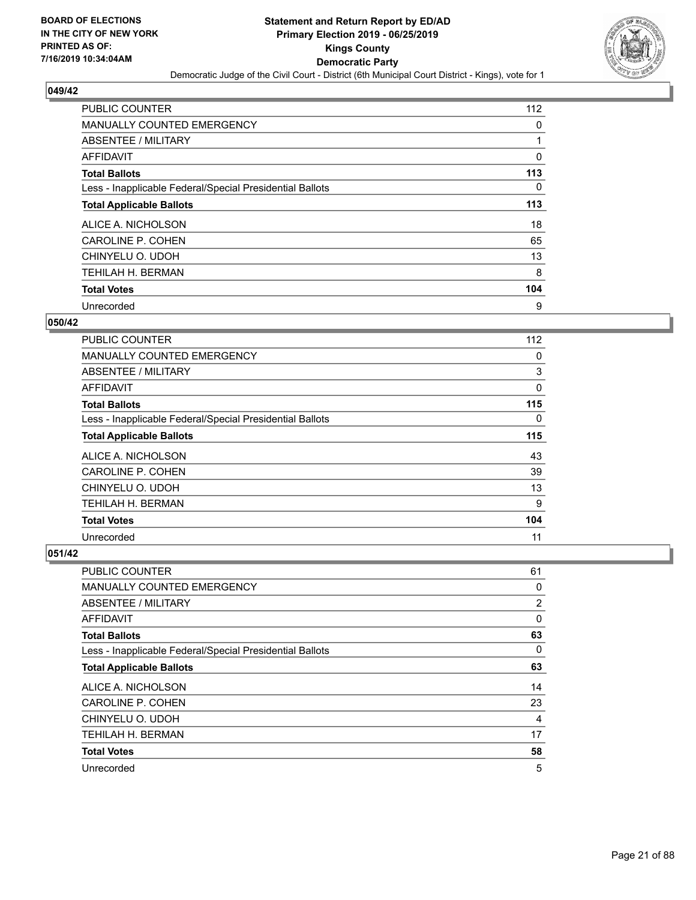## 049/42

| | |
|---|---|
| PUBLIC COUNTER | 112 |
| MANUALLY COUNTED EMERGENCY | 0 |
| ABSENTEE / MILITARY | 1 |
| AFFIDAVIT | 0 |
| **Total Ballots** | **113** |
| Less - Inapplicable Federal/Special Presidential Ballots | 0 |
| **Total Applicable Ballots** | **113** |
| ALICE A. NICHOLSON | 18 |
| CAROLINE P. COHEN | 65 |
| CHINYELU O. UDOH | 13 |
| TEHILAH H. BERMAN | 8 |
| **Total Votes** | **104** |
| Unrecorded | 9 |

## 050/42

| | |
|---|---|
| PUBLIC COUNTER | 112 |
| MANUALLY COUNTED EMERGENCY | 0 |
| ABSENTEE / MILITARY | 3 |
| AFFIDAVIT | 0 |
| **Total Ballots** | **115** |
| Less - Inapplicable Federal/Special Presidential Ballots | 0 |
| **Total Applicable Ballots** | **115** |
| ALICE A. NICHOLSON | 43 |
| CAROLINE P. COHEN | 39 |
| CHINYELU O. UDOH | 13 |
| TEHILAH H. BERMAN | 9 |
| **Total Votes** | **104** |
| Unrecorded | 11 |

## 051/42

| | |
|---|---|
| PUBLIC COUNTER | 61 |
| MANUALLY COUNTED EMERGENCY | 0 |
| ABSENTEE / MILITARY | 2 |
| AFFIDAVIT | 0 |
| **Total Ballots** | **63** |
| Less - Inapplicable Federal/Special Presidential Ballots | 0 |
| **Total Applicable Ballots** | **63** |
| ALICE A. NICHOLSON | 14 |
| CAROLINE P. COHEN | 23 |
| CHINYELU O. UDOH | 4 |
| TEHILAH H. BERMAN | 17 |
| **Total Votes** | **58** |
| Unrecorded | 5 |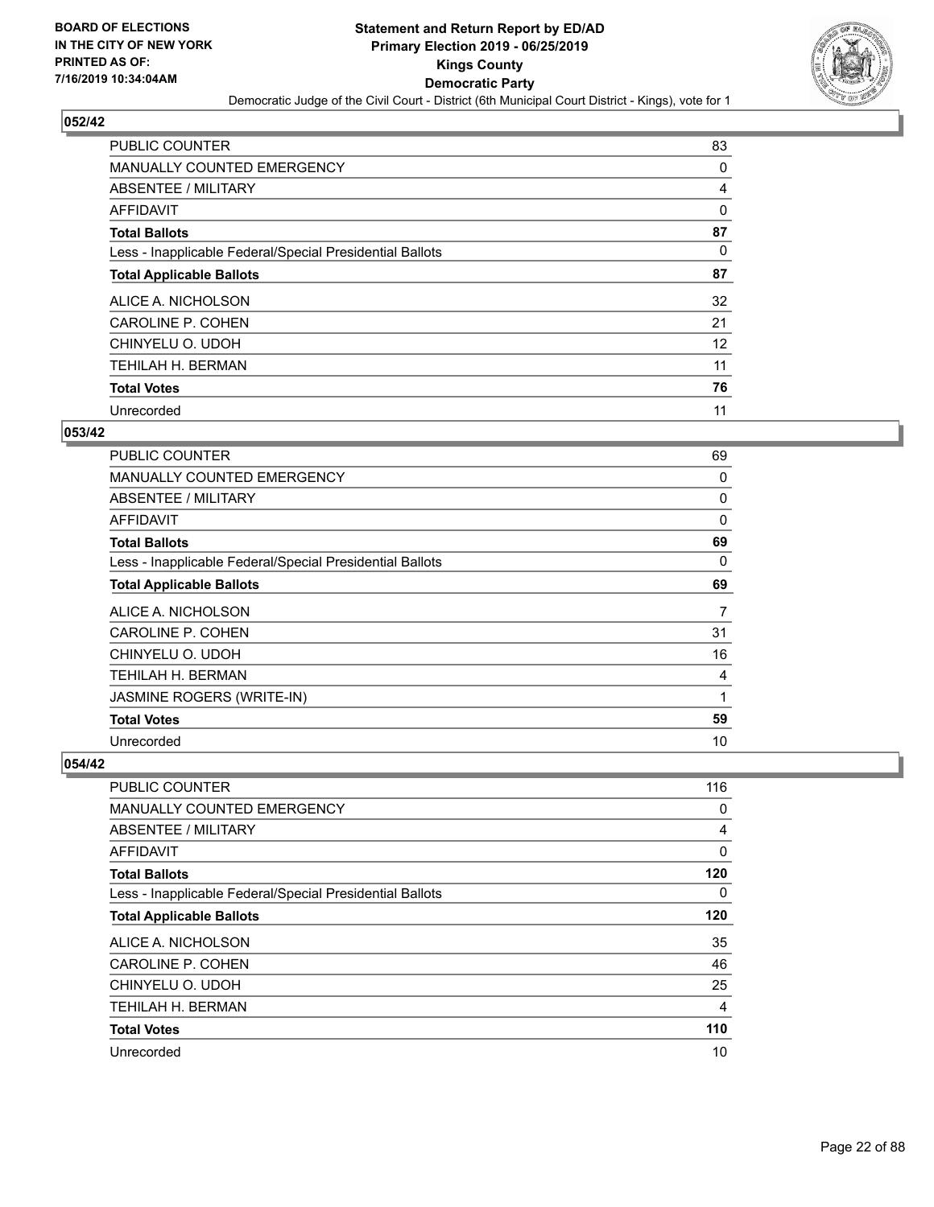## 052/42

| | |
|---|---|
| PUBLIC COUNTER | 83 |
| MANUALLY COUNTED EMERGENCY | 0 |
| ABSENTEE / MILITARY | 4 |
| AFFIDAVIT | 0 |
| **Total Ballots** | **87** |
| Less - Inapplicable Federal/Special Presidential Ballots | 0 |
| **Total Applicable Ballots** | **87** |
| ALICE A. NICHOLSON | 32 |
| CAROLINE P. COHEN | 21 |
| CHINYELU O. UDOH | 12 |
| TEHILAH H. BERMAN | 11 |
| **Total Votes** | **76** |
| Unrecorded | 11 |

## 053/42

| | |
|---|---|
| PUBLIC COUNTER | 69 |
| MANUALLY COUNTED EMERGENCY | 0 |
| ABSENTEE / MILITARY | 0 |
| AFFIDAVIT | 0 |
| **Total Ballots** | **69** |
| Less - Inapplicable Federal/Special Presidential Ballots | 0 |
| **Total Applicable Ballots** | **69** |
| ALICE A. NICHOLSON | 7 |
| CAROLINE P. COHEN | 31 |
| CHINYELU O. UDOH | 16 |
| TEHILAH H. BERMAN | 4 |
| JASMINE ROGERS (WRITE-IN) | 1 |
| **Total Votes** | **59** |
| Unrecorded | 10 |

## 054/42

| | |
|---|---|
| PUBLIC COUNTER | 116 |
| MANUALLY COUNTED EMERGENCY | 0 |
| ABSENTEE / MILITARY | 4 |
| AFFIDAVIT | 0 |
| **Total Ballots** | **120** |
| Less - Inapplicable Federal/Special Presidential Ballots | 0 |
| **Total Applicable Ballots** | **120** |
| ALICE A. NICHOLSON | 35 |
| CAROLINE P. COHEN | 46 |
| CHINYELU O. UDOH | 25 |
| TEHILAH H. BERMAN | 4 |
| **Total Votes** | **110** |
| Unrecorded | 10 |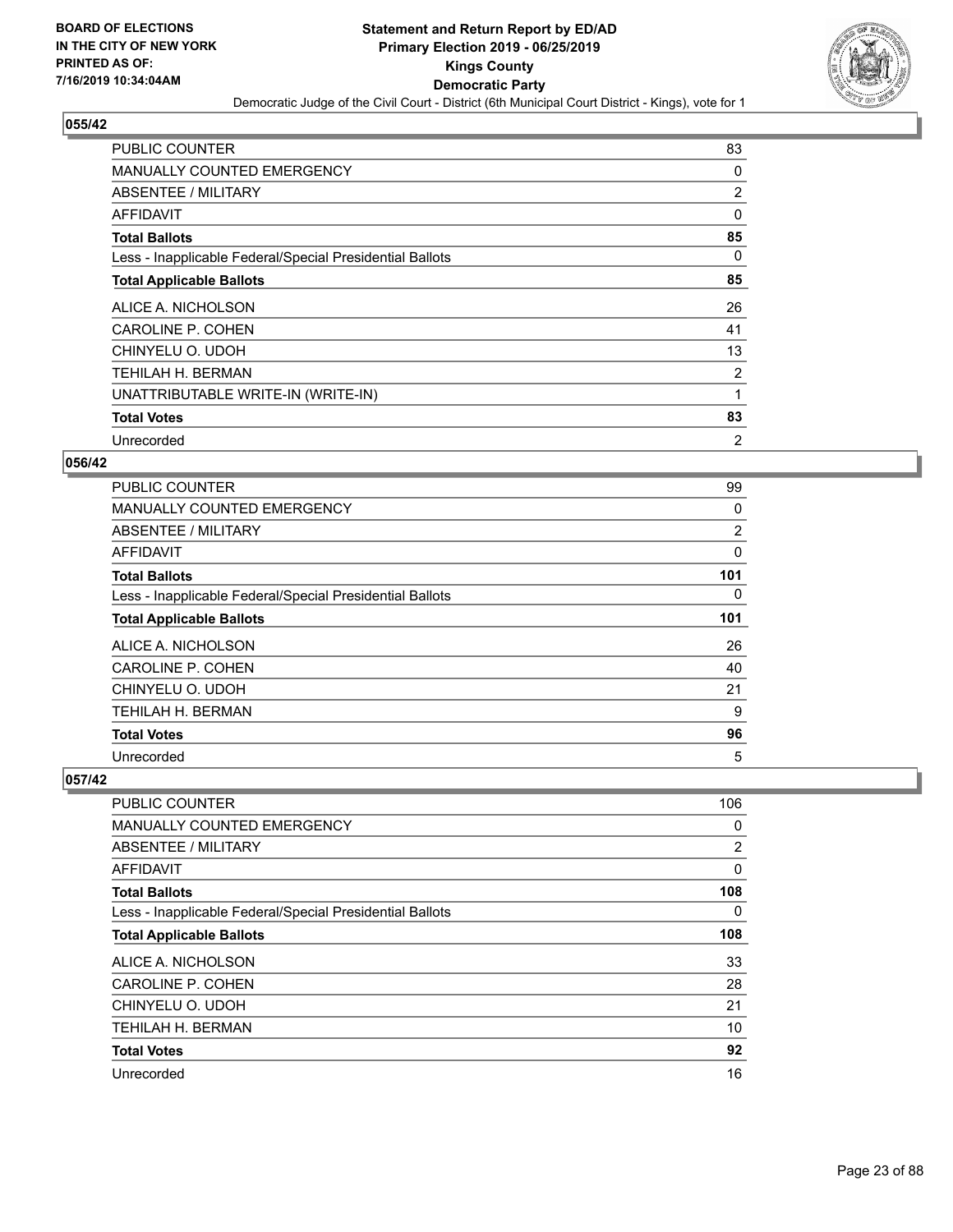## 055/42

| | |
|---|---|
| PUBLIC COUNTER | 83 |
| MANUALLY COUNTED EMERGENCY | 0 |
| ABSENTEE / MILITARY | 2 |
| AFFIDAVIT | 0 |
| **Total Ballots** | **85** |
| Less - Inapplicable Federal/Special Presidential Ballots | 0 |
| **Total Applicable Ballots** | **85** |
| ALICE A. NICHOLSON | 26 |
| CAROLINE P. COHEN | 41 |
| CHINYELU O. UDOH | 13 |
| TEHILAH H. BERMAN | 2 |
| UNATTRIBUTABLE WRITE-IN (WRITE-IN) | 1 |
| **Total Votes** | **83** |
| Unrecorded | 2 |

## 056/42

| | |
|---|---|
| PUBLIC COUNTER | 99 |
| MANUALLY COUNTED EMERGENCY | 0 |
| ABSENTEE / MILITARY | 2 |
| AFFIDAVIT | 0 |
| **Total Ballots** | **101** |
| Less - Inapplicable Federal/Special Presidential Ballots | 0 |
| **Total Applicable Ballots** | **101** |
| ALICE A. NICHOLSON | 26 |
| CAROLINE P. COHEN | 40 |
| CHINYELU O. UDOH | 21 |
| TEHILAH H. BERMAN | 9 |
| **Total Votes** | **96** |
| Unrecorded | 5 |

## 057/42

| | |
|---|---|
| PUBLIC COUNTER | 106 |
| MANUALLY COUNTED EMERGENCY | 0 |
| ABSENTEE / MILITARY | 2 |
| AFFIDAVIT | 0 |
| **Total Ballots** | **108** |
| Less - Inapplicable Federal/Special Presidential Ballots | 0 |
| **Total Applicable Ballots** | **108** |
| ALICE A. NICHOLSON | 33 |
| CAROLINE P. COHEN | 28 |
| CHINYELU O. UDOH | 21 |
| TEHILAH H. BERMAN | 10 |
| **Total Votes** | **92** |
| Unrecorded | 16 |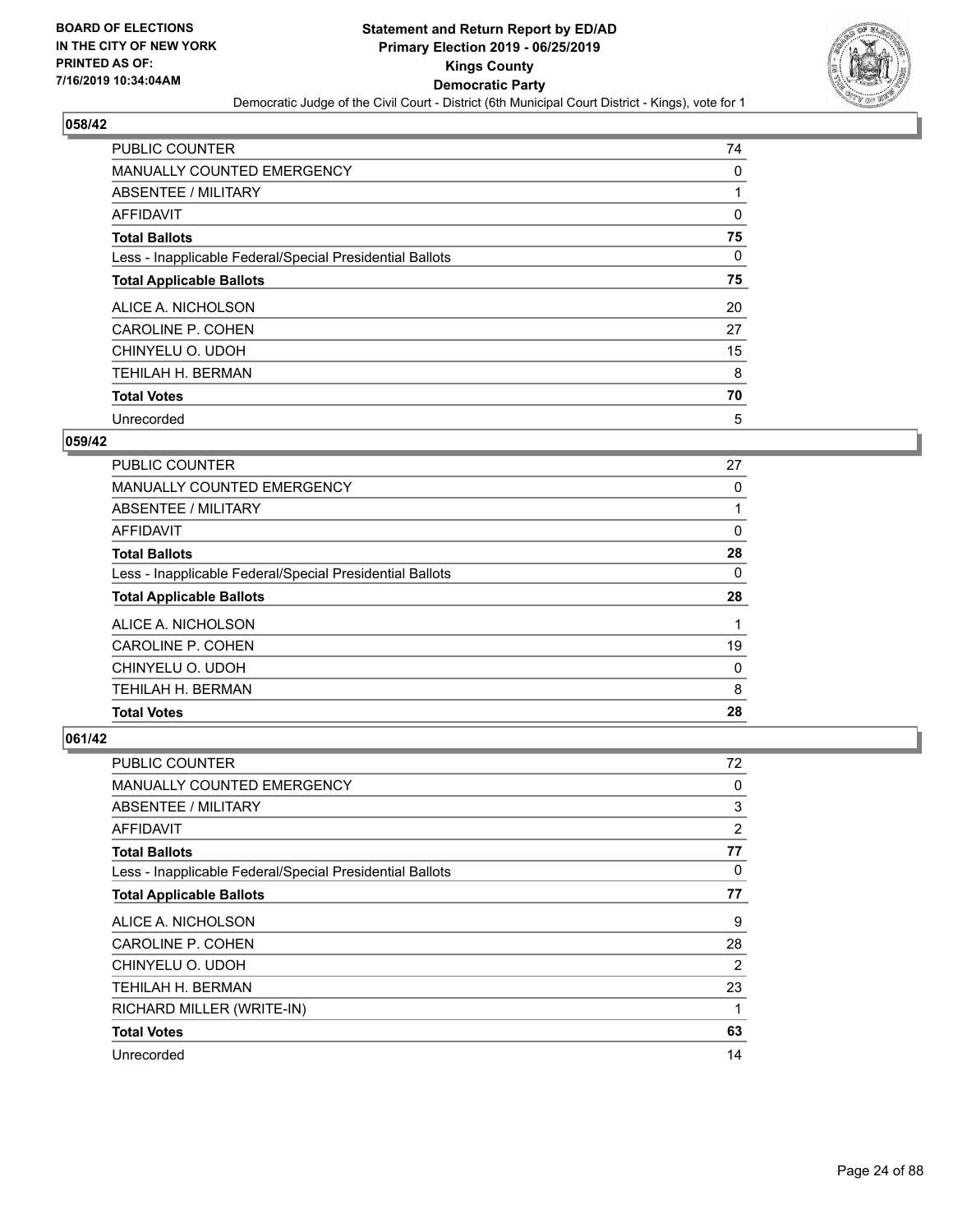## 058/42

| | |
|---|---|
| PUBLIC COUNTER | 74 |
| MANUALLY COUNTED EMERGENCY | 0 |
| ABSENTEE / MILITARY | 1 |
| AFFIDAVIT | 0 |
| **Total Ballots** | **75** |
| Less - Inapplicable Federal/Special Presidential Ballots | 0 |
| **Total Applicable Ballots** | **75** |
| ALICE A. NICHOLSON | 20 |
| CAROLINE P. COHEN | 27 |
| CHINYELU O. UDOH | 15 |
| TEHILAH H. BERMAN | 8 |
| **Total Votes** | **70** |
| Unrecorded | 5 |

## 059/42

| | |
|---|---|
| PUBLIC COUNTER | 27 |
| MANUALLY COUNTED EMERGENCY | 0 |
| ABSENTEE / MILITARY | 1 |
| AFFIDAVIT | 0 |
| **Total Ballots** | **28** |
| Less - Inapplicable Federal/Special Presidential Ballots | 0 |
| **Total Applicable Ballots** | **28** |
| ALICE A. NICHOLSON | 1 |
| CAROLINE P. COHEN | 19 |
| CHINYELU O. UDOH | 0 |
| TEHILAH H. BERMAN | 8 |
| **Total Votes** | **28** |

## 061/42

| | |
|---|---|
| PUBLIC COUNTER | 72 |
| MANUALLY COUNTED EMERGENCY | 0 |
| ABSENTEE / MILITARY | 3 |
| AFFIDAVIT | 2 |
| **Total Ballots** | **77** |
| Less - Inapplicable Federal/Special Presidential Ballots | 0 |
| **Total Applicable Ballots** | **77** |
| ALICE A. NICHOLSON | 9 |
| CAROLINE P. COHEN | 28 |
| CHINYELU O. UDOH | 2 |
| TEHILAH H. BERMAN | 23 |
| RICHARD MILLER (WRITE-IN) | 1 |
| **Total Votes** | **63** |
| Unrecorded | 14 |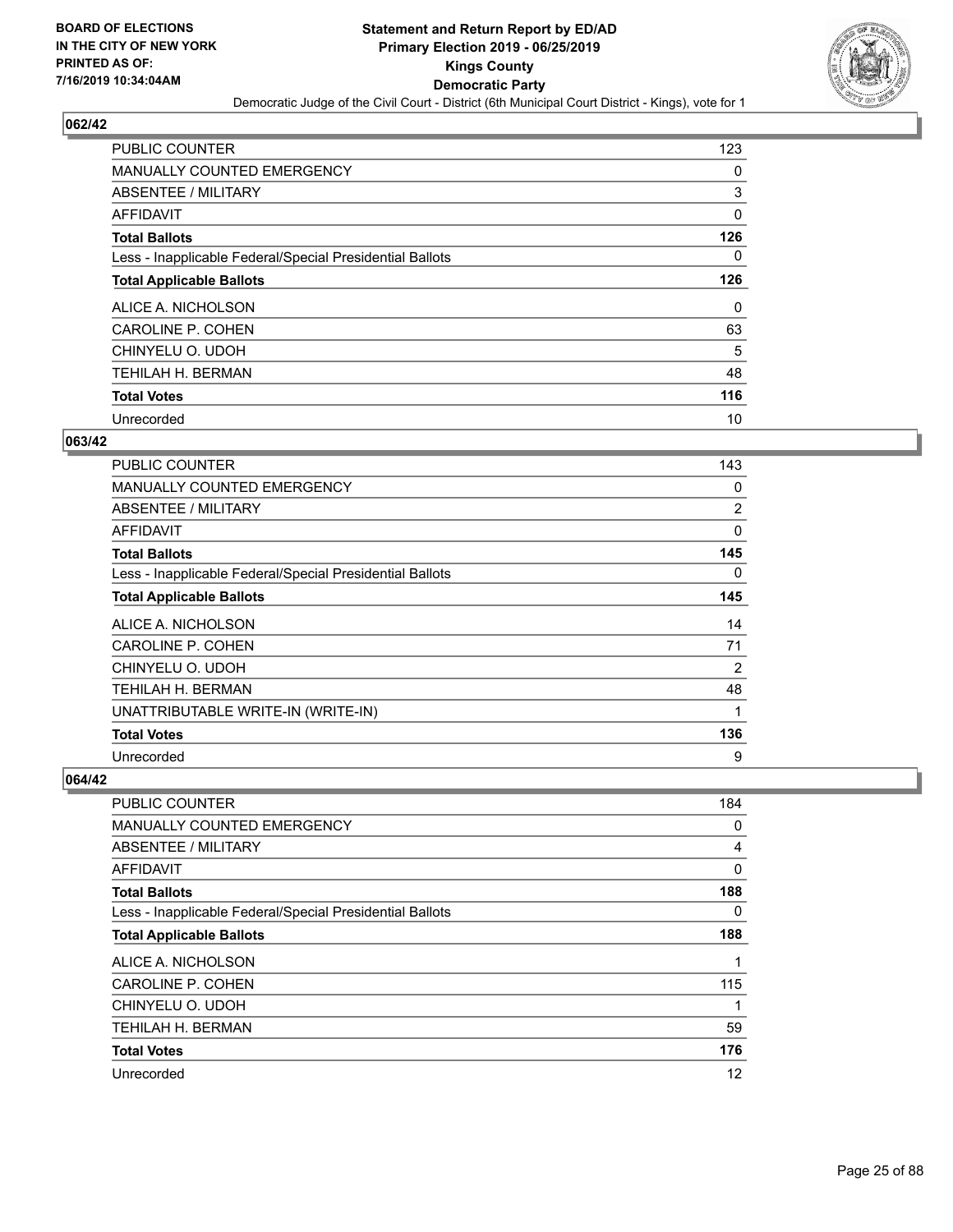**BOARD OF ELECTIONS IN THE CITY OF NEW YORK PRINTED AS OF: 7/16/2019 10:34:04AM**

**Statement and Return Report by ED/AD**
**Primary Election 2019 - 06/25/2019**
**Kings County**
**Democratic Party**
Democratic Judge of the Civil Court - District (6th Municipal Court District - Kings), vote for 1

### 062/42

| | |
|---|---|
| PUBLIC COUNTER | 123 |
| MANUALLY COUNTED EMERGENCY | 0 |
| ABSENTEE / MILITARY | 3 |
| AFFIDAVIT | 0 |
| **Total Ballots** | **126** |
| Less - Inapplicable Federal/Special Presidential Ballots | 0 |
| **Total Applicable Ballots** | **126** |
| ALICE A. NICHOLSON | 0 |
| CAROLINE P. COHEN | 63 |
| CHINYELU O. UDOH | 5 |
| TEHILAH H. BERMAN | 48 |
| **Total Votes** | **116** |
| Unrecorded | 10 |

### 063/42

| | |
|---|---|
| PUBLIC COUNTER | 143 |
| MANUALLY COUNTED EMERGENCY | 0 |
| ABSENTEE / MILITARY | 2 |
| AFFIDAVIT | 0 |
| **Total Ballots** | **145** |
| Less - Inapplicable Federal/Special Presidential Ballots | 0 |
| **Total Applicable Ballots** | **145** |
| ALICE A. NICHOLSON | 14 |
| CAROLINE P. COHEN | 71 |
| CHINYELU O. UDOH | 2 |
| TEHILAH H. BERMAN | 48 |
| UNATTRIBUTABLE WRITE-IN (WRITE-IN) | 1 |
| **Total Votes** | **136** |
| Unrecorded | 9 |

### 064/42

| | |
|---|---|
| PUBLIC COUNTER | 184 |
| MANUALLY COUNTED EMERGENCY | 0 |
| ABSENTEE / MILITARY | 4 |
| AFFIDAVIT | 0 |
| **Total Ballots** | **188** |
| Less - Inapplicable Federal/Special Presidential Ballots | 0 |
| **Total Applicable Ballots** | **188** |
| ALICE A. NICHOLSON | 1 |
| CAROLINE P. COHEN | 115 |
| CHINYELU O. UDOH | 1 |
| TEHILAH H. BERMAN | 59 |
| **Total Votes** | **176** |
| Unrecorded | 12 |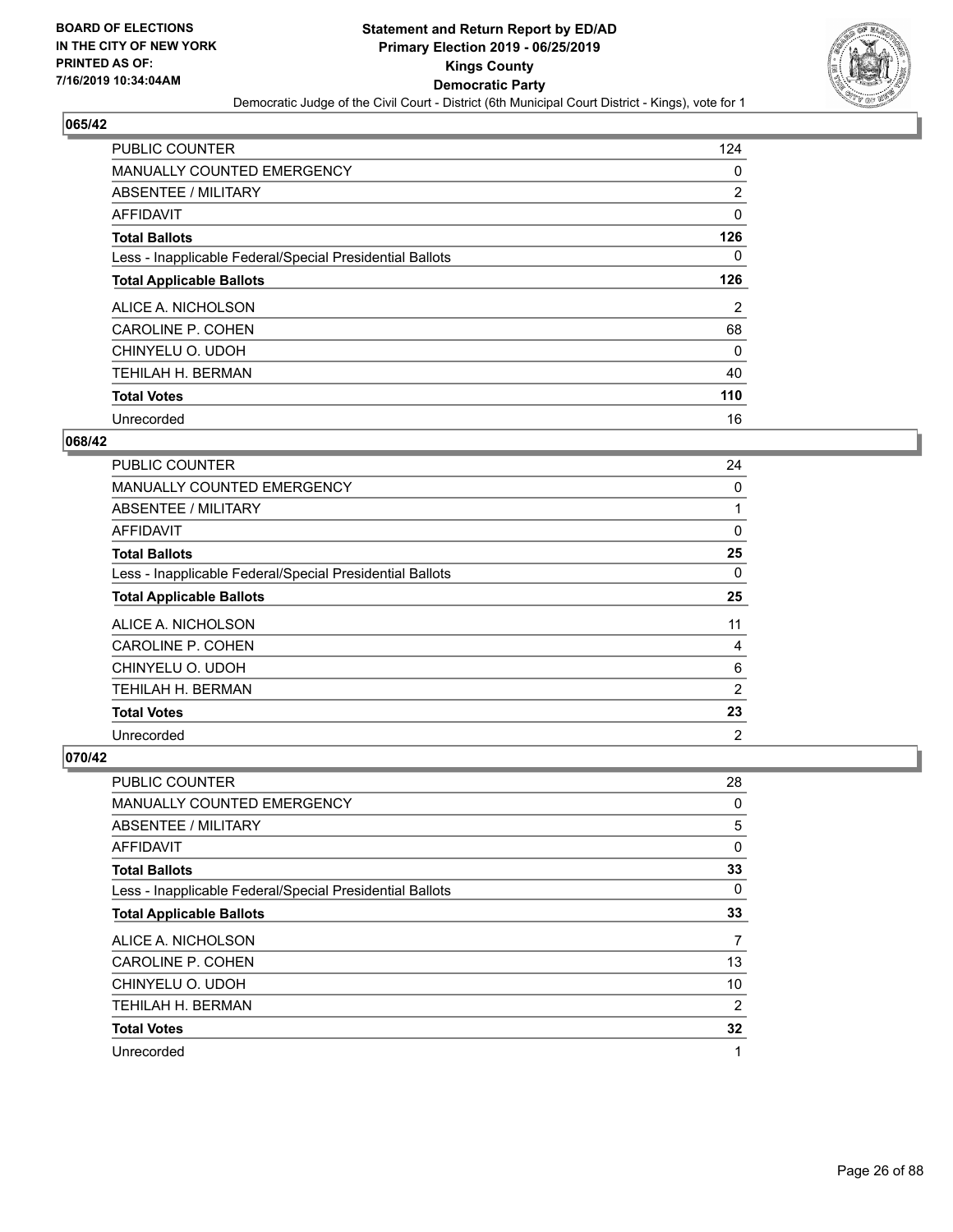**BOARD OF ELECTIONS IN THE CITY OF NEW YORK PRINTED AS OF: 7/16/2019 10:34:04AM**

# Statement and Return Report by ED/AD
## Primary Election 2019 - 06/25/2019
## Kings County
## Democratic Party
### Democratic Judge of the Civil Court - District (6th Municipal Court District - Kings), vote for 1

### 065/42

| | |
|---|---|
| PUBLIC COUNTER | 124 |
| MANUALLY COUNTED EMERGENCY | 0 |
| ABSENTEE / MILITARY | 2 |
| AFFIDAVIT | 0 |
| **Total Ballots** | **126** |
| Less - Inapplicable Federal/Special Presidential Ballots | 0 |
| **Total Applicable Ballots** | **126** |
| ALICE A. NICHOLSON | 2 |
| CAROLINE P. COHEN | 68 |
| CHINYELU O. UDOH | 0 |
| TEHILAH H. BERMAN | 40 |
| **Total Votes** | **110** |
| Unrecorded | 16 |

### 068/42

| | |
|---|---|
| PUBLIC COUNTER | 24 |
| MANUALLY COUNTED EMERGENCY | 0 |
| ABSENTEE / MILITARY | 1 |
| AFFIDAVIT | 0 |
| **Total Ballots** | **25** |
| Less - Inapplicable Federal/Special Presidential Ballots | 0 |
| **Total Applicable Ballots** | **25** |
| ALICE A. NICHOLSON | 11 |
| CAROLINE P. COHEN | 4 |
| CHINYELU O. UDOH | 6 |
| TEHILAH H. BERMAN | 2 |
| **Total Votes** | **23** |
| Unrecorded | 2 |

### 070/42

| | |
|---|---|
| PUBLIC COUNTER | 28 |
| MANUALLY COUNTED EMERGENCY | 0 |
| ABSENTEE / MILITARY | 5 |
| AFFIDAVIT | 0 |
| **Total Ballots** | **33** |
| Less - Inapplicable Federal/Special Presidential Ballots | 0 |
| **Total Applicable Ballots** | **33** |
| ALICE A. NICHOLSON | 7 |
| CAROLINE P. COHEN | 13 |
| CHINYELU O. UDOH | 10 |
| TEHILAH H. BERMAN | 2 |
| **Total Votes** | **32** |
| Unrecorded | 1 |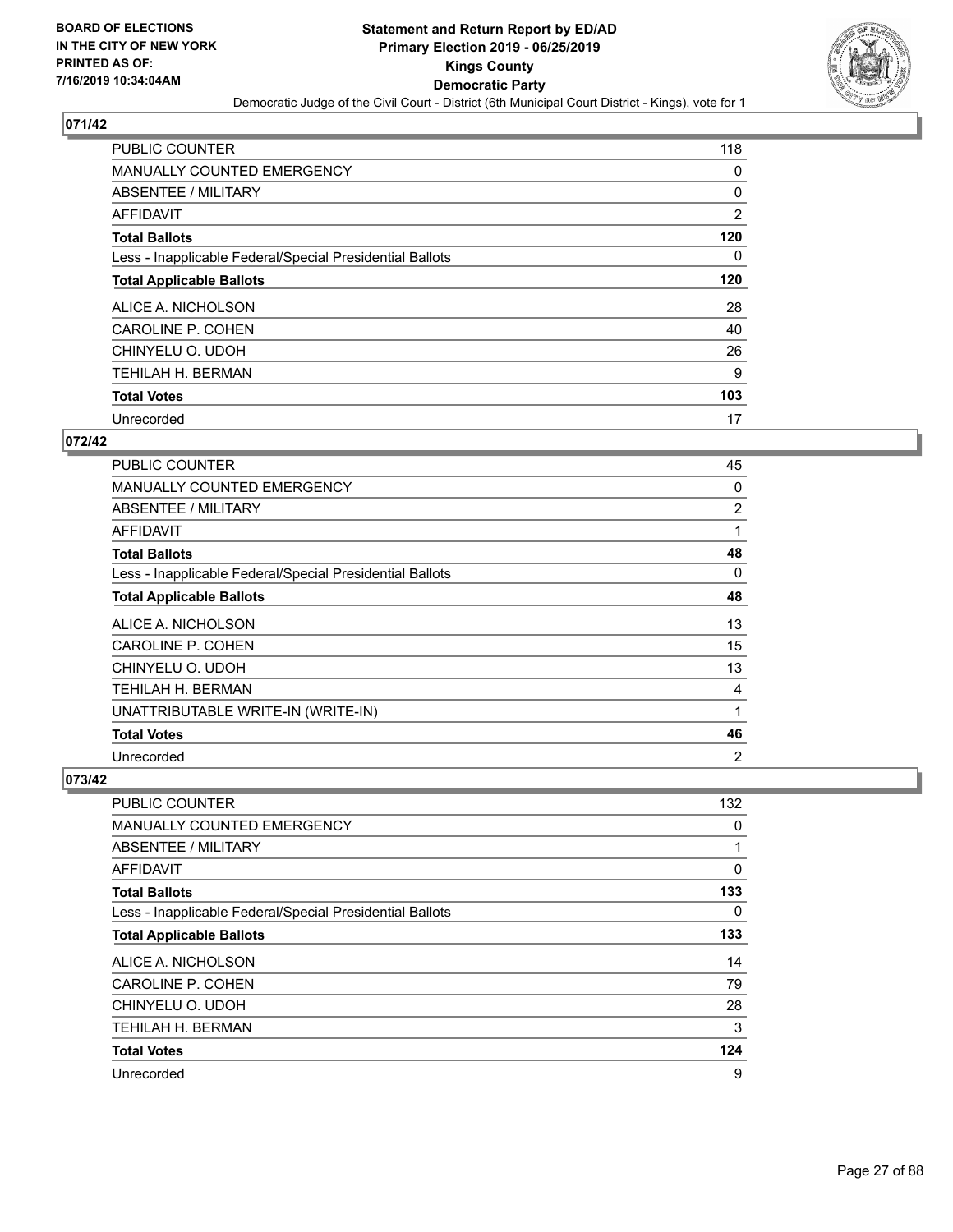## 071/42

| | |
|---|---|
| PUBLIC COUNTER | 118 |
| MANUALLY COUNTED EMERGENCY | 0 |
| ABSENTEE / MILITARY | 0 |
| AFFIDAVIT | 2 |
| **Total Ballots** | **120** |
| Less - Inapplicable Federal/Special Presidential Ballots | 0 |
| **Total Applicable Ballots** | **120** |
| ALICE A. NICHOLSON | 28 |
| CAROLINE P. COHEN | 40 |
| CHINYELU O. UDOH | 26 |
| TEHILAH H. BERMAN | 9 |
| **Total Votes** | **103** |
| Unrecorded | 17 |

## 072/42

| | |
|---|---|
| PUBLIC COUNTER | 45 |
| MANUALLY COUNTED EMERGENCY | 0 |
| ABSENTEE / MILITARY | 2 |
| AFFIDAVIT | 1 |
| **Total Ballots** | **48** |
| Less - Inapplicable Federal/Special Presidential Ballots | 0 |
| **Total Applicable Ballots** | **48** |
| ALICE A. NICHOLSON | 13 |
| CAROLINE P. COHEN | 15 |
| CHINYELU O. UDOH | 13 |
| TEHILAH H. BERMAN | 4 |
| UNATTRIBUTABLE WRITE-IN (WRITE-IN) | 1 |
| **Total Votes** | **46** |
| Unrecorded | 2 |

## 073/42

| | |
|---|---|
| PUBLIC COUNTER | 132 |
| MANUALLY COUNTED EMERGENCY | 0 |
| ABSENTEE / MILITARY | 1 |
| AFFIDAVIT | 0 |
| **Total Ballots** | **133** |
| Less - Inapplicable Federal/Special Presidential Ballots | 0 |
| **Total Applicable Ballots** | **133** |
| ALICE A. NICHOLSON | 14 |
| CAROLINE P. COHEN | 79 |
| CHINYELU O. UDOH | 28 |
| TEHILAH H. BERMAN | 3 |
| **Total Votes** | **124** |
| Unrecorded | 9 |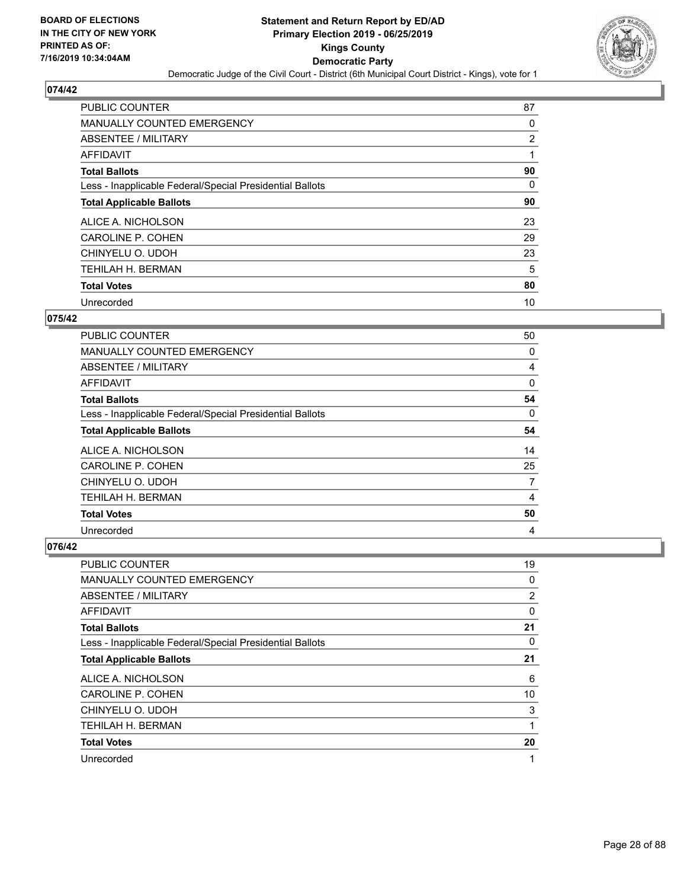**BOARD OF ELECTIONS IN THE CITY OF NEW YORK PRINTED AS OF: 7/16/2019 10:34:04AM**

# Statement and Return Report by ED/AD
## Primary Election 2019 - 06/25/2019
## Kings County
## Democratic Party
### Democratic Judge of the Civil Court - District (6th Municipal Court District - Kings), vote for 1

### 074/42

| | |
|---|---|
| PUBLIC COUNTER | 87 |
| MANUALLY COUNTED EMERGENCY | 0 |
| ABSENTEE / MILITARY | 2 |
| AFFIDAVIT | 1 |
| **Total Ballots** | **90** |
| Less - Inapplicable Federal/Special Presidential Ballots | 0 |
| **Total Applicable Ballots** | **90** |
| ALICE A. NICHOLSON | 23 |
| CAROLINE P. COHEN | 29 |
| CHINYELU O. UDOH | 23 |
| TEHILAH H. BERMAN | 5 |
| **Total Votes** | **80** |
| Unrecorded | 10 |

### 075/42

| | |
|---|---|
| PUBLIC COUNTER | 50 |
| MANUALLY COUNTED EMERGENCY | 0 |
| ABSENTEE / MILITARY | 4 |
| AFFIDAVIT | 0 |
| **Total Ballots** | **54** |
| Less - Inapplicable Federal/Special Presidential Ballots | 0 |
| **Total Applicable Ballots** | **54** |
| ALICE A. NICHOLSON | 14 |
| CAROLINE P. COHEN | 25 |
| CHINYELU O. UDOH | 7 |
| TEHILAH H. BERMAN | 4 |
| **Total Votes** | **50** |
| Unrecorded | 4 |

### 076/42

| | |
|---|---|
| PUBLIC COUNTER | 19 |
| MANUALLY COUNTED EMERGENCY | 0 |
| ABSENTEE / MILITARY | 2 |
| AFFIDAVIT | 0 |
| **Total Ballots** | **21** |
| Less - Inapplicable Federal/Special Presidential Ballots | 0 |
| **Total Applicable Ballots** | **21** |
| ALICE A. NICHOLSON | 6 |
| CAROLINE P. COHEN | 10 |
| CHINYELU O. UDOH | 3 |
| TEHILAH H. BERMAN | 1 |
| **Total Votes** | **20** |
| Unrecorded | 1 |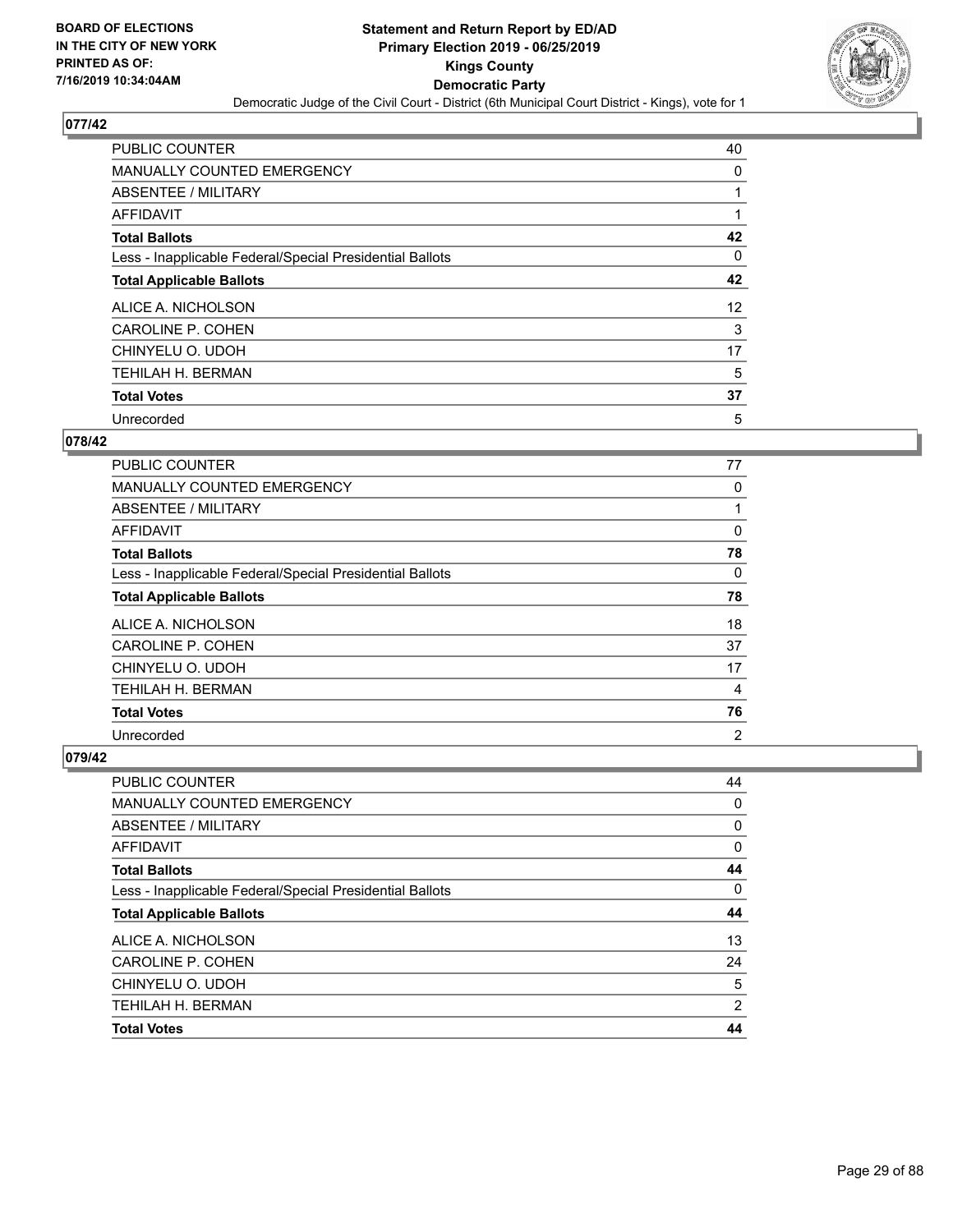## 077/42

| | |
|---|---|
| PUBLIC COUNTER | 40 |
| MANUALLY COUNTED EMERGENCY | 0 |
| ABSENTEE / MILITARY | 1 |
| AFFIDAVIT | 1 |
| **Total Ballots** | **42** |
| Less - Inapplicable Federal/Special Presidential Ballots | 0 |
| **Total Applicable Ballots** | **42** |
| ALICE A. NICHOLSON | 12 |
| CAROLINE P. COHEN | 3 |
| CHINYELU O. UDOH | 17 |
| TEHILAH H. BERMAN | 5 |
| **Total Votes** | **37** |
| Unrecorded | 5 |

## 078/42

| | |
|---|---|
| PUBLIC COUNTER | 77 |
| MANUALLY COUNTED EMERGENCY | 0 |
| ABSENTEE / MILITARY | 1 |
| AFFIDAVIT | 0 |
| **Total Ballots** | **78** |
| Less - Inapplicable Federal/Special Presidential Ballots | 0 |
| **Total Applicable Ballots** | **78** |
| ALICE A. NICHOLSON | 18 |
| CAROLINE P. COHEN | 37 |
| CHINYELU O. UDOH | 17 |
| TEHILAH H. BERMAN | 4 |
| **Total Votes** | **76** |
| Unrecorded | 2 |

## 079/42

| | |
|---|---|
| PUBLIC COUNTER | 44 |
| MANUALLY COUNTED EMERGENCY | 0 |
| ABSENTEE / MILITARY | 0 |
| AFFIDAVIT | 0 |
| **Total Ballots** | **44** |
| Less - Inapplicable Federal/Special Presidential Ballots | 0 |
| **Total Applicable Ballots** | **44** |
| ALICE A. NICHOLSON | 13 |
| CAROLINE P. COHEN | 24 |
| CHINYELU O. UDOH | 5 |
| TEHILAH H. BERMAN | 2 |
| **Total Votes** | **44** |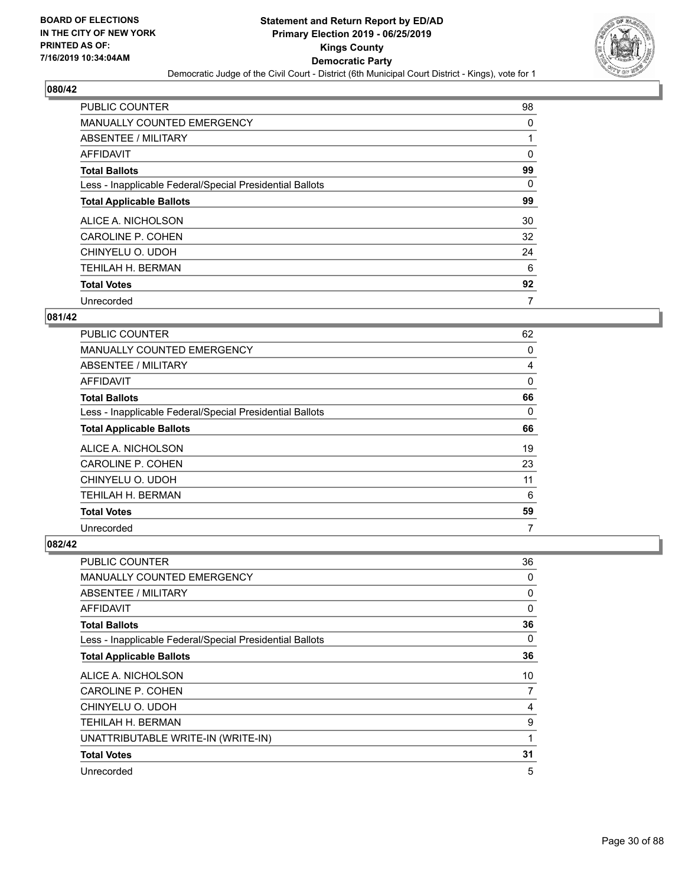## 080/42

| | |
|---|---|
| PUBLIC COUNTER | 98 |
| MANUALLY COUNTED EMERGENCY | 0 |
| ABSENTEE / MILITARY | 1 |
| AFFIDAVIT | 0 |
| **Total Ballots** | **99** |
| Less - Inapplicable Federal/Special Presidential Ballots | 0 |
| **Total Applicable Ballots** | **99** |
| ALICE A. NICHOLSON | 30 |
| CAROLINE P. COHEN | 32 |
| CHINYELU O. UDOH | 24 |
| TEHILAH H. BERMAN | 6 |
| **Total Votes** | **92** |
| Unrecorded | 7 |

## 081/42

| | |
|---|---|
| PUBLIC COUNTER | 62 |
| MANUALLY COUNTED EMERGENCY | 0 |
| ABSENTEE / MILITARY | 4 |
| AFFIDAVIT | 0 |
| **Total Ballots** | **66** |
| Less - Inapplicable Federal/Special Presidential Ballots | 0 |
| **Total Applicable Ballots** | **66** |
| ALICE A. NICHOLSON | 19 |
| CAROLINE P. COHEN | 23 |
| CHINYELU O. UDOH | 11 |
| TEHILAH H. BERMAN | 6 |
| **Total Votes** | **59** |
| Unrecorded | 7 |

## 082/42

| | |
|---|---|
| PUBLIC COUNTER | 36 |
| MANUALLY COUNTED EMERGENCY | 0 |
| ABSENTEE / MILITARY | 0 |
| AFFIDAVIT | 0 |
| **Total Ballots** | **36** |
| Less - Inapplicable Federal/Special Presidential Ballots | 0 |
| **Total Applicable Ballots** | **36** |
| ALICE A. NICHOLSON | 10 |
| CAROLINE P. COHEN | 7 |
| CHINYELU O. UDOH | 4 |
| TEHILAH H. BERMAN | 9 |
| UNATTRIBUTABLE WRITE-IN (WRITE-IN) | 1 |
| **Total Votes** | **31** |
| Unrecorded | 5 |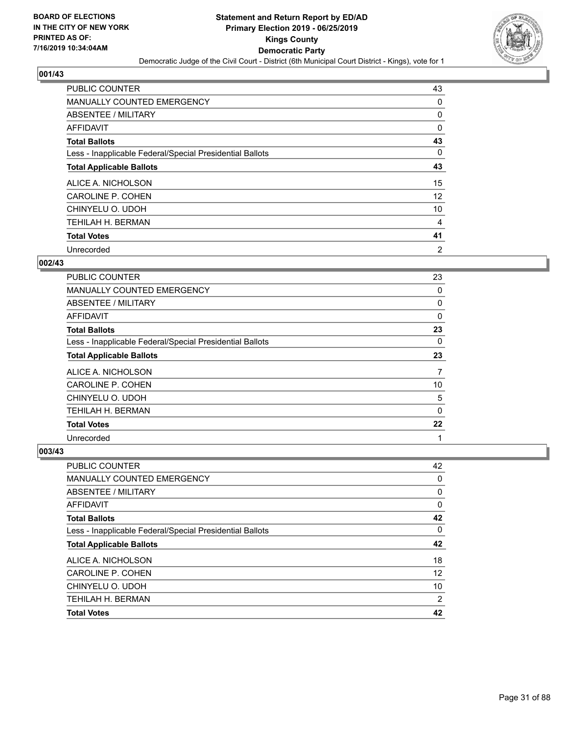**BOARD OF ELECTIONS IN THE CITY OF NEW YORK PRINTED AS OF: 7/16/2019 10:34:04AM**

**Statement and Return Report by ED/AD**
**Primary Election 2019 - 06/25/2019**
**Kings County**
**Democratic Party**
Democratic Judge of the Civil Court - District (6th Municipal Court District - Kings), vote for 1

### 001/43

| | |
|---|---|
| PUBLIC COUNTER | 43 |
| MANUALLY COUNTED EMERGENCY | 0 |
| ABSENTEE / MILITARY | 0 |
| AFFIDAVIT | 0 |
| **Total Ballots** | **43** |
| Less - Inapplicable Federal/Special Presidential Ballots | 0 |
| **Total Applicable Ballots** | **43** |
| ALICE A. NICHOLSON | 15 |
| CAROLINE P. COHEN | 12 |
| CHINYELU O. UDOH | 10 |
| TEHILAH H. BERMAN | 4 |
| **Total Votes** | **41** |
| Unrecorded | 2 |

### 002/43

| | |
|---|---|
| PUBLIC COUNTER | 23 |
| MANUALLY COUNTED EMERGENCY | 0 |
| ABSENTEE / MILITARY | 0 |
| AFFIDAVIT | 0 |
| **Total Ballots** | **23** |
| Less - Inapplicable Federal/Special Presidential Ballots | 0 |
| **Total Applicable Ballots** | **23** |
| ALICE A. NICHOLSON | 7 |
| CAROLINE P. COHEN | 10 |
| CHINYELU O. UDOH | 5 |
| TEHILAH H. BERMAN | 0 |
| **Total Votes** | **22** |
| Unrecorded | 1 |

### 003/43

| | |
|---|---|
| PUBLIC COUNTER | 42 |
| MANUALLY COUNTED EMERGENCY | 0 |
| ABSENTEE / MILITARY | 0 |
| AFFIDAVIT | 0 |
| **Total Ballots** | **42** |
| Less - Inapplicable Federal/Special Presidential Ballots | 0 |
| **Total Applicable Ballots** | **42** |
| ALICE A. NICHOLSON | 18 |
| CAROLINE P. COHEN | 12 |
| CHINYELU O. UDOH | 10 |
| TEHILAH H. BERMAN | 2 |
| **Total Votes** | **42** |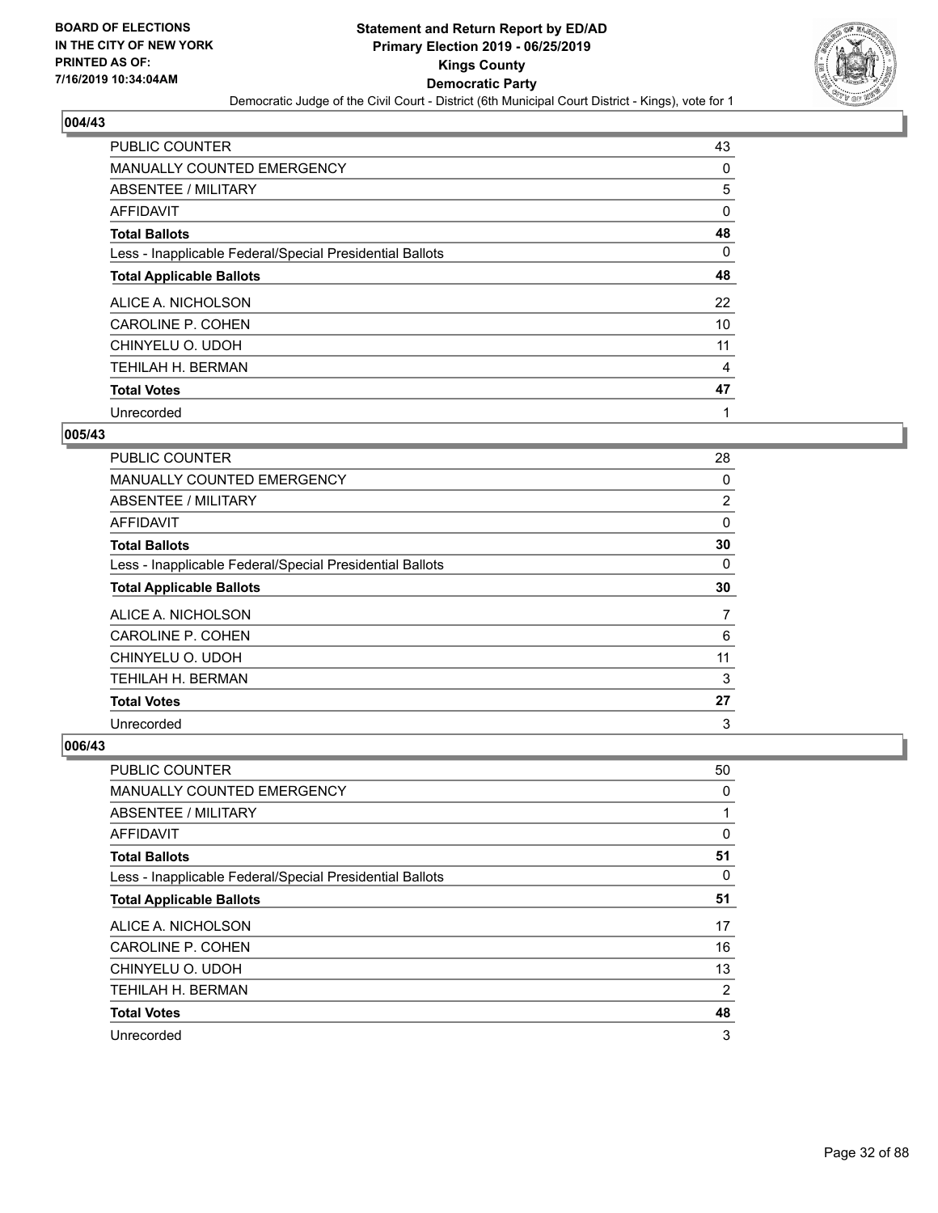### 004/43

| | |
|---|---|
| PUBLIC COUNTER | 43 |
| MANUALLY COUNTED EMERGENCY | 0 |
| ABSENTEE / MILITARY | 5 |
| AFFIDAVIT | 0 |
| **Total Ballots** | **48** |
| Less - Inapplicable Federal/Special Presidential Ballots | 0 |
| **Total Applicable Ballots** | **48** |
| ALICE A. NICHOLSON | 22 |
| CAROLINE P. COHEN | 10 |
| CHINYELU O. UDOH | 11 |
| TEHILAH H. BERMAN | 4 |
| **Total Votes** | **47** |
| Unrecorded | 1 |

### 005/43

| | |
|---|---|
| PUBLIC COUNTER | 28 |
| MANUALLY COUNTED EMERGENCY | 0 |
| ABSENTEE / MILITARY | 2 |
| AFFIDAVIT | 0 |
| **Total Ballots** | **30** |
| Less - Inapplicable Federal/Special Presidential Ballots | 0 |
| **Total Applicable Ballots** | **30** |
| ALICE A. NICHOLSON | 7 |
| CAROLINE P. COHEN | 6 |
| CHINYELU O. UDOH | 11 |
| TEHILAH H. BERMAN | 3 |
| **Total Votes** | **27** |
| Unrecorded | 3 |

### 006/43

| | |
|---|---|
| PUBLIC COUNTER | 50 |
| MANUALLY COUNTED EMERGENCY | 0 |
| ABSENTEE / MILITARY | 1 |
| AFFIDAVIT | 0 |
| **Total Ballots** | **51** |
| Less - Inapplicable Federal/Special Presidential Ballots | 0 |
| **Total Applicable Ballots** | **51** |
| ALICE A. NICHOLSON | 17 |
| CAROLINE P. COHEN | 16 |
| CHINYELU O. UDOH | 13 |
| TEHILAH H. BERMAN | 2 |
| **Total Votes** | **48** |
| Unrecorded | 3 |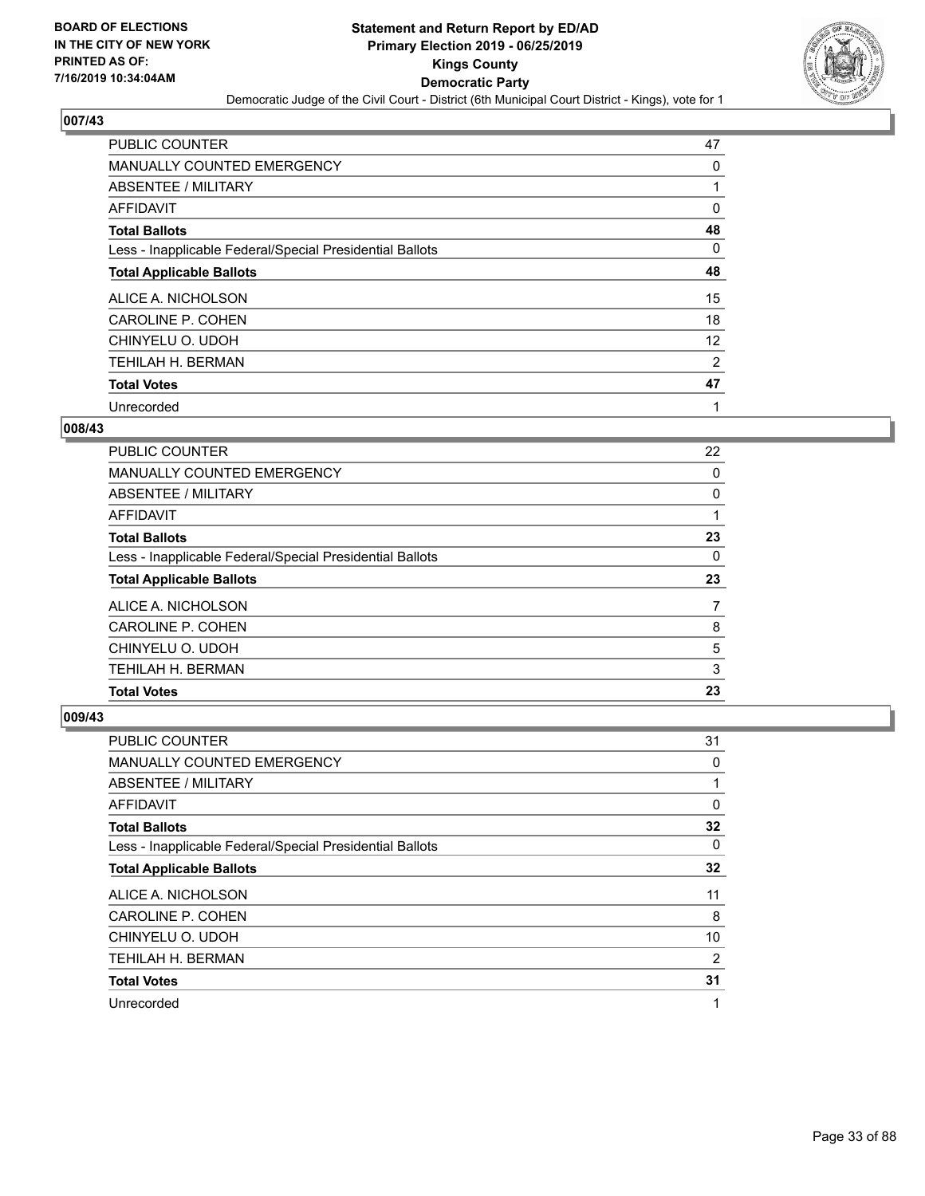**BOARD OF ELECTIONS IN THE CITY OF NEW YORK PRINTED AS OF: 7/16/2019 10:34:04AM**

# Statement and Return Report by ED/AD
## Primary Election 2019 - 06/25/2019
## Kings County
## Democratic Party
### Democratic Judge of the Civil Court - District (6th Municipal Court District - Kings), vote for 1

### 007/43

| | |
|---|---|
| PUBLIC COUNTER | 47 |
| MANUALLY COUNTED EMERGENCY | 0 |
| ABSENTEE / MILITARY | 1 |
| AFFIDAVIT | 0 |
| **Total Ballots** | **48** |
| Less - Inapplicable Federal/Special Presidential Ballots | 0 |
| **Total Applicable Ballots** | **48** |
| ALICE A. NICHOLSON | 15 |
| CAROLINE P. COHEN | 18 |
| CHINYELU O. UDOH | 12 |
| TEHILAH H. BERMAN | 2 |
| **Total Votes** | **47** |
| Unrecorded | 1 |

### 008/43

| | |
|---|---|
| PUBLIC COUNTER | 22 |
| MANUALLY COUNTED EMERGENCY | 0 |
| ABSENTEE / MILITARY | 0 |
| AFFIDAVIT | 1 |
| **Total Ballots** | **23** |
| Less - Inapplicable Federal/Special Presidential Ballots | 0 |
| **Total Applicable Ballots** | **23** |
| ALICE A. NICHOLSON | 7 |
| CAROLINE P. COHEN | 8 |
| CHINYELU O. UDOH | 5 |
| TEHILAH H. BERMAN | 3 |
| **Total Votes** | **23** |

### 009/43

| | |
|---|---|
| PUBLIC COUNTER | 31 |
| MANUALLY COUNTED EMERGENCY | 0 |
| ABSENTEE / MILITARY | 1 |
| AFFIDAVIT | 0 |
| **Total Ballots** | **32** |
| Less - Inapplicable Federal/Special Presidential Ballots | 0 |
| **Total Applicable Ballots** | **32** |
| ALICE A. NICHOLSON | 11 |
| CAROLINE P. COHEN | 8 |
| CHINYELU O. UDOH | 10 |
| TEHILAH H. BERMAN | 2 |
| **Total Votes** | **31** |
| Unrecorded | 1 |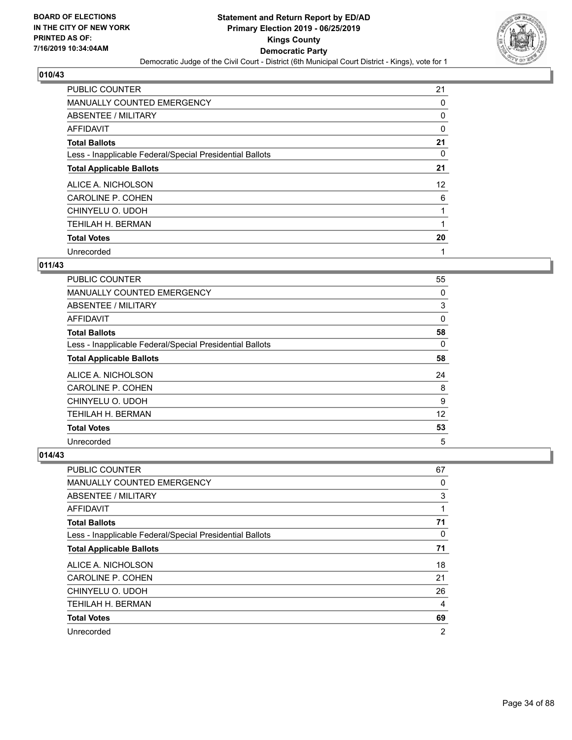BOARD OF ELECTIONS
IN THE CITY OF NEW YORK
PRINTED AS OF:
7/16/2019 10:34:04AM

# Statement and Return Report by ED/AD
## Primary Election 2019 - 06/25/2019
## Kings County
## Democratic Party
Democratic Judge of the Civil Court - District (6th Municipal Court District - Kings), vote for 1

### 010/43

| | |
|---|---|
| PUBLIC COUNTER | 21 |
| MANUALLY COUNTED EMERGENCY | 0 |
| ABSENTEE / MILITARY | 0 |
| AFFIDAVIT | 0 |
| **Total Ballots** | **21** |
| Less - Inapplicable Federal/Special Presidential Ballots | 0 |
| **Total Applicable Ballots** | **21** |
| ALICE A. NICHOLSON | 12 |
| CAROLINE P. COHEN | 6 |
| CHINYELU O. UDOH | 1 |
| TEHILAH H. BERMAN | 1 |
| **Total Votes** | **20** |
| Unrecorded | 1 |

### 011/43

| | |
|---|---|
| PUBLIC COUNTER | 55 |
| MANUALLY COUNTED EMERGENCY | 0 |
| ABSENTEE / MILITARY | 3 |
| AFFIDAVIT | 0 |
| **Total Ballots** | **58** |
| Less - Inapplicable Federal/Special Presidential Ballots | 0 |
| **Total Applicable Ballots** | **58** |
| ALICE A. NICHOLSON | 24 |
| CAROLINE P. COHEN | 8 |
| CHINYELU O. UDOH | 9 |
| TEHILAH H. BERMAN | 12 |
| **Total Votes** | **53** |
| Unrecorded | 5 |

### 014/43

| | |
|---|---|
| PUBLIC COUNTER | 67 |
| MANUALLY COUNTED EMERGENCY | 0 |
| ABSENTEE / MILITARY | 3 |
| AFFIDAVIT | 1 |
| **Total Ballots** | **71** |
| Less - Inapplicable Federal/Special Presidential Ballots | 0 |
| **Total Applicable Ballots** | **71** |
| ALICE A. NICHOLSON | 18 |
| CAROLINE P. COHEN | 21 |
| CHINYELU O. UDOH | 26 |
| TEHILAH H. BERMAN | 4 |
| **Total Votes** | **69** |
| Unrecorded | 2 |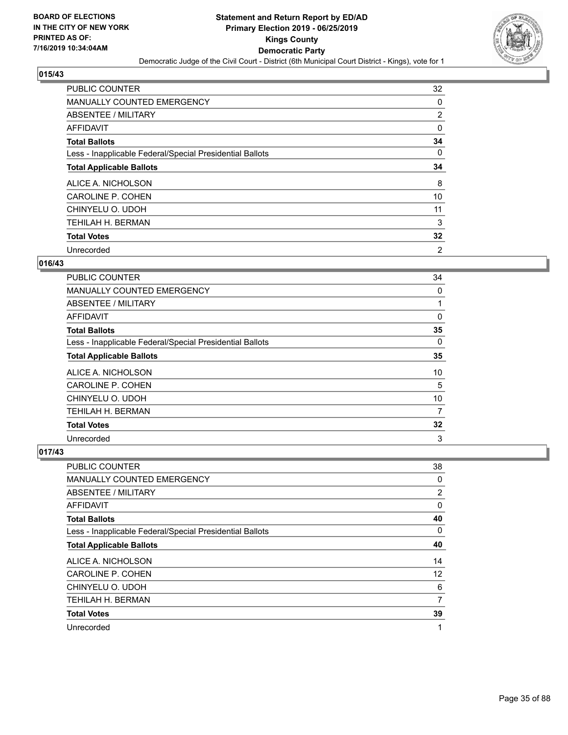## 015/43

| | |
|---|---|
| PUBLIC COUNTER | 32 |
| MANUALLY COUNTED EMERGENCY | 0 |
| ABSENTEE / MILITARY | 2 |
| AFFIDAVIT | 0 |
| **Total Ballots** | **34** |
| Less - Inapplicable Federal/Special Presidential Ballots | 0 |
| **Total Applicable Ballots** | **34** |
| ALICE A. NICHOLSON | 8 |
| CAROLINE P. COHEN | 10 |
| CHINYELU O. UDOH | 11 |
| TEHILAH H. BERMAN | 3 |
| **Total Votes** | **32** |
| Unrecorded | 2 |

## 016/43

| | |
|---|---|
| PUBLIC COUNTER | 34 |
| MANUALLY COUNTED EMERGENCY | 0 |
| ABSENTEE / MILITARY | 1 |
| AFFIDAVIT | 0 |
| **Total Ballots** | **35** |
| Less - Inapplicable Federal/Special Presidential Ballots | 0 |
| **Total Applicable Ballots** | **35** |
| ALICE A. NICHOLSON | 10 |
| CAROLINE P. COHEN | 5 |
| CHINYELU O. UDOH | 10 |
| TEHILAH H. BERMAN | 7 |
| **Total Votes** | **32** |
| Unrecorded | 3 |

## 017/43

| | |
|---|---|
| PUBLIC COUNTER | 38 |
| MANUALLY COUNTED EMERGENCY | 0 |
| ABSENTEE / MILITARY | 2 |
| AFFIDAVIT | 0 |
| **Total Ballots** | **40** |
| Less - Inapplicable Federal/Special Presidential Ballots | 0 |
| **Total Applicable Ballots** | **40** |
| ALICE A. NICHOLSON | 14 |
| CAROLINE P. COHEN | 12 |
| CHINYELU O. UDOH | 6 |
| TEHILAH H. BERMAN | 7 |
| **Total Votes** | **39** |
| Unrecorded | 1 |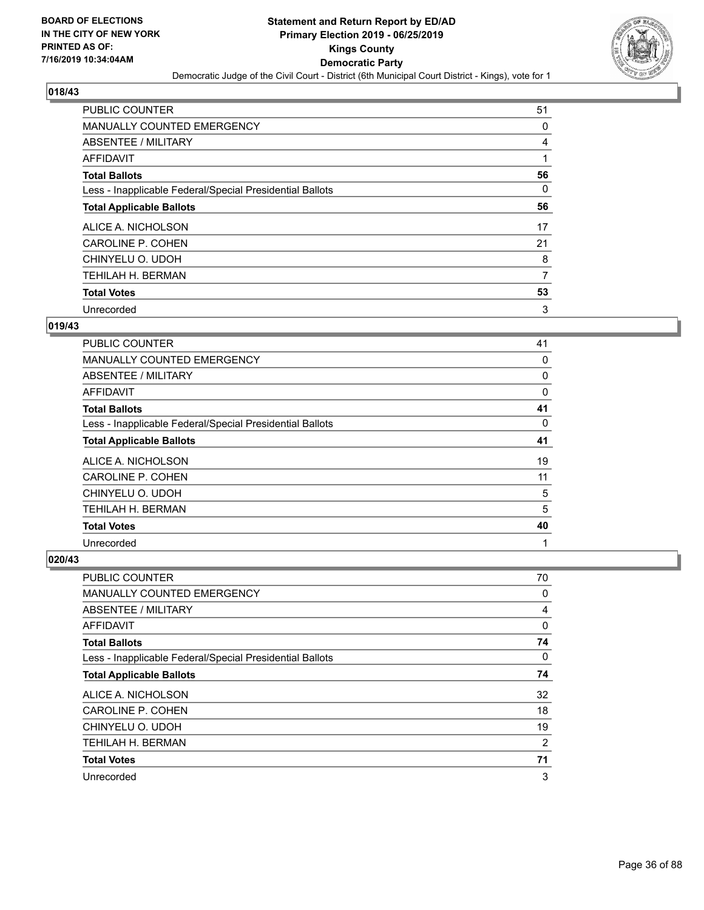**BOARD OF ELECTIONS IN THE CITY OF NEW YORK PRINTED AS OF: 7/16/2019 10:34:04AM**

# Statement and Return Report by ED/AD
## Primary Election 2019 - 06/25/2019
## Kings County
## Democratic Party
### Democratic Judge of the Civil Court - District (6th Municipal Court District - Kings), vote for 1

### 018/43

| | |
|---|---|
| PUBLIC COUNTER | 51 |
| MANUALLY COUNTED EMERGENCY | 0 |
| ABSENTEE / MILITARY | 4 |
| AFFIDAVIT | 1 |
| **Total Ballots** | **56** |
| Less - Inapplicable Federal/Special Presidential Ballots | 0 |
| **Total Applicable Ballots** | **56** |
| ALICE A. NICHOLSON | 17 |
| CAROLINE P. COHEN | 21 |
| CHINYELU O. UDOH | 8 |
| TEHILAH H. BERMAN | 7 |
| **Total Votes** | **53** |
| Unrecorded | 3 |

### 019/43

| | |
|---|---|
| PUBLIC COUNTER | 41 |
| MANUALLY COUNTED EMERGENCY | 0 |
| ABSENTEE / MILITARY | 0 |
| AFFIDAVIT | 0 |
| **Total Ballots** | **41** |
| Less - Inapplicable Federal/Special Presidential Ballots | 0 |
| **Total Applicable Ballots** | **41** |
| ALICE A. NICHOLSON | 19 |
| CAROLINE P. COHEN | 11 |
| CHINYELU O. UDOH | 5 |
| TEHILAH H. BERMAN | 5 |
| **Total Votes** | **40** |
| Unrecorded | 1 |

### 020/43

| | |
|---|---|
| PUBLIC COUNTER | 70 |
| MANUALLY COUNTED EMERGENCY | 0 |
| ABSENTEE / MILITARY | 4 |
| AFFIDAVIT | 0 |
| **Total Ballots** | **74** |
| Less - Inapplicable Federal/Special Presidential Ballots | 0 |
| **Total Applicable Ballots** | **74** |
| ALICE A. NICHOLSON | 32 |
| CAROLINE P. COHEN | 18 |
| CHINYELU O. UDOH | 19 |
| TEHILAH H. BERMAN | 2 |
| **Total Votes** | **71** |
| Unrecorded | 3 |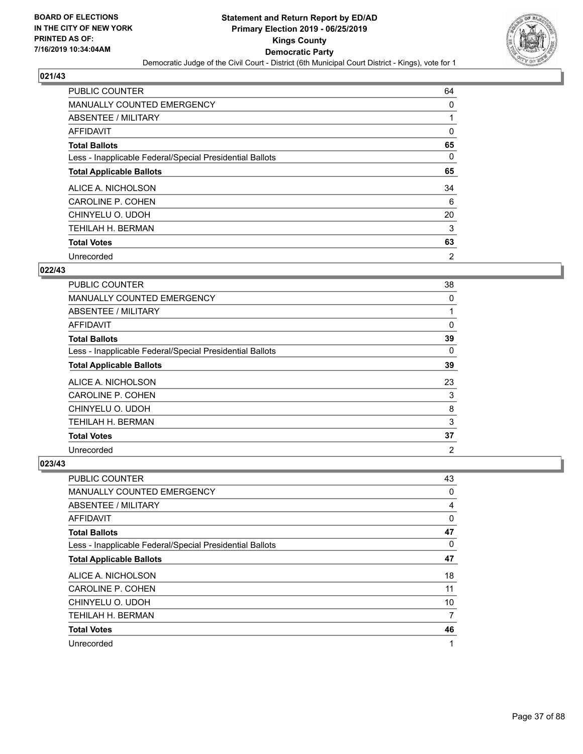**BOARD OF ELECTIONS IN THE CITY OF NEW YORK PRINTED AS OF: 7/16/2019 10:34:04AM**

**Statement and Return Report by ED/AD**
**Primary Election 2019 - 06/25/2019**
**Kings County**
**Democratic Party**
Democratic Judge of the Civil Court - District (6th Municipal Court District - Kings), vote for 1

### 021/43

| | |
|---|---|
| PUBLIC COUNTER | 64 |
| MANUALLY COUNTED EMERGENCY | 0 |
| ABSENTEE / MILITARY | 1 |
| AFFIDAVIT | 0 |
| **Total Ballots** | **65** |
| Less - Inapplicable Federal/Special Presidential Ballots | 0 |
| **Total Applicable Ballots** | **65** |
| ALICE A. NICHOLSON | 34 |
| CAROLINE P. COHEN | 6 |
| CHINYELU O. UDOH | 20 |
| TEHILAH H. BERMAN | 3 |
| **Total Votes** | **63** |
| Unrecorded | 2 |

### 022/43

| | |
|---|---|
| PUBLIC COUNTER | 38 |
| MANUALLY COUNTED EMERGENCY | 0 |
| ABSENTEE / MILITARY | 1 |
| AFFIDAVIT | 0 |
| **Total Ballots** | **39** |
| Less - Inapplicable Federal/Special Presidential Ballots | 0 |
| **Total Applicable Ballots** | **39** |
| ALICE A. NICHOLSON | 23 |
| CAROLINE P. COHEN | 3 |
| CHINYELU O. UDOH | 8 |
| TEHILAH H. BERMAN | 3 |
| **Total Votes** | **37** |
| Unrecorded | 2 |

### 023/43

| | |
|---|---|
| PUBLIC COUNTER | 43 |
| MANUALLY COUNTED EMERGENCY | 0 |
| ABSENTEE / MILITARY | 4 |
| AFFIDAVIT | 0 |
| **Total Ballots** | **47** |
| Less - Inapplicable Federal/Special Presidential Ballots | 0 |
| **Total Applicable Ballots** | **47** |
| ALICE A. NICHOLSON | 18 |
| CAROLINE P. COHEN | 11 |
| CHINYELU O. UDOH | 10 |
| TEHILAH H. BERMAN | 7 |
| **Total Votes** | **46** |
| Unrecorded | 1 |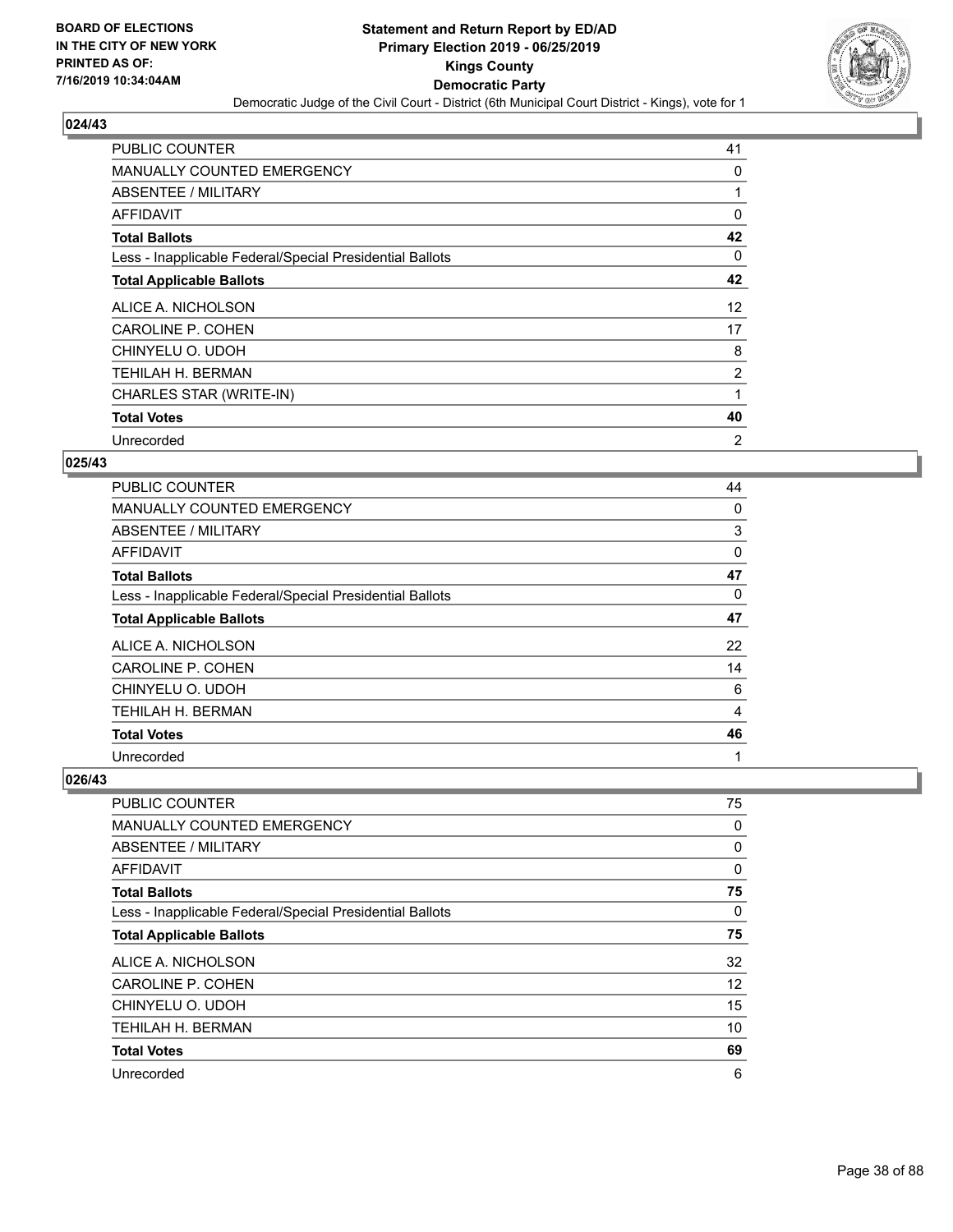## 024/43

| | |
|---|---|
| PUBLIC COUNTER | 41 |
| MANUALLY COUNTED EMERGENCY | 0 |
| ABSENTEE / MILITARY | 1 |
| AFFIDAVIT | 0 |
| **Total Ballots** | **42** |
| Less - Inapplicable Federal/Special Presidential Ballots | 0 |
| **Total Applicable Ballots** | **42** |
| ALICE A. NICHOLSON | 12 |
| CAROLINE P. COHEN | 17 |
| CHINYELU O. UDOH | 8 |
| TEHILAH H. BERMAN | 2 |
| CHARLES STAR (WRITE-IN) | 1 |
| **Total Votes** | **40** |
| Unrecorded | 2 |

## 025/43

| | |
|---|---|
| PUBLIC COUNTER | 44 |
| MANUALLY COUNTED EMERGENCY | 0 |
| ABSENTEE / MILITARY | 3 |
| AFFIDAVIT | 0 |
| **Total Ballots** | **47** |
| Less - Inapplicable Federal/Special Presidential Ballots | 0 |
| **Total Applicable Ballots** | **47** |
| ALICE A. NICHOLSON | 22 |
| CAROLINE P. COHEN | 14 |
| CHINYELU O. UDOH | 6 |
| TEHILAH H. BERMAN | 4 |
| **Total Votes** | **46** |
| Unrecorded | 1 |

## 026/43

| | |
|---|---|
| PUBLIC COUNTER | 75 |
| MANUALLY COUNTED EMERGENCY | 0 |
| ABSENTEE / MILITARY | 0 |
| AFFIDAVIT | 0 |
| **Total Ballots** | **75** |
| Less - Inapplicable Federal/Special Presidential Ballots | 0 |
| **Total Applicable Ballots** | **75** |
| ALICE A. NICHOLSON | 32 |
| CAROLINE P. COHEN | 12 |
| CHINYELU O. UDOH | 15 |
| TEHILAH H. BERMAN | 10 |
| **Total Votes** | **69** |
| Unrecorded | 6 |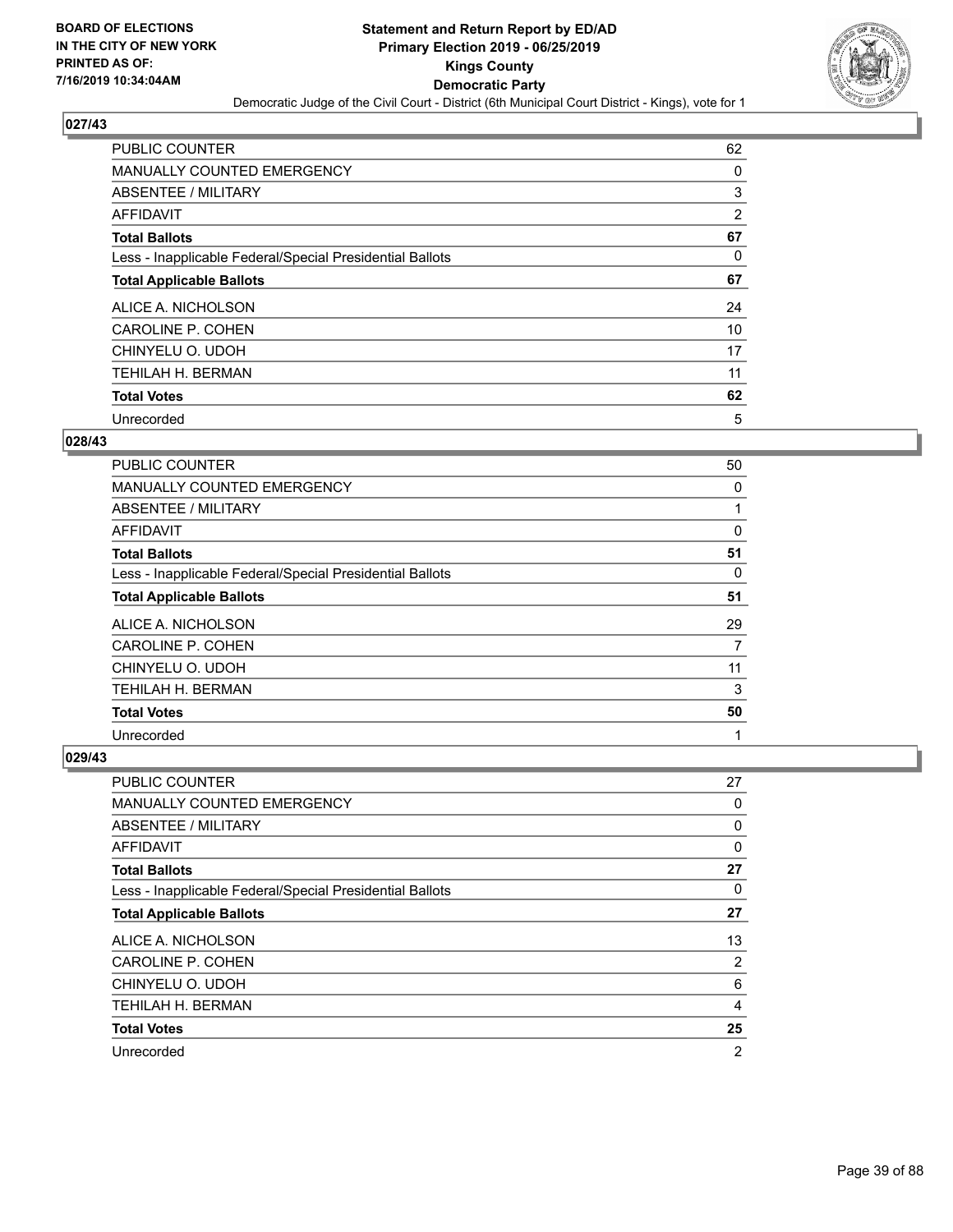BOARD OF ELECTIONS
IN THE CITY OF NEW YORK
PRINTED AS OF:
7/16/2019 10:34:04AM

**Statement and Return Report by ED/AD**
**Primary Election 2019 - 06/25/2019**
**Kings County**
**Democratic Party**
Democratic Judge of the Civil Court - District (6th Municipal Court District - Kings), vote for 1

### 027/43

| | |
|---|---|
| PUBLIC COUNTER | 62 |
| MANUALLY COUNTED EMERGENCY | 0 |
| ABSENTEE / MILITARY | 3 |
| AFFIDAVIT | 2 |
| **Total Ballots** | **67** |
| Less - Inapplicable Federal/Special Presidential Ballots | 0 |
| **Total Applicable Ballots** | **67** |
| ALICE A. NICHOLSON | 24 |
| CAROLINE P. COHEN | 10 |
| CHINYELU O. UDOH | 17 |
| TEHILAH H. BERMAN | 11 |
| **Total Votes** | **62** |
| Unrecorded | 5 |

### 028/43

| | |
|---|---|
| PUBLIC COUNTER | 50 |
| MANUALLY COUNTED EMERGENCY | 0 |
| ABSENTEE / MILITARY | 1 |
| AFFIDAVIT | 0 |
| **Total Ballots** | **51** |
| Less - Inapplicable Federal/Special Presidential Ballots | 0 |
| **Total Applicable Ballots** | **51** |
| ALICE A. NICHOLSON | 29 |
| CAROLINE P. COHEN | 7 |
| CHINYELU O. UDOH | 11 |
| TEHILAH H. BERMAN | 3 |
| **Total Votes** | **50** |
| Unrecorded | 1 |

### 029/43

| | |
|---|---|
| PUBLIC COUNTER | 27 |
| MANUALLY COUNTED EMERGENCY | 0 |
| ABSENTEE / MILITARY | 0 |
| AFFIDAVIT | 0 |
| **Total Ballots** | **27** |
| Less - Inapplicable Federal/Special Presidential Ballots | 0 |
| **Total Applicable Ballots** | **27** |
| ALICE A. NICHOLSON | 13 |
| CAROLINE P. COHEN | 2 |
| CHINYELU O. UDOH | 6 |
| TEHILAH H. BERMAN | 4 |
| **Total Votes** | **25** |
| Unrecorded | 2 |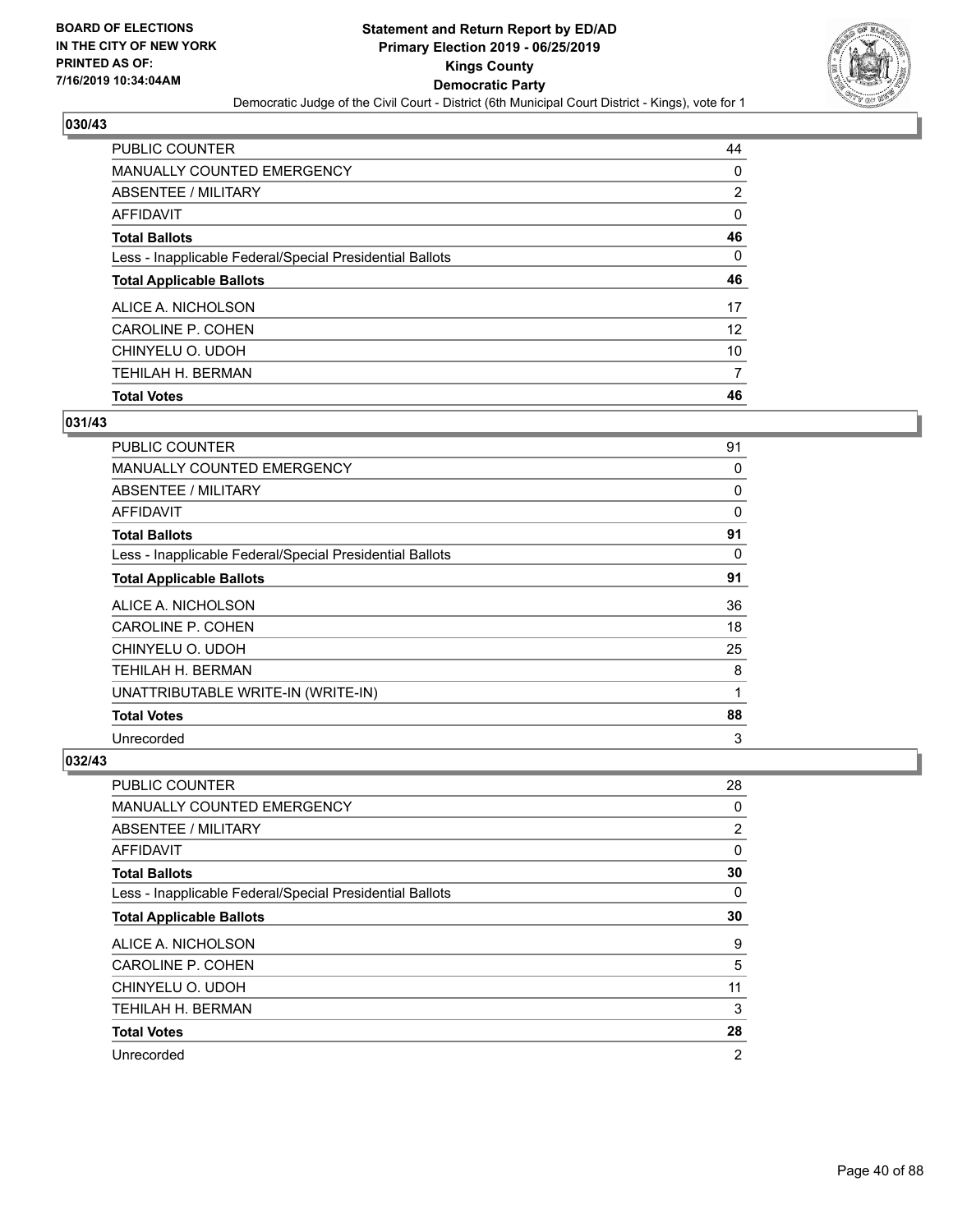BOARD OF ELECTIONS
IN THE CITY OF NEW YORK
PRINTED AS OF:
7/16/2019 10:34:04AM

# Statement and Return Report by ED/AD
## Primary Election 2019 - 06/25/2019
## Kings County
## Democratic Party
Democratic Judge of the Civil Court - District (6th Municipal Court District - Kings), vote for 1

### 030/43

| | |
|---|---|
| PUBLIC COUNTER | 44 |
| MANUALLY COUNTED EMERGENCY | 0 |
| ABSENTEE / MILITARY | 2 |
| AFFIDAVIT | 0 |
| **Total Ballots** | **46** |
| Less - Inapplicable Federal/Special Presidential Ballots | 0 |
| **Total Applicable Ballots** | **46** |
| ALICE A. NICHOLSON | 17 |
| CAROLINE P. COHEN | 12 |
| CHINYELU O. UDOH | 10 |
| TEHILAH H. BERMAN | 7 |
| **Total Votes** | **46** |

### 031/43

| | |
|---|---|
| PUBLIC COUNTER | 91 |
| MANUALLY COUNTED EMERGENCY | 0 |
| ABSENTEE / MILITARY | 0 |
| AFFIDAVIT | 0 |
| **Total Ballots** | **91** |
| Less - Inapplicable Federal/Special Presidential Ballots | 0 |
| **Total Applicable Ballots** | **91** |
| ALICE A. NICHOLSON | 36 |
| CAROLINE P. COHEN | 18 |
| CHINYELU O. UDOH | 25 |
| TEHILAH H. BERMAN | 8 |
| UNATTRIBUTABLE WRITE-IN (WRITE-IN) | 1 |
| **Total Votes** | **88** |
| Unrecorded | 3 |

### 032/43

| | |
|---|---|
| PUBLIC COUNTER | 28 |
| MANUALLY COUNTED EMERGENCY | 0 |
| ABSENTEE / MILITARY | 2 |
| AFFIDAVIT | 0 |
| **Total Ballots** | **30** |
| Less - Inapplicable Federal/Special Presidential Ballots | 0 |
| **Total Applicable Ballots** | **30** |
| ALICE A. NICHOLSON | 9 |
| CAROLINE P. COHEN | 5 |
| CHINYELU O. UDOH | 11 |
| TEHILAH H. BERMAN | 3 |
| **Total Votes** | **28** |
| Unrecorded | 2 |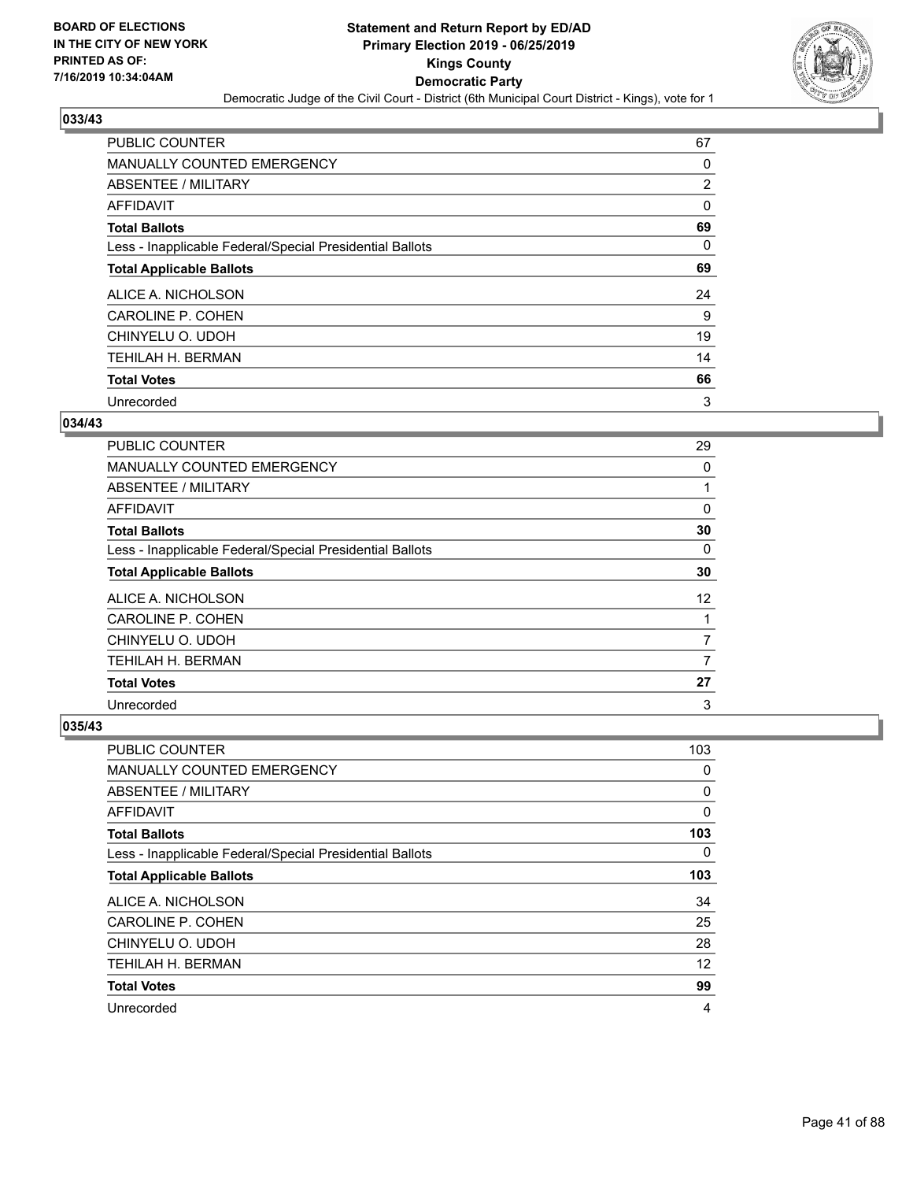**Statement and Return Report by ED/AD**
**Primary Election 2019 - 06/25/2019**
**Kings County**
**Democratic Party**
Democratic Judge of the Civil Court - District (6th Municipal Court District - Kings), vote for 1

BOARD OF ELECTIONS
IN THE CITY OF NEW YORK
PRINTED AS OF:
7/16/2019 10:34:04AM

### 033/43

| | |
|---|---|
| PUBLIC COUNTER | 67 |
| MANUALLY COUNTED EMERGENCY | 0 |
| ABSENTEE / MILITARY | 2 |
| AFFIDAVIT | 0 |
| **Total Ballots** | **69** |
| Less - Inapplicable Federal/Special Presidential Ballots | 0 |
| **Total Applicable Ballots** | **69** |
| ALICE A. NICHOLSON | 24 |
| CAROLINE P. COHEN | 9 |
| CHINYELU O. UDOH | 19 |
| TEHILAH H. BERMAN | 14 |
| **Total Votes** | **66** |
| Unrecorded | 3 |

### 034/43

| | |
|---|---|
| PUBLIC COUNTER | 29 |
| MANUALLY COUNTED EMERGENCY | 0 |
| ABSENTEE / MILITARY | 1 |
| AFFIDAVIT | 0 |
| **Total Ballots** | **30** |
| Less - Inapplicable Federal/Special Presidential Ballots | 0 |
| **Total Applicable Ballots** | **30** |
| ALICE A. NICHOLSON | 12 |
| CAROLINE P. COHEN | 1 |
| CHINYELU O. UDOH | 7 |
| TEHILAH H. BERMAN | 7 |
| **Total Votes** | **27** |
| Unrecorded | 3 |

### 035/43

| | |
|---|---|
| PUBLIC COUNTER | 103 |
| MANUALLY COUNTED EMERGENCY | 0 |
| ABSENTEE / MILITARY | 0 |
| AFFIDAVIT | 0 |
| **Total Ballots** | **103** |
| Less - Inapplicable Federal/Special Presidential Ballots | 0 |
| **Total Applicable Ballots** | **103** |
| ALICE A. NICHOLSON | 34 |
| CAROLINE P. COHEN | 25 |
| CHINYELU O. UDOH | 28 |
| TEHILAH H. BERMAN | 12 |
| **Total Votes** | **99** |
| Unrecorded | 4 |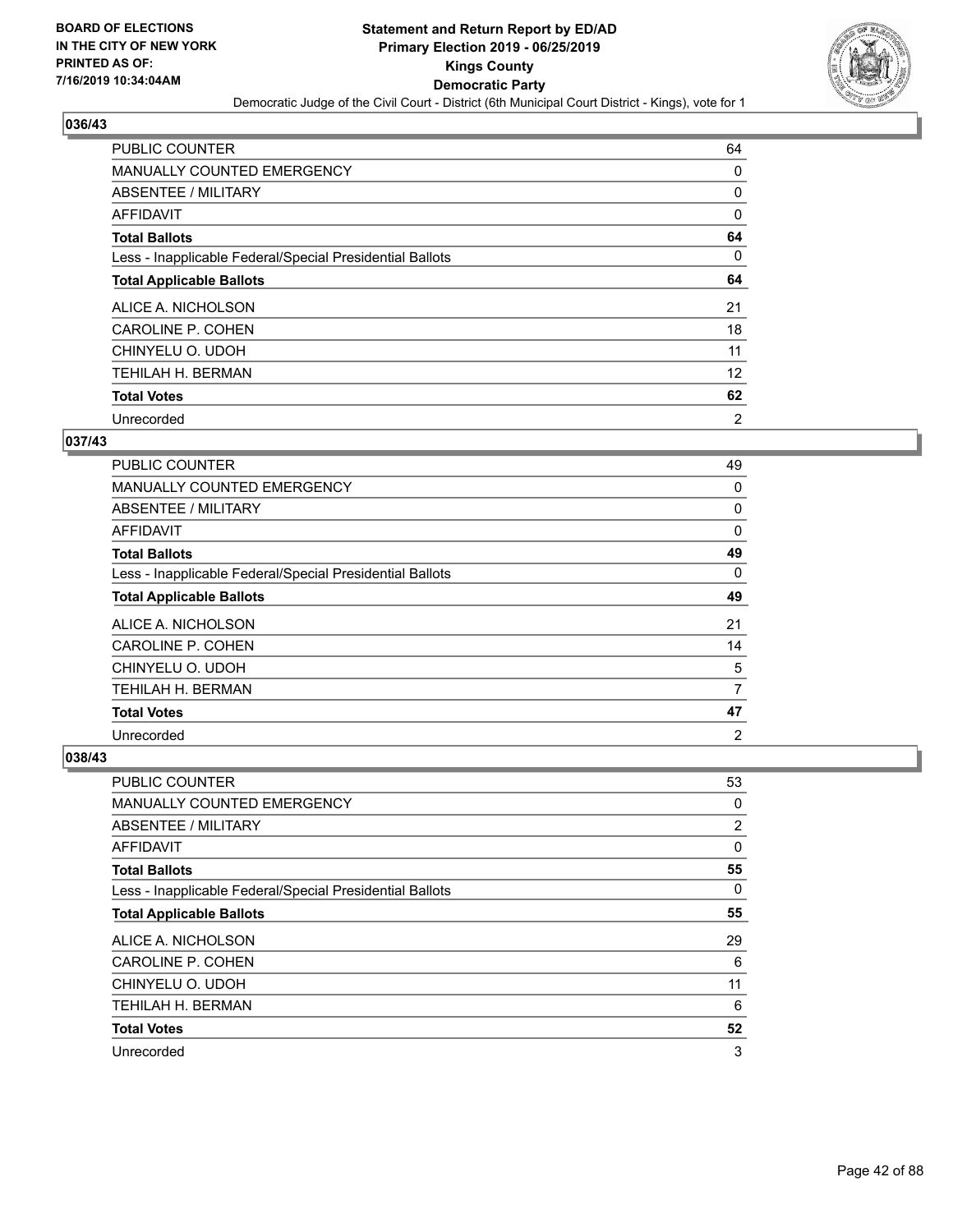## 036/43

| | |
|---|---|
| PUBLIC COUNTER | 64 |
| MANUALLY COUNTED EMERGENCY | 0 |
| ABSENTEE / MILITARY | 0 |
| AFFIDAVIT | 0 |
| **Total Ballots** | **64** |
| Less - Inapplicable Federal/Special Presidential Ballots | 0 |
| **Total Applicable Ballots** | **64** |
| ALICE A. NICHOLSON | 21 |
| CAROLINE P. COHEN | 18 |
| CHINYELU O. UDOH | 11 |
| TEHILAH H. BERMAN | 12 |
| **Total Votes** | **62** |
| Unrecorded | 2 |

## 037/43

| | |
|---|---|
| PUBLIC COUNTER | 49 |
| MANUALLY COUNTED EMERGENCY | 0 |
| ABSENTEE / MILITARY | 0 |
| AFFIDAVIT | 0 |
| **Total Ballots** | **49** |
| Less - Inapplicable Federal/Special Presidential Ballots | 0 |
| **Total Applicable Ballots** | **49** |
| ALICE A. NICHOLSON | 21 |
| CAROLINE P. COHEN | 14 |
| CHINYELU O. UDOH | 5 |
| TEHILAH H. BERMAN | 7 |
| **Total Votes** | **47** |
| Unrecorded | 2 |

## 038/43

| | |
|---|---|
| PUBLIC COUNTER | 53 |
| MANUALLY COUNTED EMERGENCY | 0 |
| ABSENTEE / MILITARY | 2 |
| AFFIDAVIT | 0 |
| **Total Ballots** | **55** |
| Less - Inapplicable Federal/Special Presidential Ballots | 0 |
| **Total Applicable Ballots** | **55** |
| ALICE A. NICHOLSON | 29 |
| CAROLINE P. COHEN | 6 |
| CHINYELU O. UDOH | 11 |
| TEHILAH H. BERMAN | 6 |
| **Total Votes** | **52** |
| Unrecorded | 3 |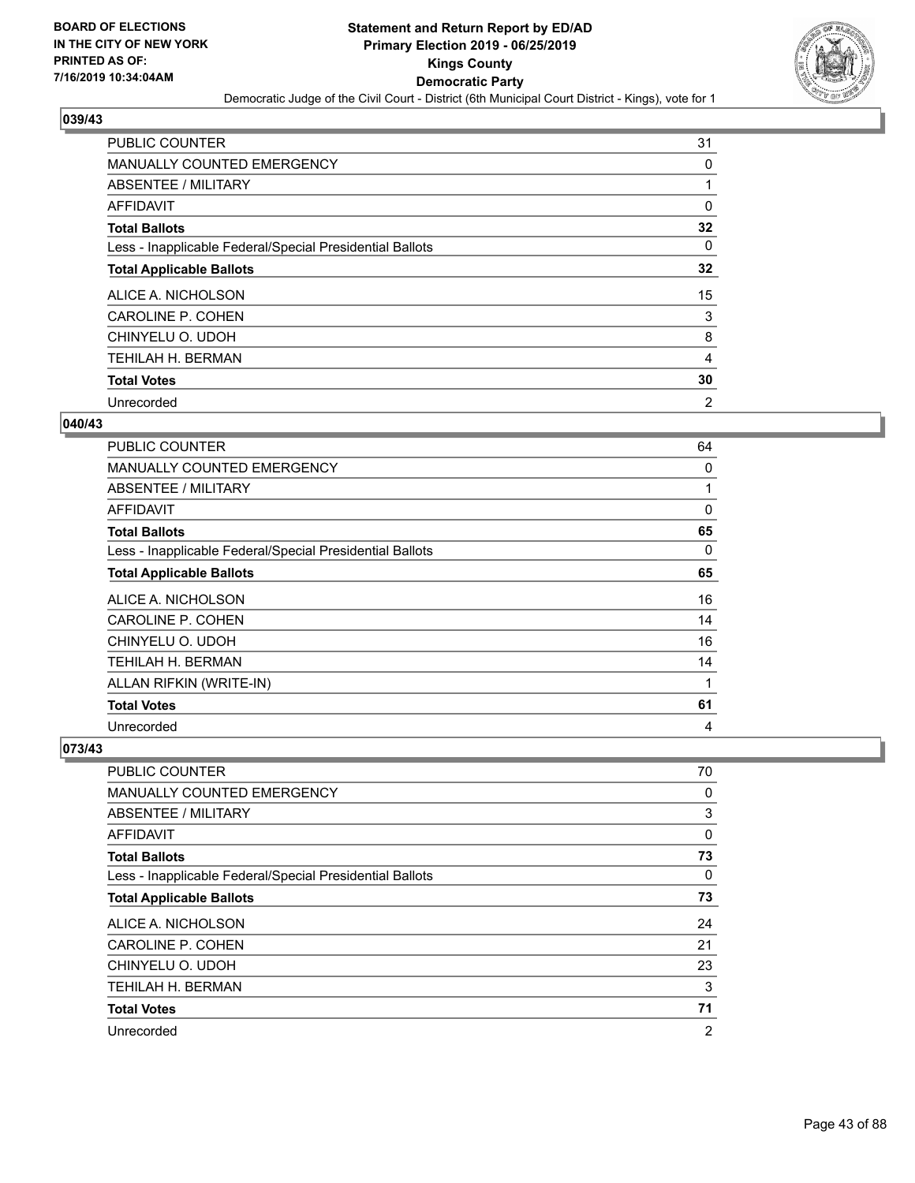# Statement and Return Report by ED/AD
## Primary Election 2019 - 06/25/2019
## Kings County
## Democratic Party
### Democratic Judge of the Civil Court - District (6th Municipal Court District - Kings), vote for 1

BOARD OF ELECTIONS
IN THE CITY OF NEW YORK
PRINTED AS OF:
7/16/2019 10:34:04AM

### 039/43

| | |
|---|---|
| PUBLIC COUNTER | 31 |
| MANUALLY COUNTED EMERGENCY | 0 |
| ABSENTEE / MILITARY | 1 |
| AFFIDAVIT | 0 |
| **Total Ballots** | **32** |
| Less - Inapplicable Federal/Special Presidential Ballots | 0 |
| **Total Applicable Ballots** | **32** |
| ALICE A. NICHOLSON | 15 |
| CAROLINE P. COHEN | 3 |
| CHINYELU O. UDOH | 8 |
| TEHILAH H. BERMAN | 4 |
| **Total Votes** | **30** |
| Unrecorded | 2 |

### 040/43

| | |
|---|---|
| PUBLIC COUNTER | 64 |
| MANUALLY COUNTED EMERGENCY | 0 |
| ABSENTEE / MILITARY | 1 |
| AFFIDAVIT | 0 |
| **Total Ballots** | **65** |
| Less - Inapplicable Federal/Special Presidential Ballots | 0 |
| **Total Applicable Ballots** | **65** |
| ALICE A. NICHOLSON | 16 |
| CAROLINE P. COHEN | 14 |
| CHINYELU O. UDOH | 16 |
| TEHILAH H. BERMAN | 14 |
| ALLAN RIFKIN (WRITE-IN) | 1 |
| **Total Votes** | **61** |
| Unrecorded | 4 |

### 073/43

| | |
|---|---|
| PUBLIC COUNTER | 70 |
| MANUALLY COUNTED EMERGENCY | 0 |
| ABSENTEE / MILITARY | 3 |
| AFFIDAVIT | 0 |
| **Total Ballots** | **73** |
| Less - Inapplicable Federal/Special Presidential Ballots | 0 |
| **Total Applicable Ballots** | **73** |
| ALICE A. NICHOLSON | 24 |
| CAROLINE P. COHEN | 21 |
| CHINYELU O. UDOH | 23 |
| TEHILAH H. BERMAN | 3 |
| **Total Votes** | **71** |
| Unrecorded | 2 |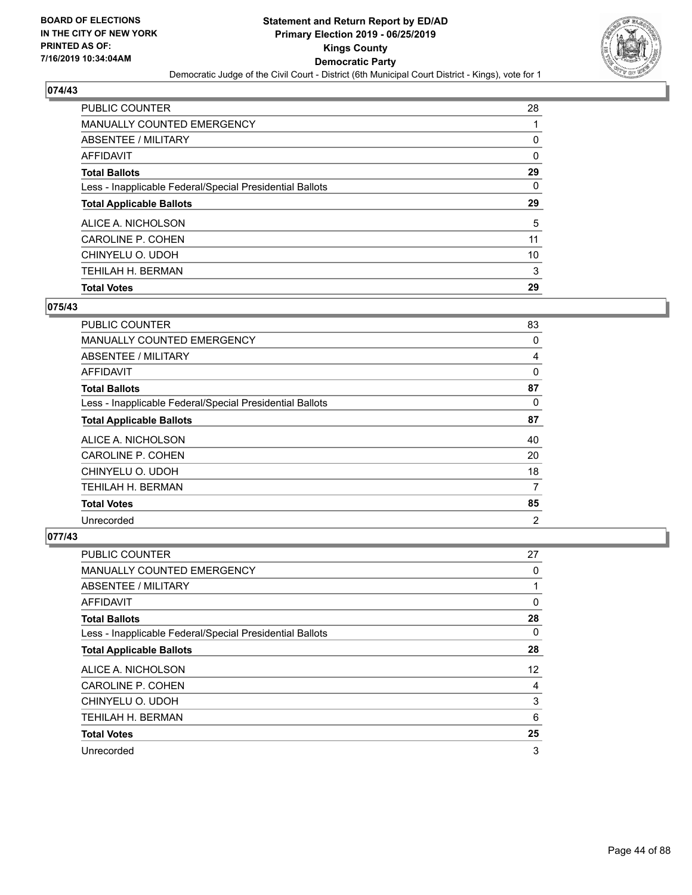## 074/43

| | |
|---|---|
| PUBLIC COUNTER | 28 |
| MANUALLY COUNTED EMERGENCY | 1 |
| ABSENTEE / MILITARY | 0 |
| AFFIDAVIT | 0 |
| **Total Ballots** | **29** |
| Less - Inapplicable Federal/Special Presidential Ballots | 0 |
| **Total Applicable Ballots** | **29** |
| ALICE A. NICHOLSON | 5 |
| CAROLINE P. COHEN | 11 |
| CHINYELU O. UDOH | 10 |
| TEHILAH H. BERMAN | 3 |
| **Total Votes** | **29** |

## 075/43

| | |
|---|---|
| PUBLIC COUNTER | 83 |
| MANUALLY COUNTED EMERGENCY | 0 |
| ABSENTEE / MILITARY | 4 |
| AFFIDAVIT | 0 |
| **Total Ballots** | **87** |
| Less - Inapplicable Federal/Special Presidential Ballots | 0 |
| **Total Applicable Ballots** | **87** |
| ALICE A. NICHOLSON | 40 |
| CAROLINE P. COHEN | 20 |
| CHINYELU O. UDOH | 18 |
| TEHILAH H. BERMAN | 7 |
| **Total Votes** | **85** |
| Unrecorded | 2 |

## 077/43

| | |
|---|---|
| PUBLIC COUNTER | 27 |
| MANUALLY COUNTED EMERGENCY | 0 |
| ABSENTEE / MILITARY | 1 |
| AFFIDAVIT | 0 |
| **Total Ballots** | **28** |
| Less - Inapplicable Federal/Special Presidential Ballots | 0 |
| **Total Applicable Ballots** | **28** |
| ALICE A. NICHOLSON | 12 |
| CAROLINE P. COHEN | 4 |
| CHINYELU O. UDOH | 3 |
| TEHILAH H. BERMAN | 6 |
| **Total Votes** | **25** |
| Unrecorded | 3 |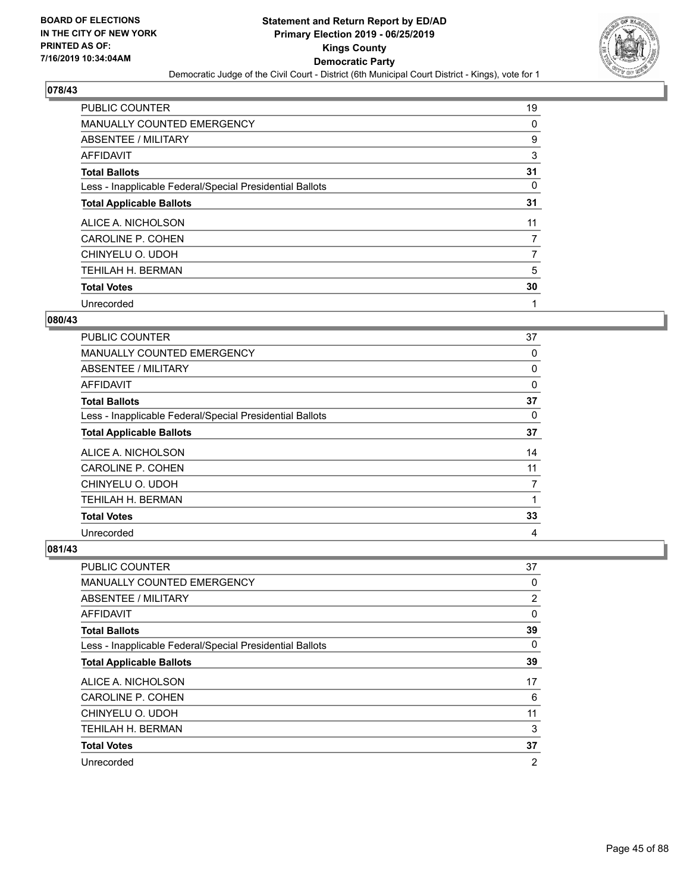BOARD OF ELECTIONS
IN THE CITY OF NEW YORK
PRINTED AS OF:
7/16/2019 10:34:04AM

**Statement and Return Report by ED/AD**
**Primary Election 2019 - 06/25/2019**
**Kings County**
**Democratic Party**
Democratic Judge of the Civil Court - District (6th Municipal Court District - Kings), vote for 1

### 078/43

| | |
|---|---|
| PUBLIC COUNTER | 19 |
| MANUALLY COUNTED EMERGENCY | 0 |
| ABSENTEE / MILITARY | 9 |
| AFFIDAVIT | 3 |
| **Total Ballots** | **31** |
| Less - Inapplicable Federal/Special Presidential Ballots | 0 |
| **Total Applicable Ballots** | **31** |
| ALICE A. NICHOLSON | 11 |
| CAROLINE P. COHEN | 7 |
| CHINYELU O. UDOH | 7 |
| TEHILAH H. BERMAN | 5 |
| **Total Votes** | **30** |
| Unrecorded | 1 |

### 080/43

| | |
|---|---|
| PUBLIC COUNTER | 37 |
| MANUALLY COUNTED EMERGENCY | 0 |
| ABSENTEE / MILITARY | 0 |
| AFFIDAVIT | 0 |
| **Total Ballots** | **37** |
| Less - Inapplicable Federal/Special Presidential Ballots | 0 |
| **Total Applicable Ballots** | **37** |
| ALICE A. NICHOLSON | 14 |
| CAROLINE P. COHEN | 11 |
| CHINYELU O. UDOH | 7 |
| TEHILAH H. BERMAN | 1 |
| **Total Votes** | **33** |
| Unrecorded | 4 |

### 081/43

| | |
|---|---|
| PUBLIC COUNTER | 37 |
| MANUALLY COUNTED EMERGENCY | 0 |
| ABSENTEE / MILITARY | 2 |
| AFFIDAVIT | 0 |
| **Total Ballots** | **39** |
| Less - Inapplicable Federal/Special Presidential Ballots | 0 |
| **Total Applicable Ballots** | **39** |
| ALICE A. NICHOLSON | 17 |
| CAROLINE P. COHEN | 6 |
| CHINYELU O. UDOH | 11 |
| TEHILAH H. BERMAN | 3 |
| **Total Votes** | **37** |
| Unrecorded | 2 |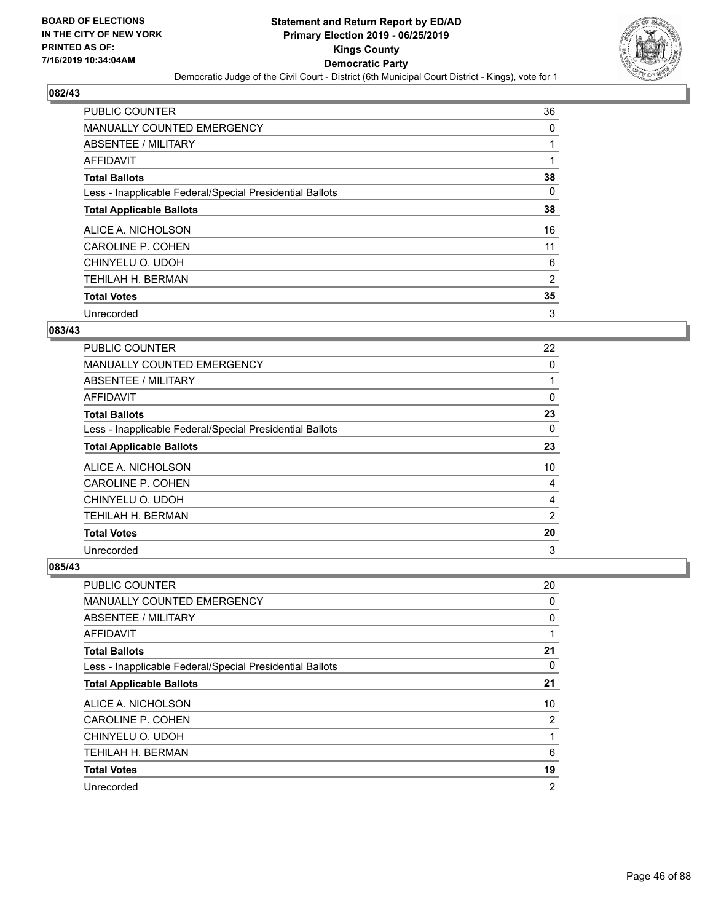## 082/43

| | |
|---|---|
| PUBLIC COUNTER | 36 |
| MANUALLY COUNTED EMERGENCY | 0 |
| ABSENTEE / MILITARY | 1 |
| AFFIDAVIT | 1 |
| **Total Ballots** | **38** |
| Less - Inapplicable Federal/Special Presidential Ballots | 0 |
| **Total Applicable Ballots** | **38** |
| ALICE A. NICHOLSON | 16 |
| CAROLINE P. COHEN | 11 |
| CHINYELU O. UDOH | 6 |
| TEHILAH H. BERMAN | 2 |
| **Total Votes** | **35** |
| Unrecorded | 3 |

## 083/43

| | |
|---|---|
| PUBLIC COUNTER | 22 |
| MANUALLY COUNTED EMERGENCY | 0 |
| ABSENTEE / MILITARY | 1 |
| AFFIDAVIT | 0 |
| **Total Ballots** | **23** |
| Less - Inapplicable Federal/Special Presidential Ballots | 0 |
| **Total Applicable Ballots** | **23** |
| ALICE A. NICHOLSON | 10 |
| CAROLINE P. COHEN | 4 |
| CHINYELU O. UDOH | 4 |
| TEHILAH H. BERMAN | 2 |
| **Total Votes** | **20** |
| Unrecorded | 3 |

## 085/43

| | |
|---|---|
| PUBLIC COUNTER | 20 |
| MANUALLY COUNTED EMERGENCY | 0 |
| ABSENTEE / MILITARY | 0 |
| AFFIDAVIT | 1 |
| **Total Ballots** | **21** |
| Less - Inapplicable Federal/Special Presidential Ballots | 0 |
| **Total Applicable Ballots** | **21** |
| ALICE A. NICHOLSON | 10 |
| CAROLINE P. COHEN | 2 |
| CHINYELU O. UDOH | 1 |
| TEHILAH H. BERMAN | 6 |
| **Total Votes** | **19** |
| Unrecorded | 2 |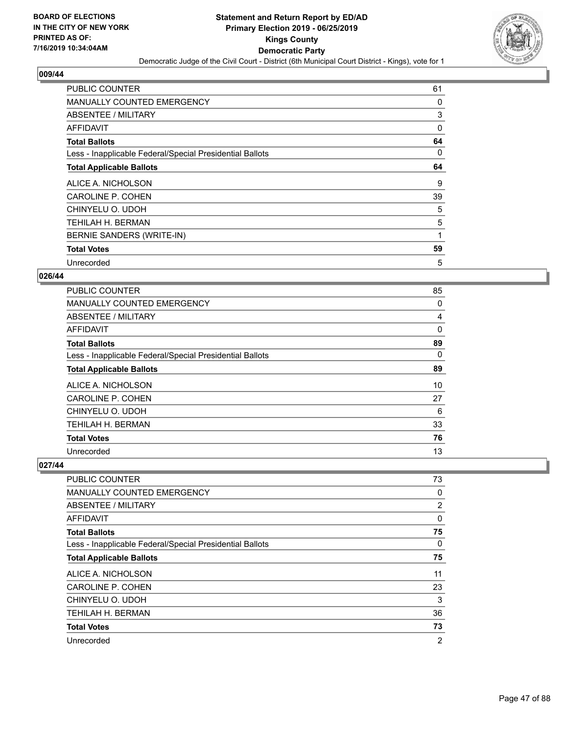**BOARD OF ELECTIONS IN THE CITY OF NEW YORK PRINTED AS OF: 7/16/2019 10:34:04AM**

# Statement and Return Report by ED/AD
## Primary Election 2019 - 06/25/2019
## Kings County
## Democratic Party
### Democratic Judge of the Civil Court - District (6th Municipal Court District - Kings), vote for 1

### 009/44

| | |
|---|---|
| PUBLIC COUNTER | 61 |
| MANUALLY COUNTED EMERGENCY | 0 |
| ABSENTEE / MILITARY | 3 |
| AFFIDAVIT | 0 |
| **Total Ballots** | **64** |
| Less - Inapplicable Federal/Special Presidential Ballots | 0 |
| **Total Applicable Ballots** | **64** |
| ALICE A. NICHOLSON | 9 |
| CAROLINE P. COHEN | 39 |
| CHINYELU O. UDOH | 5 |
| TEHILAH H. BERMAN | 5 |
| BERNIE SANDERS (WRITE-IN) | 1 |
| **Total Votes** | **59** |
| Unrecorded | 5 |

### 026/44

| | |
|---|---|
| PUBLIC COUNTER | 85 |
| MANUALLY COUNTED EMERGENCY | 0 |
| ABSENTEE / MILITARY | 4 |
| AFFIDAVIT | 0 |
| **Total Ballots** | **89** |
| Less - Inapplicable Federal/Special Presidential Ballots | 0 |
| **Total Applicable Ballots** | **89** |
| ALICE A. NICHOLSON | 10 |
| CAROLINE P. COHEN | 27 |
| CHINYELU O. UDOH | 6 |
| TEHILAH H. BERMAN | 33 |
| **Total Votes** | **76** |
| Unrecorded | 13 |

### 027/44

| | |
|---|---|
| PUBLIC COUNTER | 73 |
| MANUALLY COUNTED EMERGENCY | 0 |
| ABSENTEE / MILITARY | 2 |
| AFFIDAVIT | 0 |
| **Total Ballots** | **75** |
| Less - Inapplicable Federal/Special Presidential Ballots | 0 |
| **Total Applicable Ballots** | **75** |
| ALICE A. NICHOLSON | 11 |
| CAROLINE P. COHEN | 23 |
| CHINYELU O. UDOH | 3 |
| TEHILAH H. BERMAN | 36 |
| **Total Votes** | **73** |
| Unrecorded | 2 |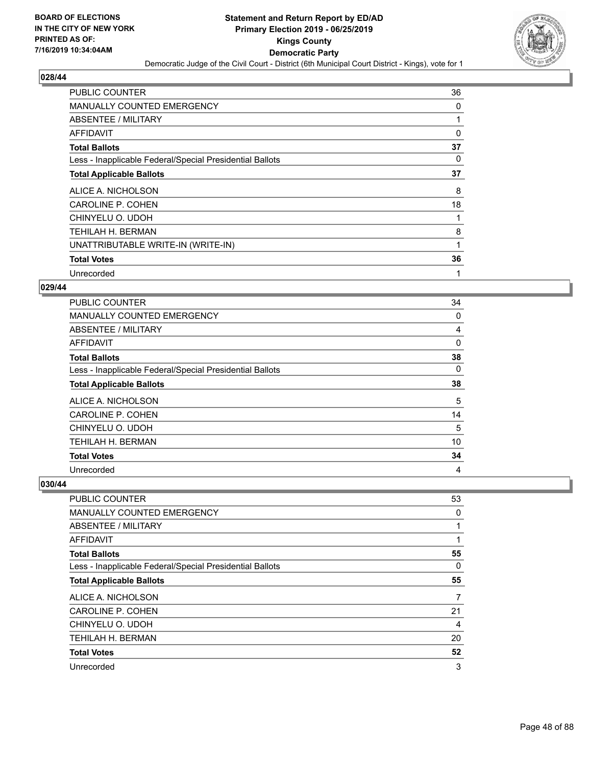## 028/44

| | |
|---|---|
| PUBLIC COUNTER | 36 |
| MANUALLY COUNTED EMERGENCY | 0 |
| ABSENTEE / MILITARY | 1 |
| AFFIDAVIT | 0 |
| **Total Ballots** | **37** |
| Less - Inapplicable Federal/Special Presidential Ballots | 0 |
| **Total Applicable Ballots** | **37** |
| ALICE A. NICHOLSON | 8 |
| CAROLINE P. COHEN | 18 |
| CHINYELU O. UDOH | 1 |
| TEHILAH H. BERMAN | 8 |
| UNATTRIBUTABLE WRITE-IN (WRITE-IN) | 1 |
| **Total Votes** | **36** |
| Unrecorded | 1 |

## 029/44

| | |
|---|---|
| PUBLIC COUNTER | 34 |
| MANUALLY COUNTED EMERGENCY | 0 |
| ABSENTEE / MILITARY | 4 |
| AFFIDAVIT | 0 |
| **Total Ballots** | **38** |
| Less - Inapplicable Federal/Special Presidential Ballots | 0 |
| **Total Applicable Ballots** | **38** |
| ALICE A. NICHOLSON | 5 |
| CAROLINE P. COHEN | 14 |
| CHINYELU O. UDOH | 5 |
| TEHILAH H. BERMAN | 10 |
| **Total Votes** | **34** |
| Unrecorded | 4 |

## 030/44

| | |
|---|---|
| PUBLIC COUNTER | 53 |
| MANUALLY COUNTED EMERGENCY | 0 |
| ABSENTEE / MILITARY | 1 |
| AFFIDAVIT | 1 |
| **Total Ballots** | **55** |
| Less - Inapplicable Federal/Special Presidential Ballots | 0 |
| **Total Applicable Ballots** | **55** |
| ALICE A. NICHOLSON | 7 |
| CAROLINE P. COHEN | 21 |
| CHINYELU O. UDOH | 4 |
| TEHILAH H. BERMAN | 20 |
| **Total Votes** | **52** |
| Unrecorded | 3 |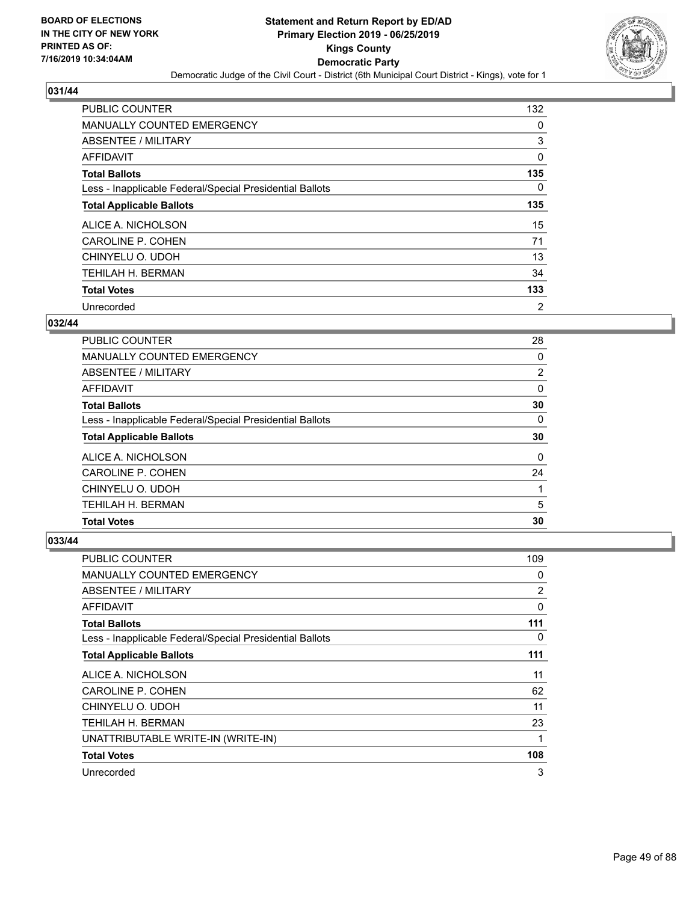## 031/44

| | |
|---|---|
| PUBLIC COUNTER | 132 |
| MANUALLY COUNTED EMERGENCY | 0 |
| ABSENTEE / MILITARY | 3 |
| AFFIDAVIT | 0 |
| **Total Ballots** | **135** |
| Less - Inapplicable Federal/Special Presidential Ballots | 0 |
| **Total Applicable Ballots** | **135** |
| ALICE A. NICHOLSON | 15 |
| CAROLINE P. COHEN | 71 |
| CHINYELU O. UDOH | 13 |
| TEHILAH H. BERMAN | 34 |
| **Total Votes** | **133** |
| Unrecorded | 2 |

## 032/44

| | |
|---|---|
| PUBLIC COUNTER | 28 |
| MANUALLY COUNTED EMERGENCY | 0 |
| ABSENTEE / MILITARY | 2 |
| AFFIDAVIT | 0 |
| **Total Ballots** | **30** |
| Less - Inapplicable Federal/Special Presidential Ballots | 0 |
| **Total Applicable Ballots** | **30** |
| ALICE A. NICHOLSON | 0 |
| CAROLINE P. COHEN | 24 |
| CHINYELU O. UDOH | 1 |
| TEHILAH H. BERMAN | 5 |
| **Total Votes** | **30** |

## 033/44

| | |
|---|---|
| PUBLIC COUNTER | 109 |
| MANUALLY COUNTED EMERGENCY | 0 |
| ABSENTEE / MILITARY | 2 |
| AFFIDAVIT | 0 |
| **Total Ballots** | **111** |
| Less - Inapplicable Federal/Special Presidential Ballots | 0 |
| **Total Applicable Ballots** | **111** |
| ALICE A. NICHOLSON | 11 |
| CAROLINE P. COHEN | 62 |
| CHINYELU O. UDOH | 11 |
| TEHILAH H. BERMAN | 23 |
| UNATTRIBUTABLE WRITE-IN (WRITE-IN) | 1 |
| **Total Votes** | **108** |
| Unrecorded | 3 |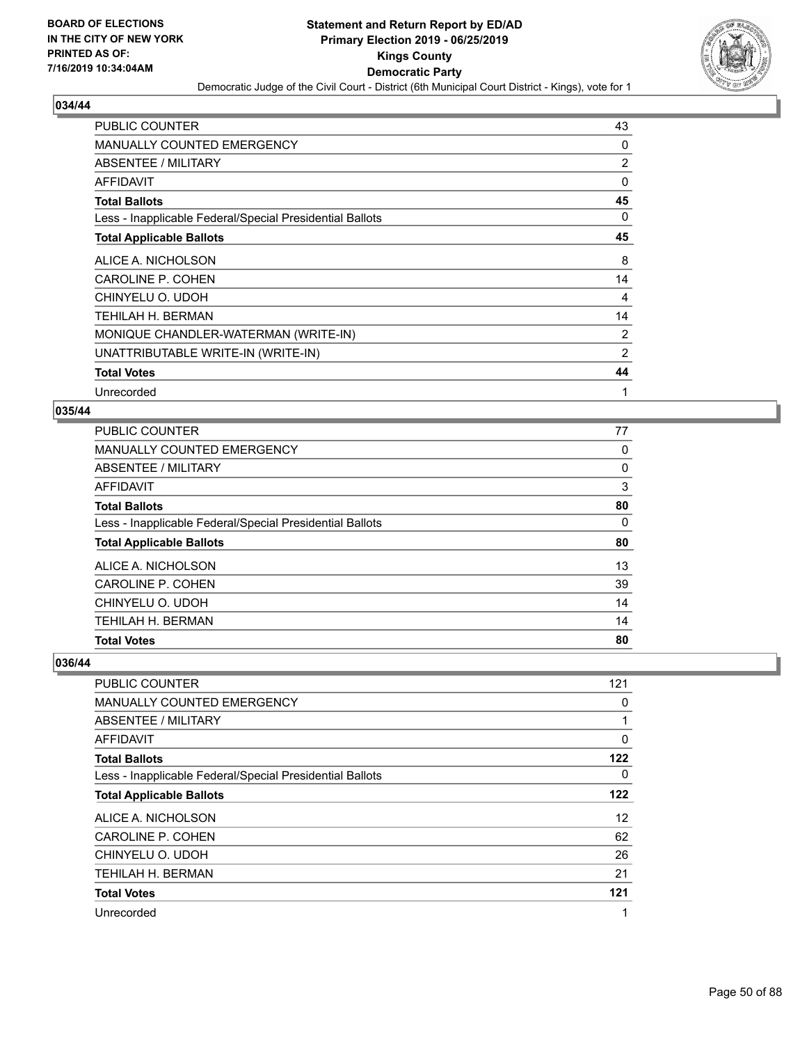## 034/44

| | |
|---|---|
| PUBLIC COUNTER | 43 |
| MANUALLY COUNTED EMERGENCY | 0 |
| ABSENTEE / MILITARY | 2 |
| AFFIDAVIT | 0 |
| **Total Ballots** | **45** |
| Less - Inapplicable Federal/Special Presidential Ballots | 0 |
| **Total Applicable Ballots** | **45** |
| ALICE A. NICHOLSON | 8 |
| CAROLINE P. COHEN | 14 |
| CHINYELU O. UDOH | 4 |
| TEHILAH H. BERMAN | 14 |
| MONIQUE CHANDLER-WATERMAN (WRITE-IN) | 2 |
| UNATTRIBUTABLE WRITE-IN (WRITE-IN) | 2 |
| **Total Votes** | **44** |
| Unrecorded | 1 |

## 035/44

| | |
|---|---|
| PUBLIC COUNTER | 77 |
| MANUALLY COUNTED EMERGENCY | 0 |
| ABSENTEE / MILITARY | 0 |
| AFFIDAVIT | 3 |
| **Total Ballots** | **80** |
| Less - Inapplicable Federal/Special Presidential Ballots | 0 |
| **Total Applicable Ballots** | **80** |
| ALICE A. NICHOLSON | 13 |
| CAROLINE P. COHEN | 39 |
| CHINYELU O. UDOH | 14 |
| TEHILAH H. BERMAN | 14 |
| **Total Votes** | **80** |

## 036/44

| | |
|---|---|
| PUBLIC COUNTER | 121 |
| MANUALLY COUNTED EMERGENCY | 0 |
| ABSENTEE / MILITARY | 1 |
| AFFIDAVIT | 0 |
| **Total Ballots** | **122** |
| Less - Inapplicable Federal/Special Presidential Ballots | 0 |
| **Total Applicable Ballots** | **122** |
| ALICE A. NICHOLSON | 12 |
| CAROLINE P. COHEN | 62 |
| CHINYELU O. UDOH | 26 |
| TEHILAH H. BERMAN | 21 |
| **Total Votes** | **121** |
| Unrecorded | 1 |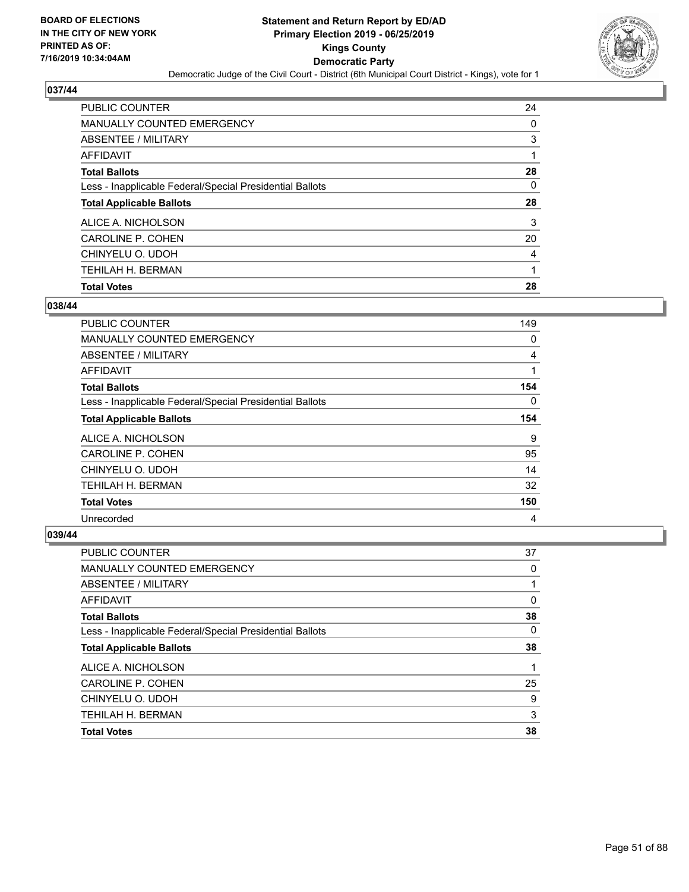BOARD OF ELECTIONS
IN THE CITY OF NEW YORK
PRINTED AS OF:
7/16/2019 10:34:04AM

# Statement and Return Report by ED/AD
## Primary Election 2019 - 06/25/2019
## Kings County
## Democratic Party

Democratic Judge of the Civil Court - District (6th Municipal Court District - Kings), vote for 1

### 037/44

| | |
|---|---|
| PUBLIC COUNTER | 24 |
| MANUALLY COUNTED EMERGENCY | 0 |
| ABSENTEE / MILITARY | 3 |
| AFFIDAVIT | 1 |
| **Total Ballots** | **28** |
| Less - Inapplicable Federal/Special Presidential Ballots | 0 |
| **Total Applicable Ballots** | **28** |
| ALICE A. NICHOLSON | 3 |
| CAROLINE P. COHEN | 20 |
| CHINYELU O. UDOH | 4 |
| TEHILAH H. BERMAN | 1 |
| **Total Votes** | **28** |

### 038/44

| | |
|---|---|
| PUBLIC COUNTER | 149 |
| MANUALLY COUNTED EMERGENCY | 0 |
| ABSENTEE / MILITARY | 4 |
| AFFIDAVIT | 1 |
| **Total Ballots** | **154** |
| Less - Inapplicable Federal/Special Presidential Ballots | 0 |
| **Total Applicable Ballots** | **154** |
| ALICE A. NICHOLSON | 9 |
| CAROLINE P. COHEN | 95 |
| CHINYELU O. UDOH | 14 |
| TEHILAH H. BERMAN | 32 |
| **Total Votes** | **150** |
| Unrecorded | 4 |

### 039/44

| | |
|---|---|
| PUBLIC COUNTER | 37 |
| MANUALLY COUNTED EMERGENCY | 0 |
| ABSENTEE / MILITARY | 1 |
| AFFIDAVIT | 0 |
| **Total Ballots** | **38** |
| Less - Inapplicable Federal/Special Presidential Ballots | 0 |
| **Total Applicable Ballots** | **38** |
| ALICE A. NICHOLSON | 1 |
| CAROLINE P. COHEN | 25 |
| CHINYELU O. UDOH | 9 |
| TEHILAH H. BERMAN | 3 |
| **Total Votes** | **38** |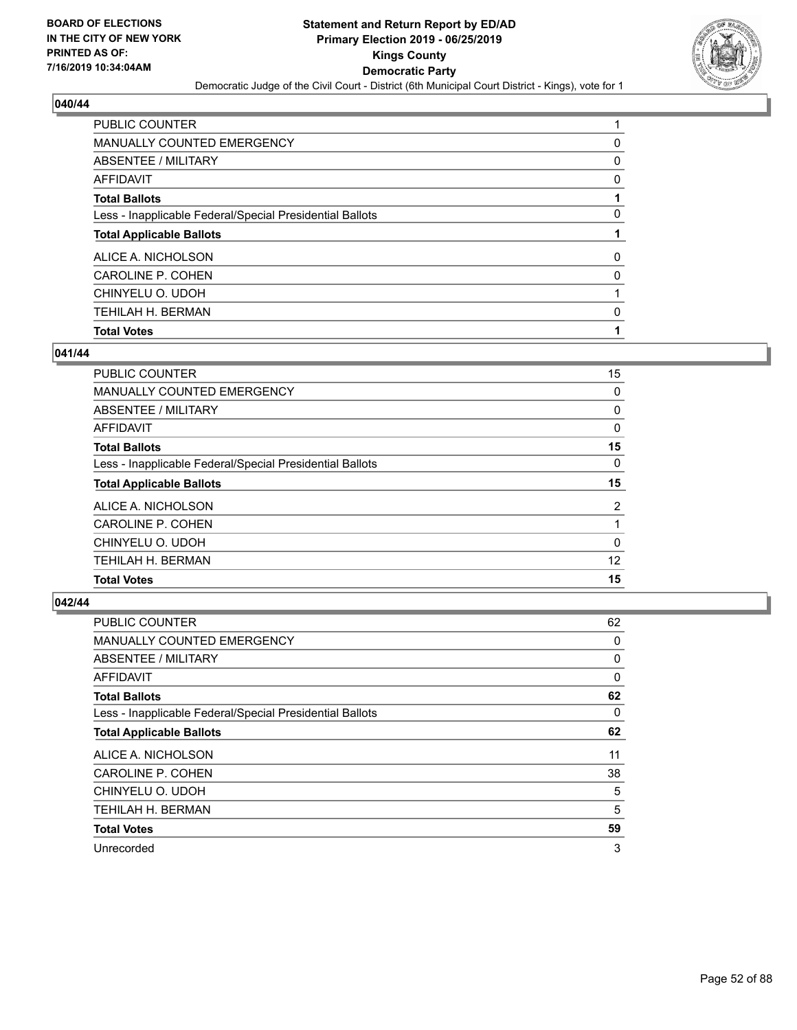**BOARD OF ELECTIONS IN THE CITY OF NEW YORK PRINTED AS OF: 7/16/2019 10:34:04AM**

# Statement and Return Report by ED/AD
## Primary Election 2019 - 06/25/2019
## Kings County
## Democratic Party
### Democratic Judge of the Civil Court - District (6th Municipal Court District - Kings), vote for 1

### 040/44

| | |
|---|---|
| PUBLIC COUNTER | 1 |
| MANUALLY COUNTED EMERGENCY | 0 |
| ABSENTEE / MILITARY | 0 |
| AFFIDAVIT | 0 |
| **Total Ballots** | **1** |
| Less - Inapplicable Federal/Special Presidential Ballots | 0 |
| **Total Applicable Ballots** | **1** |
| ALICE A. NICHOLSON | 0 |
| CAROLINE P. COHEN | 0 |
| CHINYELU O. UDOH | 1 |
| TEHILAH H. BERMAN | 0 |
| **Total Votes** | **1** |

### 041/44

| | |
|---|---|
| PUBLIC COUNTER | 15 |
| MANUALLY COUNTED EMERGENCY | 0 |
| ABSENTEE / MILITARY | 0 |
| AFFIDAVIT | 0 |
| **Total Ballots** | **15** |
| Less - Inapplicable Federal/Special Presidential Ballots | 0 |
| **Total Applicable Ballots** | **15** |
| ALICE A. NICHOLSON | 2 |
| CAROLINE P. COHEN | 1 |
| CHINYELU O. UDOH | 0 |
| TEHILAH H. BERMAN | 12 |
| **Total Votes** | **15** |

### 042/44

| | |
|---|---|
| PUBLIC COUNTER | 62 |
| MANUALLY COUNTED EMERGENCY | 0 |
| ABSENTEE / MILITARY | 0 |
| AFFIDAVIT | 0 |
| **Total Ballots** | **62** |
| Less - Inapplicable Federal/Special Presidential Ballots | 0 |
| **Total Applicable Ballots** | **62** |
| ALICE A. NICHOLSON | 11 |
| CAROLINE P. COHEN | 38 |
| CHINYELU O. UDOH | 5 |
| TEHILAH H. BERMAN | 5 |
| **Total Votes** | **59** |
| Unrecorded | 3 |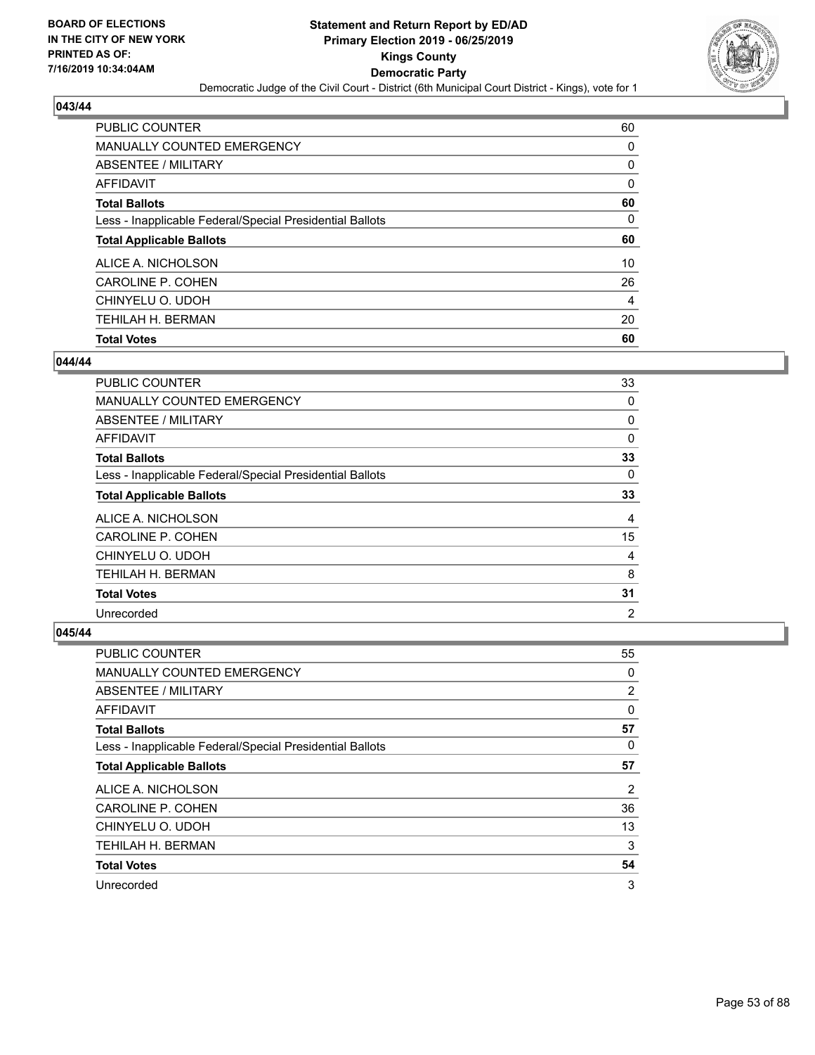## 043/44

| | |
|---|---|
| PUBLIC COUNTER | 60 |
| MANUALLY COUNTED EMERGENCY | 0 |
| ABSENTEE / MILITARY | 0 |
| AFFIDAVIT | 0 |
| **Total Ballots** | **60** |
| Less - Inapplicable Federal/Special Presidential Ballots | 0 |
| **Total Applicable Ballots** | **60** |
| ALICE A. NICHOLSON | 10 |
| CAROLINE P. COHEN | 26 |
| CHINYELU O. UDOH | 4 |
| TEHILAH H. BERMAN | 20 |
| **Total Votes** | **60** |

## 044/44

| | |
|---|---|
| PUBLIC COUNTER | 33 |
| MANUALLY COUNTED EMERGENCY | 0 |
| ABSENTEE / MILITARY | 0 |
| AFFIDAVIT | 0 |
| **Total Ballots** | **33** |
| Less - Inapplicable Federal/Special Presidential Ballots | 0 |
| **Total Applicable Ballots** | **33** |
| ALICE A. NICHOLSON | 4 |
| CAROLINE P. COHEN | 15 |
| CHINYELU O. UDOH | 4 |
| TEHILAH H. BERMAN | 8 |
| **Total Votes** | **31** |
| Unrecorded | 2 |

## 045/44

| | |
|---|---|
| PUBLIC COUNTER | 55 |
| MANUALLY COUNTED EMERGENCY | 0 |
| ABSENTEE / MILITARY | 2 |
| AFFIDAVIT | 0 |
| **Total Ballots** | **57** |
| Less - Inapplicable Federal/Special Presidential Ballots | 0 |
| **Total Applicable Ballots** | **57** |
| ALICE A. NICHOLSON | 2 |
| CAROLINE P. COHEN | 36 |
| CHINYELU O. UDOH | 13 |
| TEHILAH H. BERMAN | 3 |
| **Total Votes** | **54** |
| Unrecorded | 3 |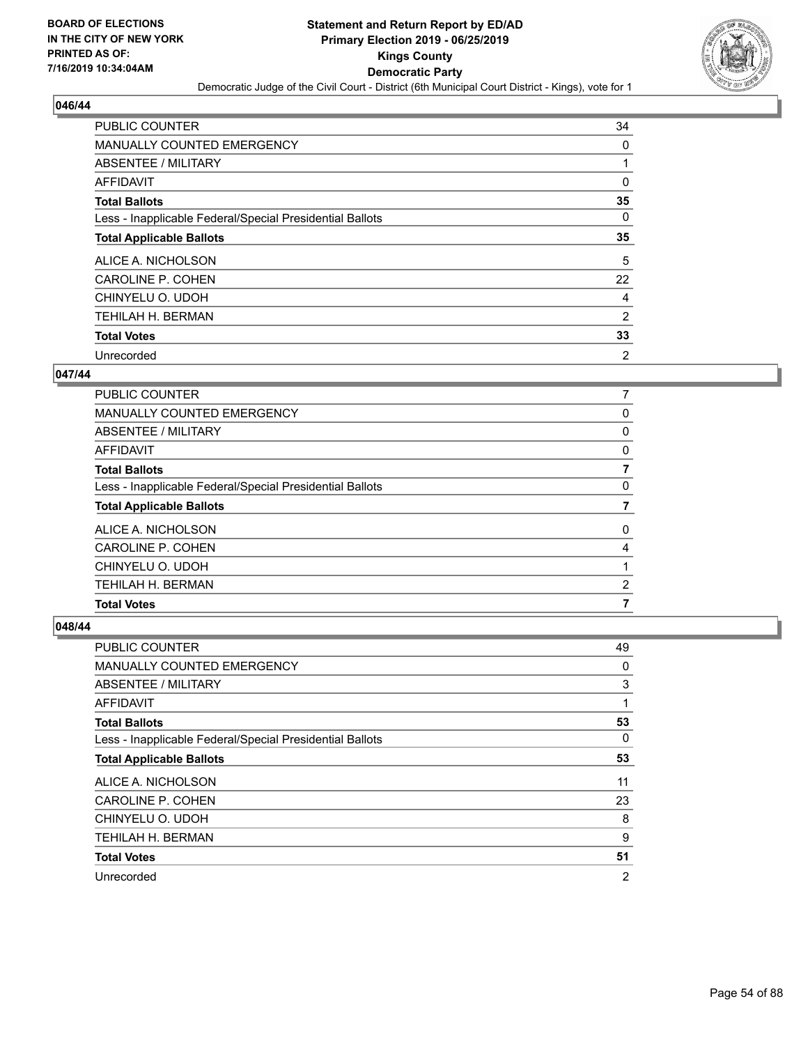**BOARD OF ELECTIONS IN THE CITY OF NEW YORK PRINTED AS OF: 7/16/2019 10:34:04AM**

# Statement and Return Report by ED/AD
## Primary Election 2019 - 06/25/2019
## Kings County
## Democratic Party
### Democratic Judge of the Civil Court - District (6th Municipal Court District - Kings), vote for 1

### 046/44

| | |
|---|---|
| PUBLIC COUNTER | 34 |
| MANUALLY COUNTED EMERGENCY | 0 |
| ABSENTEE / MILITARY | 1 |
| AFFIDAVIT | 0 |
| **Total Ballots** | **35** |
| Less - Inapplicable Federal/Special Presidential Ballots | 0 |
| **Total Applicable Ballots** | **35** |
| ALICE A. NICHOLSON | 5 |
| CAROLINE P. COHEN | 22 |
| CHINYELU O. UDOH | 4 |
| TEHILAH H. BERMAN | 2 |
| **Total Votes** | **33** |
| Unrecorded | 2 |

### 047/44

| | |
|---|---|
| PUBLIC COUNTER | 7 |
| MANUALLY COUNTED EMERGENCY | 0 |
| ABSENTEE / MILITARY | 0 |
| AFFIDAVIT | 0 |
| **Total Ballots** | **7** |
| Less - Inapplicable Federal/Special Presidential Ballots | 0 |
| **Total Applicable Ballots** | **7** |
| ALICE A. NICHOLSON | 0 |
| CAROLINE P. COHEN | 4 |
| CHINYELU O. UDOH | 1 |
| TEHILAH H. BERMAN | 2 |
| **Total Votes** | **7** |

### 048/44

| | |
|---|---|
| PUBLIC COUNTER | 49 |
| MANUALLY COUNTED EMERGENCY | 0 |
| ABSENTEE / MILITARY | 3 |
| AFFIDAVIT | 1 |
| **Total Ballots** | **53** |
| Less - Inapplicable Federal/Special Presidential Ballots | 0 |
| **Total Applicable Ballots** | **53** |
| ALICE A. NICHOLSON | 11 |
| CAROLINE P. COHEN | 23 |
| CHINYELU O. UDOH | 8 |
| TEHILAH H. BERMAN | 9 |
| **Total Votes** | **51** |
| Unrecorded | 2 |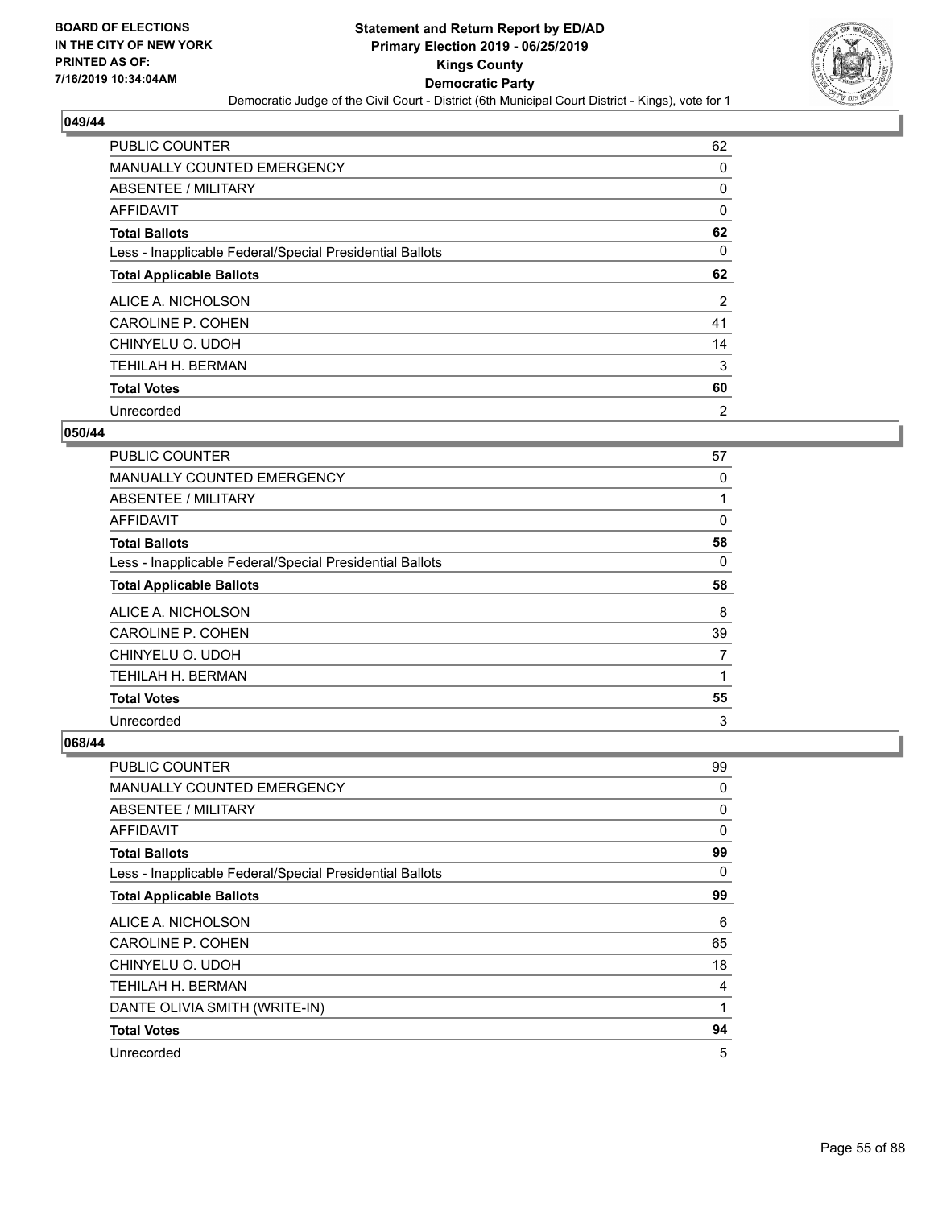**BOARD OF ELECTIONS IN THE CITY OF NEW YORK PRINTED AS OF: 7/16/2019 10:34:04AM**

# Statement and Return Report by ED/AD
## Primary Election 2019 - 06/25/2019
## Kings County
## Democratic Party
### Democratic Judge of the Civil Court - District (6th Municipal Court District - Kings), vote for 1

### 049/44

| | |
|---|---|
| PUBLIC COUNTER | 62 |
| MANUALLY COUNTED EMERGENCY | 0 |
| ABSENTEE / MILITARY | 0 |
| AFFIDAVIT | 0 |
| **Total Ballots** | **62** |
| Less - Inapplicable Federal/Special Presidential Ballots | 0 |
| **Total Applicable Ballots** | **62** |
| ALICE A. NICHOLSON | 2 |
| CAROLINE P. COHEN | 41 |
| CHINYELU O. UDOH | 14 |
| TEHILAH H. BERMAN | 3 |
| **Total Votes** | **60** |
| Unrecorded | 2 |

### 050/44

| | |
|---|---|
| PUBLIC COUNTER | 57 |
| MANUALLY COUNTED EMERGENCY | 0 |
| ABSENTEE / MILITARY | 1 |
| AFFIDAVIT | 0 |
| **Total Ballots** | **58** |
| Less - Inapplicable Federal/Special Presidential Ballots | 0 |
| **Total Applicable Ballots** | **58** |
| ALICE A. NICHOLSON | 8 |
| CAROLINE P. COHEN | 39 |
| CHINYELU O. UDOH | 7 |
| TEHILAH H. BERMAN | 1 |
| **Total Votes** | **55** |
| Unrecorded | 3 |

### 068/44

| | |
|---|---|
| PUBLIC COUNTER | 99 |
| MANUALLY COUNTED EMERGENCY | 0 |
| ABSENTEE / MILITARY | 0 |
| AFFIDAVIT | 0 |
| **Total Ballots** | **99** |
| Less - Inapplicable Federal/Special Presidential Ballots | 0 |
| **Total Applicable Ballots** | **99** |
| ALICE A. NICHOLSON | 6 |
| CAROLINE P. COHEN | 65 |
| CHINYELU O. UDOH | 18 |
| TEHILAH H. BERMAN | 4 |
| DANTE OLIVIA SMITH (WRITE-IN) | 1 |
| **Total Votes** | **94** |
| Unrecorded | 5 |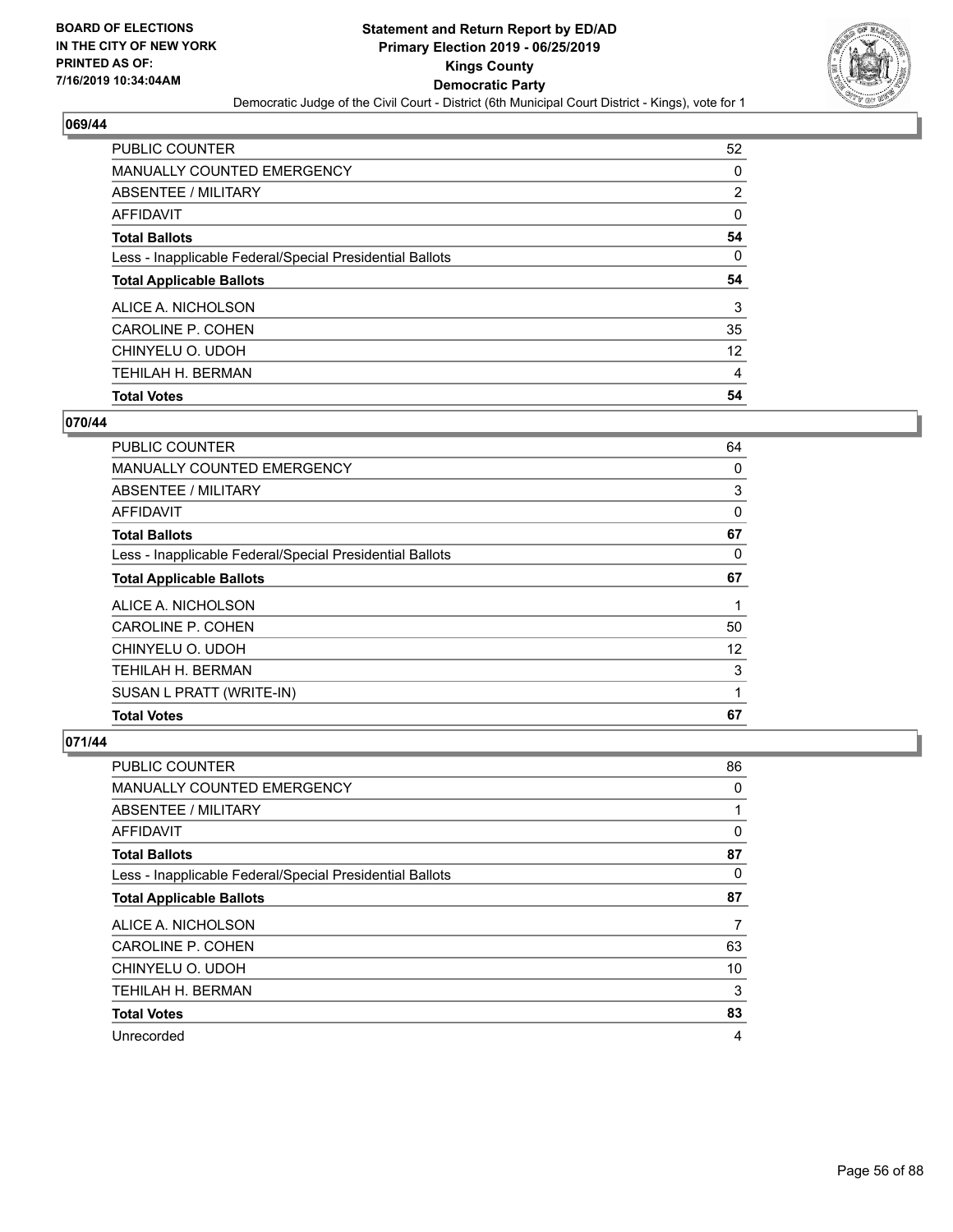## 069/44

| | |
|---|---|
| PUBLIC COUNTER | 52 |
| MANUALLY COUNTED EMERGENCY | 0 |
| ABSENTEE / MILITARY | 2 |
| AFFIDAVIT | 0 |
| **Total Ballots** | **54** |
| Less - Inapplicable Federal/Special Presidential Ballots | 0 |
| **Total Applicable Ballots** | **54** |
| ALICE A. NICHOLSON | 3 |
| CAROLINE P. COHEN | 35 |
| CHINYELU O. UDOH | 12 |
| TEHILAH H. BERMAN | 4 |
| **Total Votes** | **54** |

## 070/44

| | |
|---|---|
| PUBLIC COUNTER | 64 |
| MANUALLY COUNTED EMERGENCY | 0 |
| ABSENTEE / MILITARY | 3 |
| AFFIDAVIT | 0 |
| **Total Ballots** | **67** |
| Less - Inapplicable Federal/Special Presidential Ballots | 0 |
| **Total Applicable Ballots** | **67** |
| ALICE A. NICHOLSON | 1 |
| CAROLINE P. COHEN | 50 |
| CHINYELU O. UDOH | 12 |
| TEHILAH H. BERMAN | 3 |
| SUSAN L PRATT (WRITE-IN) | 1 |
| **Total Votes** | **67** |

## 071/44

| | |
|---|---|
| PUBLIC COUNTER | 86 |
| MANUALLY COUNTED EMERGENCY | 0 |
| ABSENTEE / MILITARY | 1 |
| AFFIDAVIT | 0 |
| **Total Ballots** | **87** |
| Less - Inapplicable Federal/Special Presidential Ballots | 0 |
| **Total Applicable Ballots** | **87** |
| ALICE A. NICHOLSON | 7 |
| CAROLINE P. COHEN | 63 |
| CHINYELU O. UDOH | 10 |
| TEHILAH H. BERMAN | 3 |
| **Total Votes** | **83** |
| Unrecorded | 4 |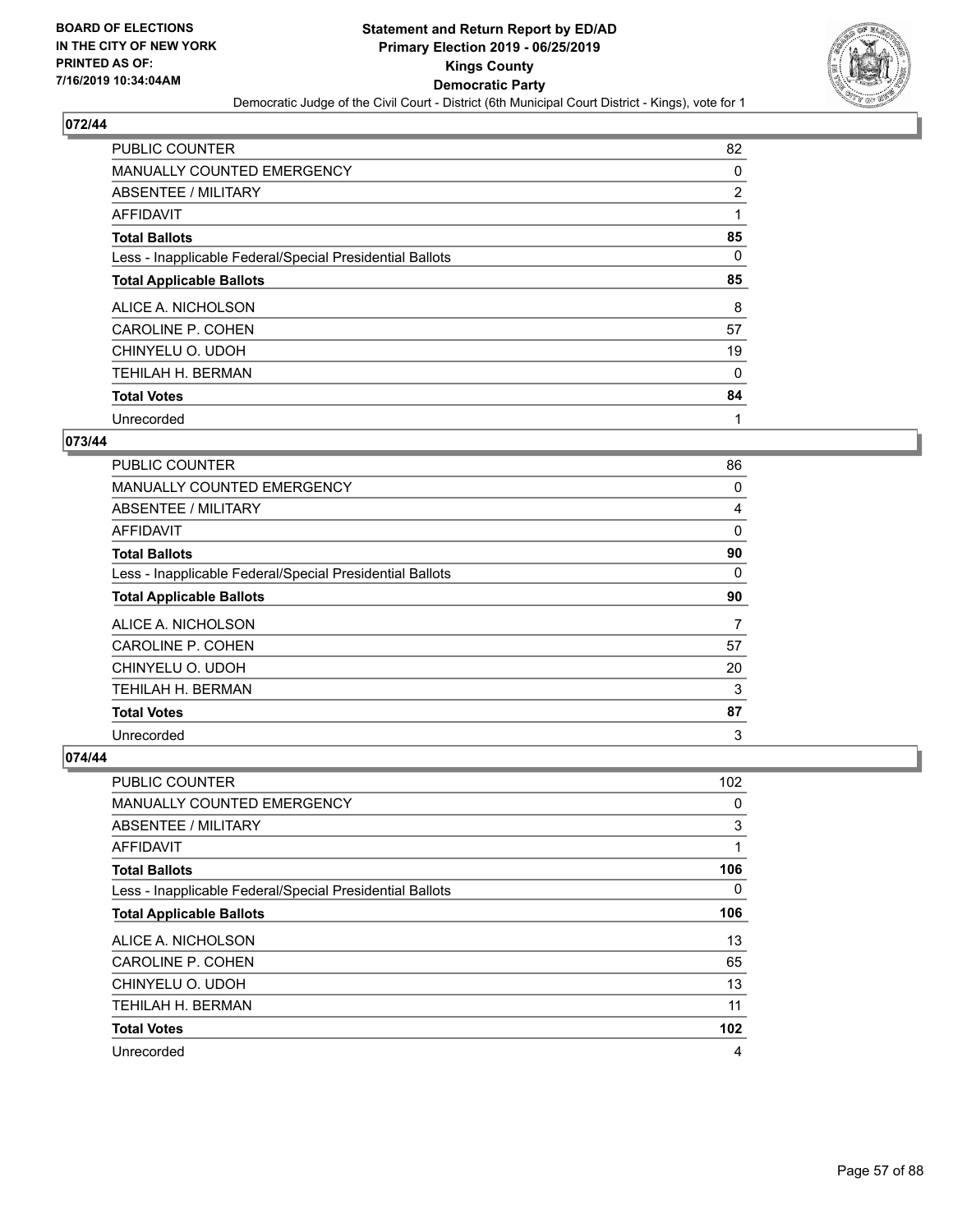**BOARD OF ELECTIONS IN THE CITY OF NEW YORK PRINTED AS OF: 7/16/2019 10:34:04AM**

# Statement and Return Report by ED/AD
## Primary Election 2019 - 06/25/2019
## Kings County
## Democratic Party
### Democratic Judge of the Civil Court - District (6th Municipal Court District - Kings), vote for 1

### 072/44

| | |
|---|---|
| PUBLIC COUNTER | 82 |
| MANUALLY COUNTED EMERGENCY | 0 |
| ABSENTEE / MILITARY | 2 |
| AFFIDAVIT | 1 |
| **Total Ballots** | **85** |
| Less - Inapplicable Federal/Special Presidential Ballots | 0 |
| **Total Applicable Ballots** | **85** |
| ALICE A. NICHOLSON | 8 |
| CAROLINE P. COHEN | 57 |
| CHINYELU O. UDOH | 19 |
| TEHILAH H. BERMAN | 0 |
| **Total Votes** | **84** |
| Unrecorded | 1 |

### 073/44

| | |
|---|---|
| PUBLIC COUNTER | 86 |
| MANUALLY COUNTED EMERGENCY | 0 |
| ABSENTEE / MILITARY | 4 |
| AFFIDAVIT | 0 |
| **Total Ballots** | **90** |
| Less - Inapplicable Federal/Special Presidential Ballots | 0 |
| **Total Applicable Ballots** | **90** |
| ALICE A. NICHOLSON | 7 |
| CAROLINE P. COHEN | 57 |
| CHINYELU O. UDOH | 20 |
| TEHILAH H. BERMAN | 3 |
| **Total Votes** | **87** |
| Unrecorded | 3 |

### 074/44

| | |
|---|---|
| PUBLIC COUNTER | 102 |
| MANUALLY COUNTED EMERGENCY | 0 |
| ABSENTEE / MILITARY | 3 |
| AFFIDAVIT | 1 |
| **Total Ballots** | **106** |
| Less - Inapplicable Federal/Special Presidential Ballots | 0 |
| **Total Applicable Ballots** | **106** |
| ALICE A. NICHOLSON | 13 |
| CAROLINE P. COHEN | 65 |
| CHINYELU O. UDOH | 13 |
| TEHILAH H. BERMAN | 11 |
| **Total Votes** | **102** |
| Unrecorded | 4 |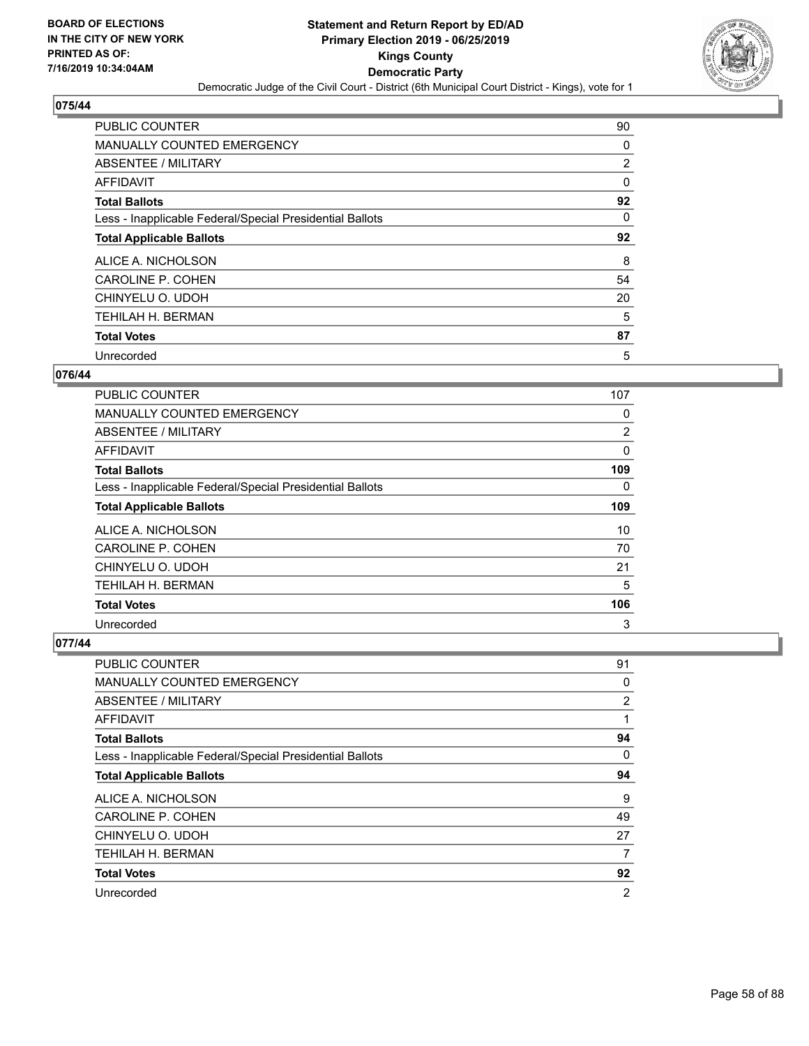BOARD OF ELECTIONS
IN THE CITY OF NEW YORK
PRINTED AS OF:
7/16/2019 10:34:04AM

**Statement and Return Report by ED/AD**
**Primary Election 2019 - 06/25/2019**
**Kings County**
**Democratic Party**
Democratic Judge of the Civil Court - District (6th Municipal Court District - Kings), vote for 1

### 075/44

| | |
|---|---|
| PUBLIC COUNTER | 90 |
| MANUALLY COUNTED EMERGENCY | 0 |
| ABSENTEE / MILITARY | 2 |
| AFFIDAVIT | 0 |
| **Total Ballots** | **92** |
| Less - Inapplicable Federal/Special Presidential Ballots | 0 |
| **Total Applicable Ballots** | **92** |
| ALICE A. NICHOLSON | 8 |
| CAROLINE P. COHEN | 54 |
| CHINYELU O. UDOH | 20 |
| TEHILAH H. BERMAN | 5 |
| **Total Votes** | **87** |
| Unrecorded | 5 |

### 076/44

| | |
|---|---|
| PUBLIC COUNTER | 107 |
| MANUALLY COUNTED EMERGENCY | 0 |
| ABSENTEE / MILITARY | 2 |
| AFFIDAVIT | 0 |
| **Total Ballots** | **109** |
| Less - Inapplicable Federal/Special Presidential Ballots | 0 |
| **Total Applicable Ballots** | **109** |
| ALICE A. NICHOLSON | 10 |
| CAROLINE P. COHEN | 70 |
| CHINYELU O. UDOH | 21 |
| TEHILAH H. BERMAN | 5 |
| **Total Votes** | **106** |
| Unrecorded | 3 |

### 077/44

| | |
|---|---|
| PUBLIC COUNTER | 91 |
| MANUALLY COUNTED EMERGENCY | 0 |
| ABSENTEE / MILITARY | 2 |
| AFFIDAVIT | 1 |
| **Total Ballots** | **94** |
| Less - Inapplicable Federal/Special Presidential Ballots | 0 |
| **Total Applicable Ballots** | **94** |
| ALICE A. NICHOLSON | 9 |
| CAROLINE P. COHEN | 49 |
| CHINYELU O. UDOH | 27 |
| TEHILAH H. BERMAN | 7 |
| **Total Votes** | **92** |
| Unrecorded | 2 |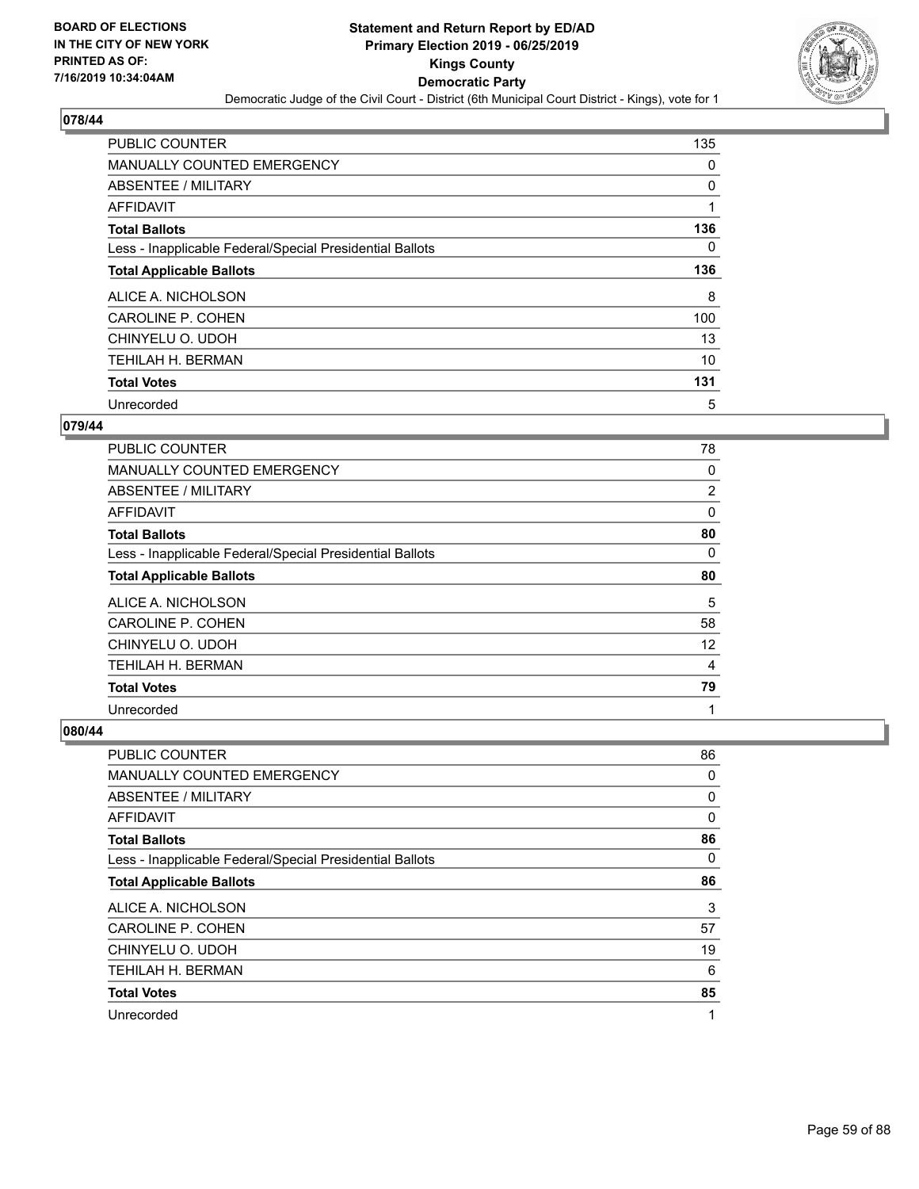**BOARD OF ELECTIONS IN THE CITY OF NEW YORK PRINTED AS OF: 7/16/2019 10:34:04AM**

# Statement and Return Report by ED/AD
## Primary Election 2019 - 06/25/2019
## Kings County
## Democratic Party
### Democratic Judge of the Civil Court - District (6th Municipal Court District - Kings), vote for 1

### 078/44

| | |
|---|---|
| PUBLIC COUNTER | 135 |
| MANUALLY COUNTED EMERGENCY | 0 |
| ABSENTEE / MILITARY | 0 |
| AFFIDAVIT | 1 |
| **Total Ballots** | **136** |
| Less - Inapplicable Federal/Special Presidential Ballots | 0 |
| **Total Applicable Ballots** | **136** |
| ALICE A. NICHOLSON | 8 |
| CAROLINE P. COHEN | 100 |
| CHINYELU O. UDOH | 13 |
| TEHILAH H. BERMAN | 10 |
| **Total Votes** | **131** |
| Unrecorded | 5 |

### 079/44

| | |
|---|---|
| PUBLIC COUNTER | 78 |
| MANUALLY COUNTED EMERGENCY | 0 |
| ABSENTEE / MILITARY | 2 |
| AFFIDAVIT | 0 |
| **Total Ballots** | **80** |
| Less - Inapplicable Federal/Special Presidential Ballots | 0 |
| **Total Applicable Ballots** | **80** |
| ALICE A. NICHOLSON | 5 |
| CAROLINE P. COHEN | 58 |
| CHINYELU O. UDOH | 12 |
| TEHILAH H. BERMAN | 4 |
| **Total Votes** | **79** |
| Unrecorded | 1 |

### 080/44

| | |
|---|---|
| PUBLIC COUNTER | 86 |
| MANUALLY COUNTED EMERGENCY | 0 |
| ABSENTEE / MILITARY | 0 |
| AFFIDAVIT | 0 |
| **Total Ballots** | **86** |
| Less - Inapplicable Federal/Special Presidential Ballots | 0 |
| **Total Applicable Ballots** | **86** |
| ALICE A. NICHOLSON | 3 |
| CAROLINE P. COHEN | 57 |
| CHINYELU O. UDOH | 19 |
| TEHILAH H. BERMAN | 6 |
| **Total Votes** | **85** |
| Unrecorded | 1 |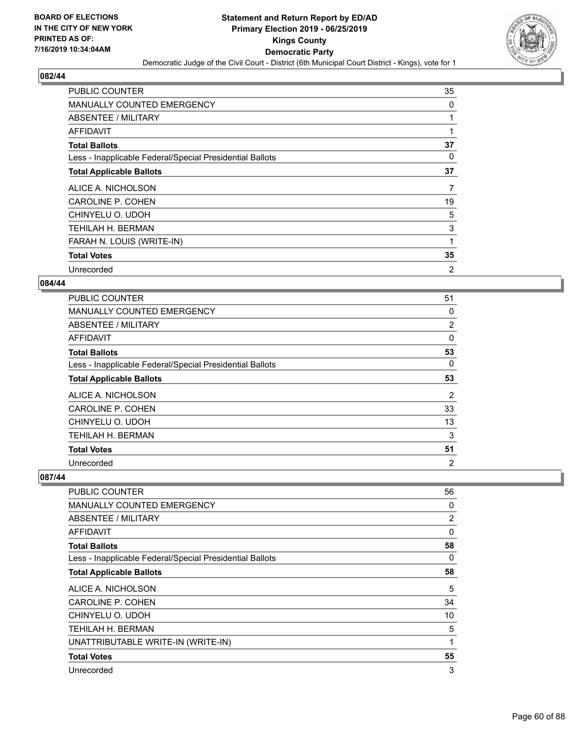## 082/44

| | |
|---|---|
| PUBLIC COUNTER | 35 |
| MANUALLY COUNTED EMERGENCY | 0 |
| ABSENTEE / MILITARY | 1 |
| AFFIDAVIT | 1 |
| **Total Ballots** | **37** |
| Less - Inapplicable Federal/Special Presidential Ballots | 0 |
| **Total Applicable Ballots** | **37** |
| ALICE A. NICHOLSON | 7 |
| CAROLINE P. COHEN | 19 |
| CHINYELU O. UDOH | 5 |
| TEHILAH H. BERMAN | 3 |
| FARAH N. LOUIS (WRITE-IN) | 1 |
| **Total Votes** | **35** |
| Unrecorded | 2 |

## 084/44

| | |
|---|---|
| PUBLIC COUNTER | 51 |
| MANUALLY COUNTED EMERGENCY | 0 |
| ABSENTEE / MILITARY | 2 |
| AFFIDAVIT | 0 |
| **Total Ballots** | **53** |
| Less - Inapplicable Federal/Special Presidential Ballots | 0 |
| **Total Applicable Ballots** | **53** |
| ALICE A. NICHOLSON | 2 |
| CAROLINE P. COHEN | 33 |
| CHINYELU O. UDOH | 13 |
| TEHILAH H. BERMAN | 3 |
| **Total Votes** | **51** |
| Unrecorded | 2 |

## 087/44

| | |
|---|---|
| PUBLIC COUNTER | 56 |
| MANUALLY COUNTED EMERGENCY | 0 |
| ABSENTEE / MILITARY | 2 |
| AFFIDAVIT | 0 |
| **Total Ballots** | **58** |
| Less - Inapplicable Federal/Special Presidential Ballots | 0 |
| **Total Applicable Ballots** | **58** |
| ALICE A. NICHOLSON | 5 |
| CAROLINE P. COHEN | 34 |
| CHINYELU O. UDOH | 10 |
| TEHILAH H. BERMAN | 5 |
| UNATTRIBUTABLE WRITE-IN (WRITE-IN) | 1 |
| **Total Votes** | **55** |
| Unrecorded | 3 |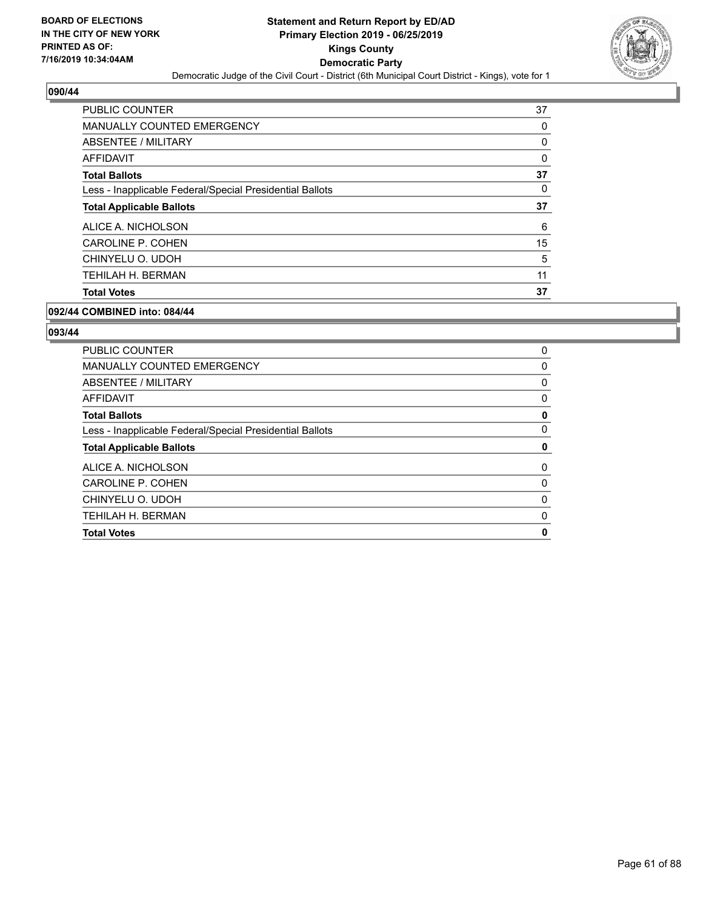## 090/44

| | |
|---|---|
| PUBLIC COUNTER | 37 |
| MANUALLY COUNTED EMERGENCY | 0 |
| ABSENTEE / MILITARY | 0 |
| AFFIDAVIT | 0 |
| **Total Ballots** | **37** |
| Less - Inapplicable Federal/Special Presidential Ballots | 0 |
| **Total Applicable Ballots** | **37** |
| ALICE A. NICHOLSON | 6 |
| CAROLINE P. COHEN | 15 |
| CHINYELU O. UDOH | 5 |
| TEHILAH H. BERMAN | 11 |
| **Total Votes** | **37** |

## 092/44 COMBINED into: 084/44

## 093/44

| | |
|---|---|
| PUBLIC COUNTER | 0 |
| MANUALLY COUNTED EMERGENCY | 0 |
| ABSENTEE / MILITARY | 0 |
| AFFIDAVIT | 0 |
| **Total Ballots** | **0** |
| Less - Inapplicable Federal/Special Presidential Ballots | 0 |
| **Total Applicable Ballots** | **0** |
| ALICE A. NICHOLSON | 0 |
| CAROLINE P. COHEN | 0 |
| CHINYELU O. UDOH | 0 |
| TEHILAH H. BERMAN | 0 |
| **Total Votes** | **0** |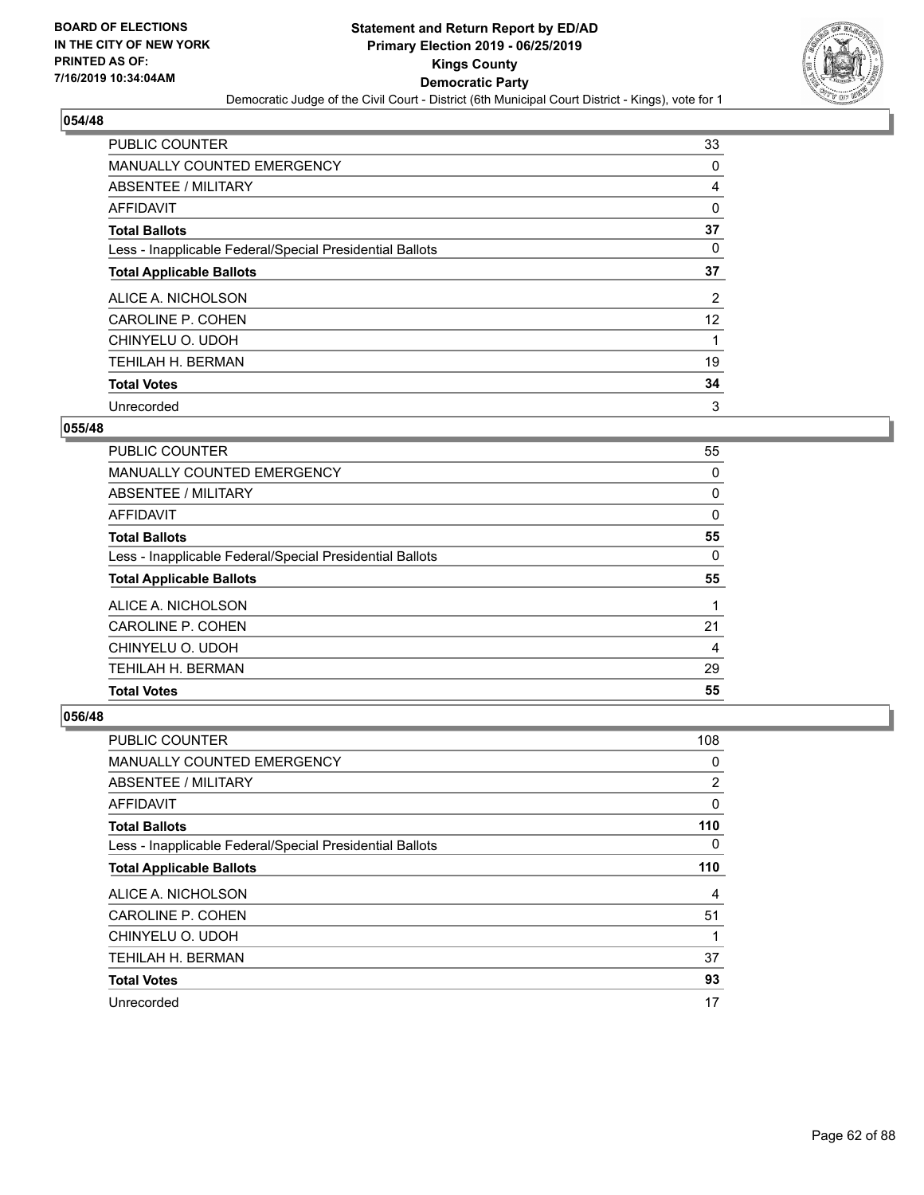**BOARD OF ELECTIONS IN THE CITY OF NEW YORK PRINTED AS OF: 7/16/2019 10:34:04AM**

# Statement and Return Report by ED/AD
## Primary Election 2019 - 06/25/2019
## Kings County
## Democratic Party
### Democratic Judge of the Civil Court - District (6th Municipal Court District - Kings), vote for 1

### 054/48

| | |
|---|---|
| PUBLIC COUNTER | 33 |
| MANUALLY COUNTED EMERGENCY | 0 |
| ABSENTEE / MILITARY | 4 |
| AFFIDAVIT | 0 |
| **Total Ballots** | **37** |
| Less - Inapplicable Federal/Special Presidential Ballots | 0 |
| **Total Applicable Ballots** | **37** |
| ALICE A. NICHOLSON | 2 |
| CAROLINE P. COHEN | 12 |
| CHINYELU O. UDOH | 1 |
| TEHILAH H. BERMAN | 19 |
| **Total Votes** | **34** |
| Unrecorded | 3 |

### 055/48

| | |
|---|---|
| PUBLIC COUNTER | 55 |
| MANUALLY COUNTED EMERGENCY | 0 |
| ABSENTEE / MILITARY | 0 |
| AFFIDAVIT | 0 |
| **Total Ballots** | **55** |
| Less - Inapplicable Federal/Special Presidential Ballots | 0 |
| **Total Applicable Ballots** | **55** |
| ALICE A. NICHOLSON | 1 |
| CAROLINE P. COHEN | 21 |
| CHINYELU O. UDOH | 4 |
| TEHILAH H. BERMAN | 29 |
| **Total Votes** | **55** |

### 056/48

| | |
|---|---|
| PUBLIC COUNTER | 108 |
| MANUALLY COUNTED EMERGENCY | 0 |
| ABSENTEE / MILITARY | 2 |
| AFFIDAVIT | 0 |
| **Total Ballots** | **110** |
| Less - Inapplicable Federal/Special Presidential Ballots | 0 |
| **Total Applicable Ballots** | **110** |
| ALICE A. NICHOLSON | 4 |
| CAROLINE P. COHEN | 51 |
| CHINYELU O. UDOH | 1 |
| TEHILAH H. BERMAN | 37 |
| **Total Votes** | **93** |
| Unrecorded | 17 |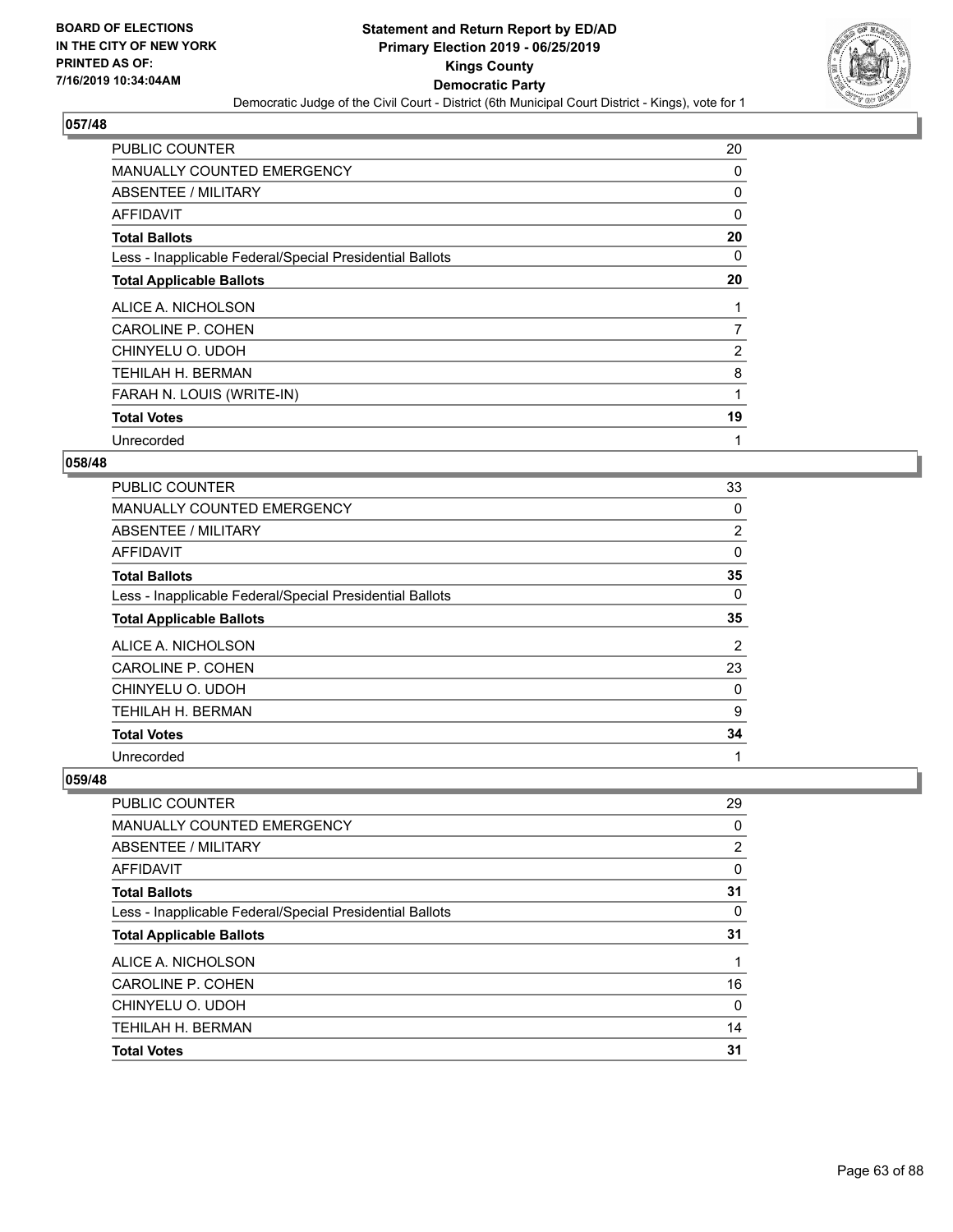## 057/48

| | |
|---|---|
| PUBLIC COUNTER | 20 |
| MANUALLY COUNTED EMERGENCY | 0 |
| ABSENTEE / MILITARY | 0 |
| AFFIDAVIT | 0 |
| **Total Ballots** | **20** |
| Less - Inapplicable Federal/Special Presidential Ballots | 0 |
| **Total Applicable Ballots** | **20** |
| ALICE A. NICHOLSON | 1 |
| CAROLINE P. COHEN | 7 |
| CHINYELU O. UDOH | 2 |
| TEHILAH H. BERMAN | 8 |
| FARAH N. LOUIS (WRITE-IN) | 1 |
| **Total Votes** | **19** |
| Unrecorded | 1 |

## 058/48

| | |
|---|---|
| PUBLIC COUNTER | 33 |
| MANUALLY COUNTED EMERGENCY | 0 |
| ABSENTEE / MILITARY | 2 |
| AFFIDAVIT | 0 |
| **Total Ballots** | **35** |
| Less - Inapplicable Federal/Special Presidential Ballots | 0 |
| **Total Applicable Ballots** | **35** |
| ALICE A. NICHOLSON | 2 |
| CAROLINE P. COHEN | 23 |
| CHINYELU O. UDOH | 0 |
| TEHILAH H. BERMAN | 9 |
| **Total Votes** | **34** |
| Unrecorded | 1 |

## 059/48

| | |
|---|---|
| PUBLIC COUNTER | 29 |
| MANUALLY COUNTED EMERGENCY | 0 |
| ABSENTEE / MILITARY | 2 |
| AFFIDAVIT | 0 |
| **Total Ballots** | **31** |
| Less - Inapplicable Federal/Special Presidential Ballots | 0 |
| **Total Applicable Ballots** | **31** |
| ALICE A. NICHOLSON | 1 |
| CAROLINE P. COHEN | 16 |
| CHINYELU O. UDOH | 0 |
| TEHILAH H. BERMAN | 14 |
| **Total Votes** | **31** |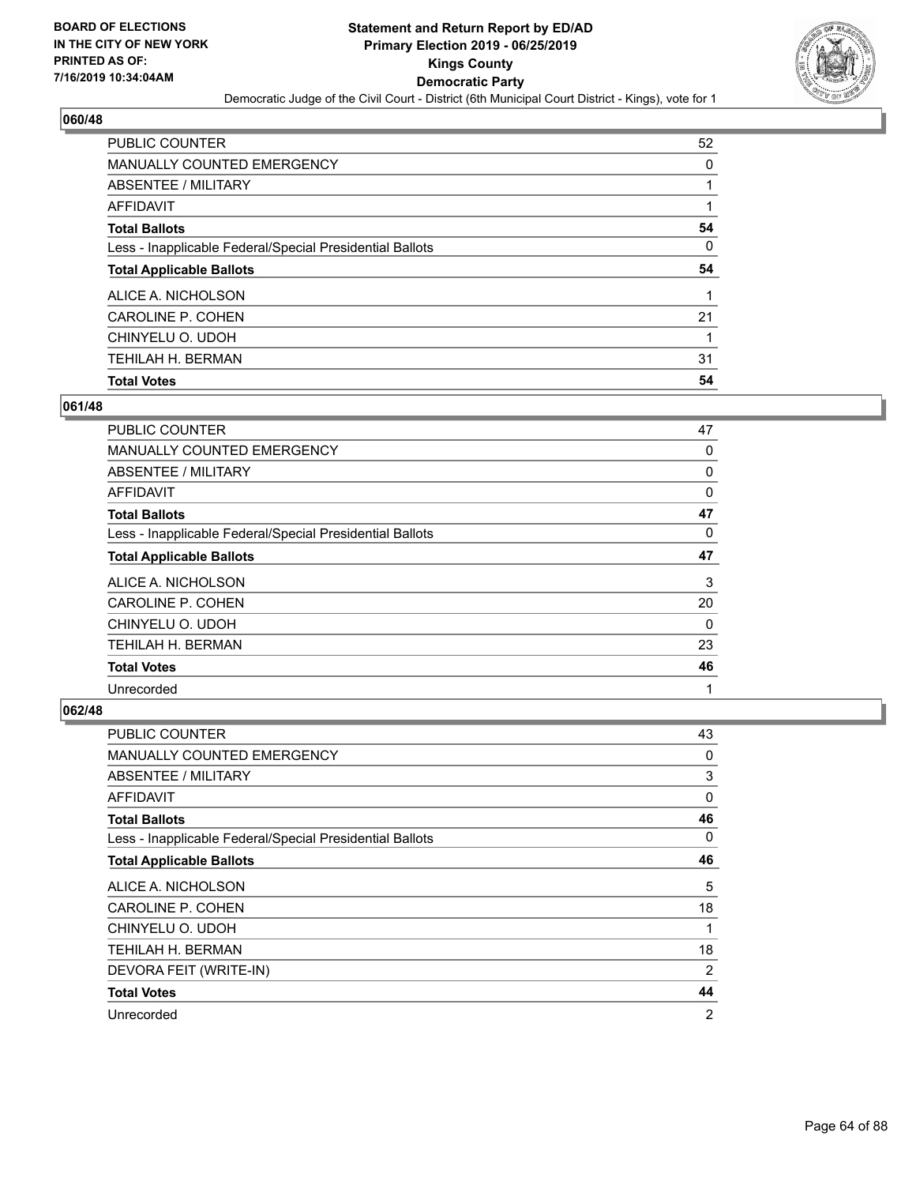## 060/48

| | |
|---|---|
| PUBLIC COUNTER | 52 |
| MANUALLY COUNTED EMERGENCY | 0 |
| ABSENTEE / MILITARY | 1 |
| AFFIDAVIT | 1 |
| **Total Ballots** | **54** |
| Less - Inapplicable Federal/Special Presidential Ballots | 0 |
| **Total Applicable Ballots** | **54** |
| ALICE A. NICHOLSON | 1 |
| CAROLINE P. COHEN | 21 |
| CHINYELU O. UDOH | 1 |
| TEHILAH H. BERMAN | 31 |
| **Total Votes** | **54** |

## 061/48

| | |
|---|---|
| PUBLIC COUNTER | 47 |
| MANUALLY COUNTED EMERGENCY | 0 |
| ABSENTEE / MILITARY | 0 |
| AFFIDAVIT | 0 |
| **Total Ballots** | **47** |
| Less - Inapplicable Federal/Special Presidential Ballots | 0 |
| **Total Applicable Ballots** | **47** |
| ALICE A. NICHOLSON | 3 |
| CAROLINE P. COHEN | 20 |
| CHINYELU O. UDOH | 0 |
| TEHILAH H. BERMAN | 23 |
| **Total Votes** | **46** |
| Unrecorded | 1 |

## 062/48

| | |
|---|---|
| PUBLIC COUNTER | 43 |
| MANUALLY COUNTED EMERGENCY | 0 |
| ABSENTEE / MILITARY | 3 |
| AFFIDAVIT | 0 |
| **Total Ballots** | **46** |
| Less - Inapplicable Federal/Special Presidential Ballots | 0 |
| **Total Applicable Ballots** | **46** |
| ALICE A. NICHOLSON | 5 |
| CAROLINE P. COHEN | 18 |
| CHINYELU O. UDOH | 1 |
| TEHILAH H. BERMAN | 18 |
| DEVORA FEIT (WRITE-IN) | 2 |
| **Total Votes** | **44** |
| Unrecorded | 2 |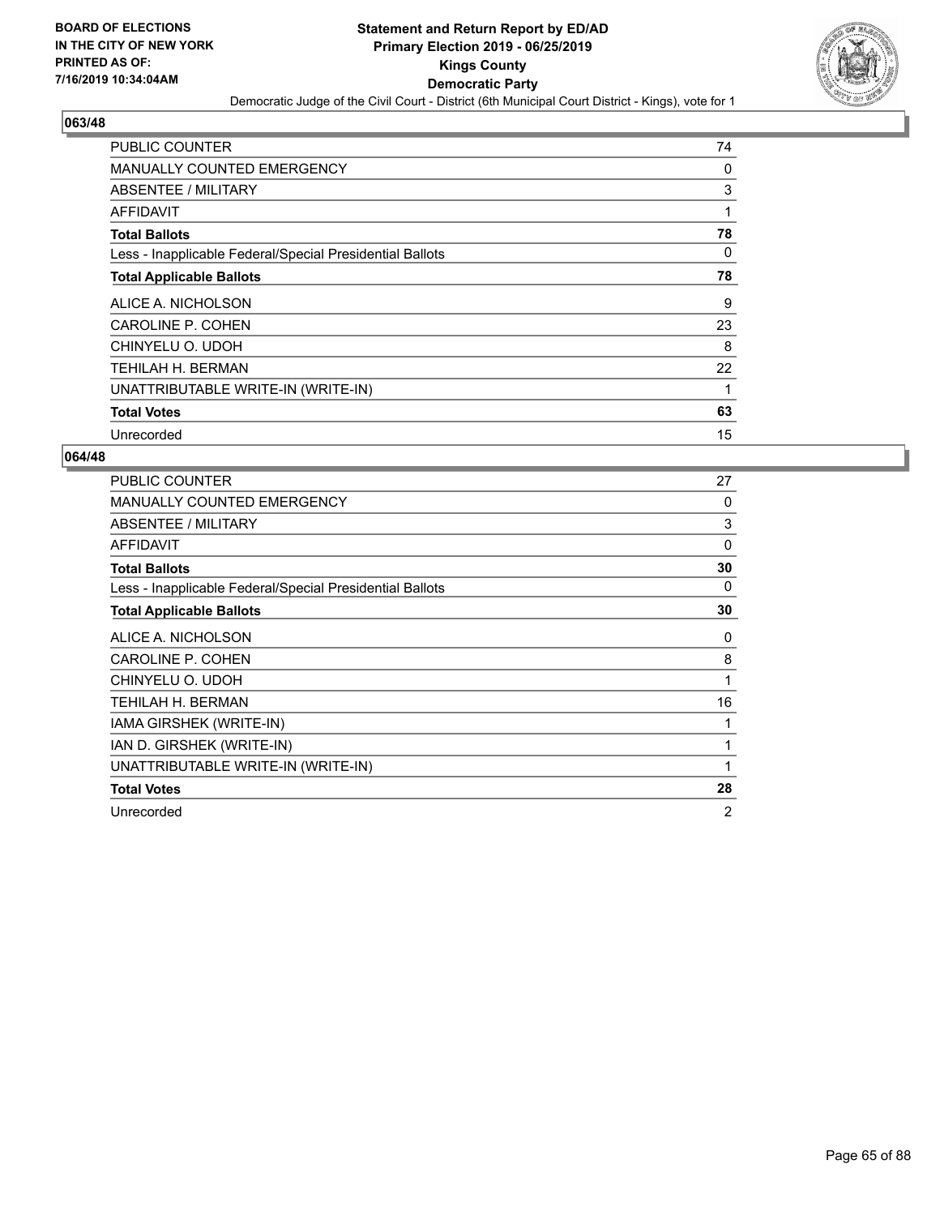BOARD OF ELECTIONS
IN THE CITY OF NEW YORK
PRINTED AS OF:
7/16/2019 10:34:04AM

# Statement and Return Report by ED/AD
## Primary Election 2019 - 06/25/2019
## Kings County
## Democratic Party

Democratic Judge of the Civil Court - District (6th Municipal Court District - Kings), vote for 1

### 063/48

| | |
|---|---|
| PUBLIC COUNTER | 74 |
| MANUALLY COUNTED EMERGENCY | 0 |
| ABSENTEE / MILITARY | 3 |
| AFFIDAVIT | 1 |
| **Total Ballots** | **78** |
| Less - Inapplicable Federal/Special Presidential Ballots | 0 |
| **Total Applicable Ballots** | **78** |
| ALICE A. NICHOLSON | 9 |
| CAROLINE P. COHEN | 23 |
| CHINYELU O. UDOH | 8 |
| TEHILAH H. BERMAN | 22 |
| UNATTRIBUTABLE WRITE-IN (WRITE-IN) | 1 |
| **Total Votes** | **63** |
| Unrecorded | 15 |

### 064/48

| | |
|---|---|
| PUBLIC COUNTER | 27 |
| MANUALLY COUNTED EMERGENCY | 0 |
| ABSENTEE / MILITARY | 3 |
| AFFIDAVIT | 0 |
| **Total Ballots** | **30** |
| Less - Inapplicable Federal/Special Presidential Ballots | 0 |
| **Total Applicable Ballots** | **30** |
| ALICE A. NICHOLSON | 0 |
| CAROLINE P. COHEN | 8 |
| CHINYELU O. UDOH | 1 |
| TEHILAH H. BERMAN | 16 |
| IAMA GIRSHEK (WRITE-IN) | 1 |
| IAN D. GIRSHEK (WRITE-IN) | 1 |
| UNATTRIBUTABLE WRITE-IN (WRITE-IN) | 1 |
| **Total Votes** | **28** |
| Unrecorded | 2 |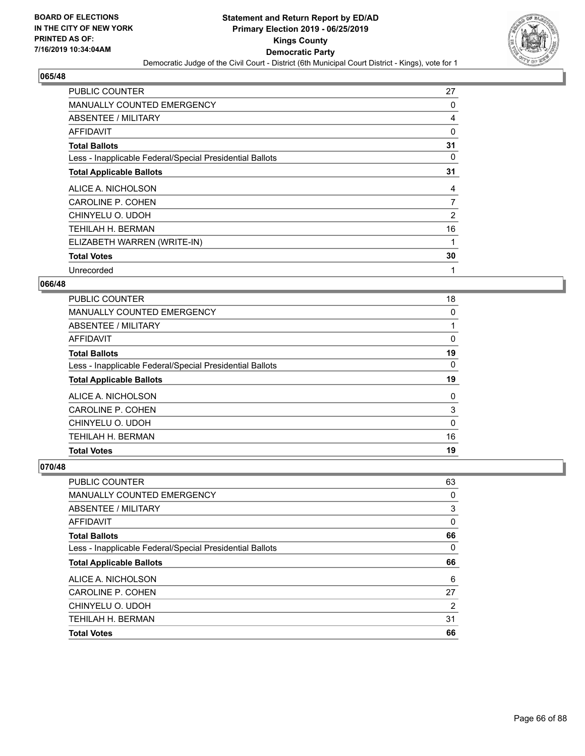**BOARD OF ELECTIONS IN THE CITY OF NEW YORK PRINTED AS OF: 7/16/2019 10:34:04AM**

# Statement and Return Report by ED/AD
## Primary Election 2019 - 06/25/2019
## Kings County
## Democratic Party
### Democratic Judge of the Civil Court - District (6th Municipal Court District - Kings), vote for 1

### 065/48

| | |
|---|---|
| PUBLIC COUNTER | 27 |
| MANUALLY COUNTED EMERGENCY | 0 |
| ABSENTEE / MILITARY | 4 |
| AFFIDAVIT | 0 |
| **Total Ballots** | **31** |
| Less - Inapplicable Federal/Special Presidential Ballots | 0 |
| **Total Applicable Ballots** | **31** |
| ALICE A. NICHOLSON | 4 |
| CAROLINE P. COHEN | 7 |
| CHINYELU O. UDOH | 2 |
| TEHILAH H. BERMAN | 16 |
| ELIZABETH WARREN (WRITE-IN) | 1 |
| **Total Votes** | **30** |
| Unrecorded | 1 |

### 066/48

| | |
|---|---|
| PUBLIC COUNTER | 18 |
| MANUALLY COUNTED EMERGENCY | 0 |
| ABSENTEE / MILITARY | 1 |
| AFFIDAVIT | 0 |
| **Total Ballots** | **19** |
| Less - Inapplicable Federal/Special Presidential Ballots | 0 |
| **Total Applicable Ballots** | **19** |
| ALICE A. NICHOLSON | 0 |
| CAROLINE P. COHEN | 3 |
| CHINYELU O. UDOH | 0 |
| TEHILAH H. BERMAN | 16 |
| **Total Votes** | **19** |

### 070/48

| | |
|---|---|
| PUBLIC COUNTER | 63 |
| MANUALLY COUNTED EMERGENCY | 0 |
| ABSENTEE / MILITARY | 3 |
| AFFIDAVIT | 0 |
| **Total Ballots** | **66** |
| Less - Inapplicable Federal/Special Presidential Ballots | 0 |
| **Total Applicable Ballots** | **66** |
| ALICE A. NICHOLSON | 6 |
| CAROLINE P. COHEN | 27 |
| CHINYELU O. UDOH | 2 |
| TEHILAH H. BERMAN | 31 |
| **Total Votes** | **66** |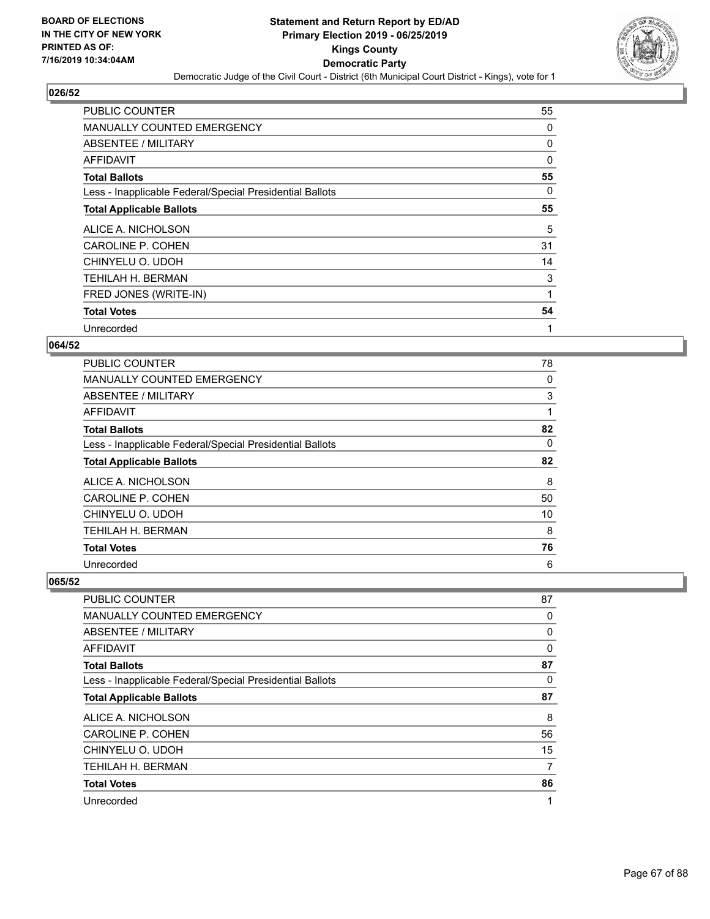BOARD OF ELECTIONS
IN THE CITY OF NEW YORK
PRINTED AS OF:
7/16/2019 10:34:04AM

**Statement and Return Report by ED/AD**
**Primary Election 2019 - 06/25/2019**
**Kings County**
**Democratic Party**
Democratic Judge of the Civil Court - District (6th Municipal Court District - Kings), vote for 1

### 026/52

| | |
|---|---|
| PUBLIC COUNTER | 55 |
| MANUALLY COUNTED EMERGENCY | 0 |
| ABSENTEE / MILITARY | 0 |
| AFFIDAVIT | 0 |
| **Total Ballots** | **55** |
| Less - Inapplicable Federal/Special Presidential Ballots | 0 |
| **Total Applicable Ballots** | **55** |
| ALICE A. NICHOLSON | 5 |
| CAROLINE P. COHEN | 31 |
| CHINYELU O. UDOH | 14 |
| TEHILAH H. BERMAN | 3 |
| FRED JONES (WRITE-IN) | 1 |
| **Total Votes** | **54** |
| Unrecorded | 1 |

### 064/52

| | |
|---|---|
| PUBLIC COUNTER | 78 |
| MANUALLY COUNTED EMERGENCY | 0 |
| ABSENTEE / MILITARY | 3 |
| AFFIDAVIT | 1 |
| **Total Ballots** | **82** |
| Less - Inapplicable Federal/Special Presidential Ballots | 0 |
| **Total Applicable Ballots** | **82** |
| ALICE A. NICHOLSON | 8 |
| CAROLINE P. COHEN | 50 |
| CHINYELU O. UDOH | 10 |
| TEHILAH H. BERMAN | 8 |
| **Total Votes** | **76** |
| Unrecorded | 6 |

### 065/52

| | |
|---|---|
| PUBLIC COUNTER | 87 |
| MANUALLY COUNTED EMERGENCY | 0 |
| ABSENTEE / MILITARY | 0 |
| AFFIDAVIT | 0 |
| **Total Ballots** | **87** |
| Less - Inapplicable Federal/Special Presidential Ballots | 0 |
| **Total Applicable Ballots** | **87** |
| ALICE A. NICHOLSON | 8 |
| CAROLINE P. COHEN | 56 |
| CHINYELU O. UDOH | 15 |
| TEHILAH H. BERMAN | 7 |
| **Total Votes** | **86** |
| Unrecorded | 1 |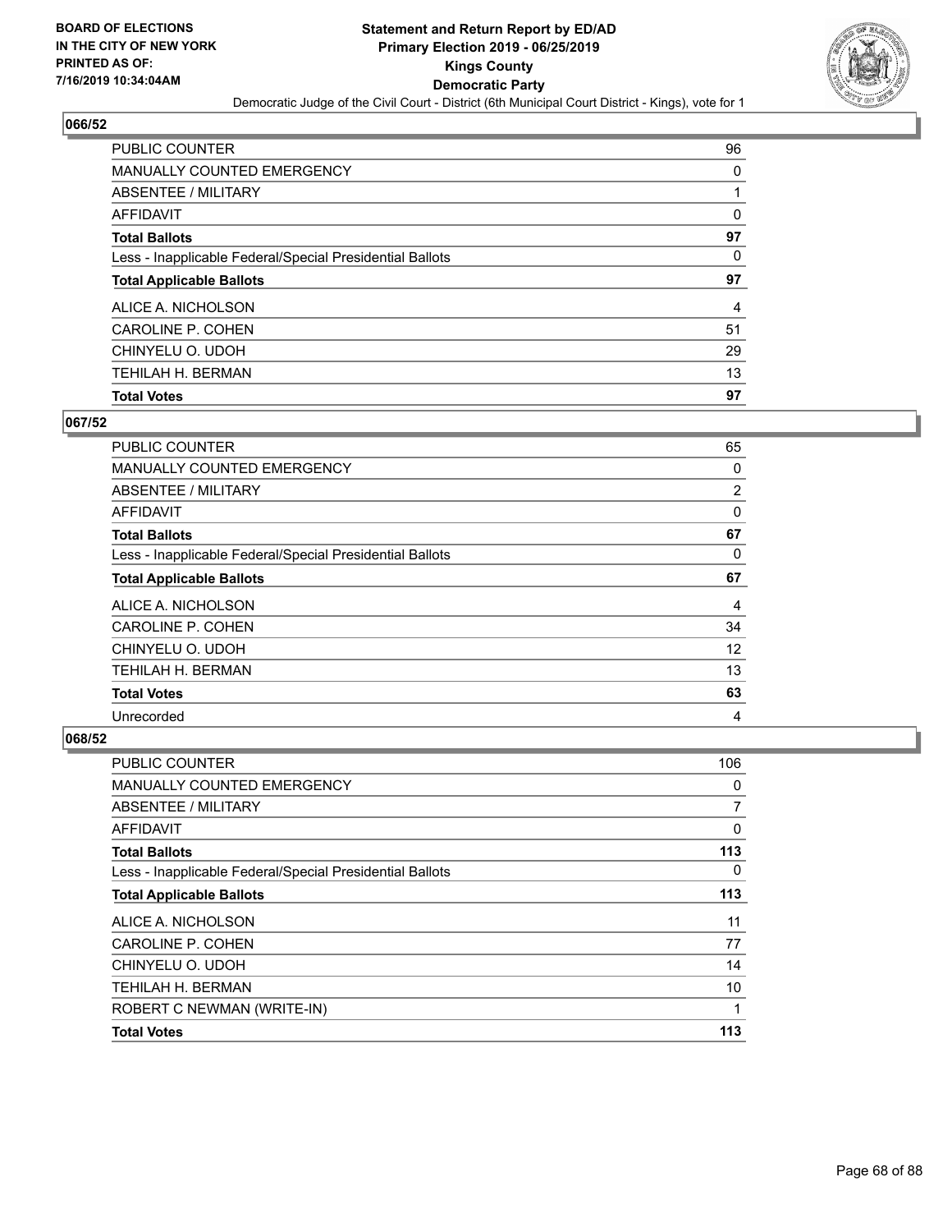# Statement and Return Report by ED/AD
## Primary Election 2019 - 06/25/2019
## Kings County
## Democratic Party
### Democratic Judge of the Civil Court - District (6th Municipal Court District - Kings), vote for 1

BOARD OF ELECTIONS IN THE CITY OF NEW YORK PRINTED AS OF: 7/16/2019 10:34:04AM

### 066/52

| | |
|---|---|
| PUBLIC COUNTER | 96 |
| MANUALLY COUNTED EMERGENCY | 0 |
| ABSENTEE / MILITARY | 1 |
| AFFIDAVIT | 0 |
| **Total Ballots** | **97** |
| Less - Inapplicable Federal/Special Presidential Ballots | 0 |
| **Total Applicable Ballots** | **97** |
| ALICE A. NICHOLSON | 4 |
| CAROLINE P. COHEN | 51 |
| CHINYELU O. UDOH | 29 |
| TEHILAH H. BERMAN | 13 |
| **Total Votes** | **97** |

### 067/52

| | |
|---|---|
| PUBLIC COUNTER | 65 |
| MANUALLY COUNTED EMERGENCY | 0 |
| ABSENTEE / MILITARY | 2 |
| AFFIDAVIT | 0 |
| **Total Ballots** | **67** |
| Less - Inapplicable Federal/Special Presidential Ballots | 0 |
| **Total Applicable Ballots** | **67** |
| ALICE A. NICHOLSON | 4 |
| CAROLINE P. COHEN | 34 |
| CHINYELU O. UDOH | 12 |
| TEHILAH H. BERMAN | 13 |
| **Total Votes** | **63** |
| Unrecorded | 4 |

### 068/52

| | |
|---|---|
| PUBLIC COUNTER | 106 |
| MANUALLY COUNTED EMERGENCY | 0 |
| ABSENTEE / MILITARY | 7 |
| AFFIDAVIT | 0 |
| **Total Ballots** | **113** |
| Less - Inapplicable Federal/Special Presidential Ballots | 0 |
| **Total Applicable Ballots** | **113** |
| ALICE A. NICHOLSON | 11 |
| CAROLINE P. COHEN | 77 |
| CHINYELU O. UDOH | 14 |
| TEHILAH H. BERMAN | 10 |
| ROBERT C NEWMAN (WRITE-IN) | 1 |
| **Total Votes** | **113** |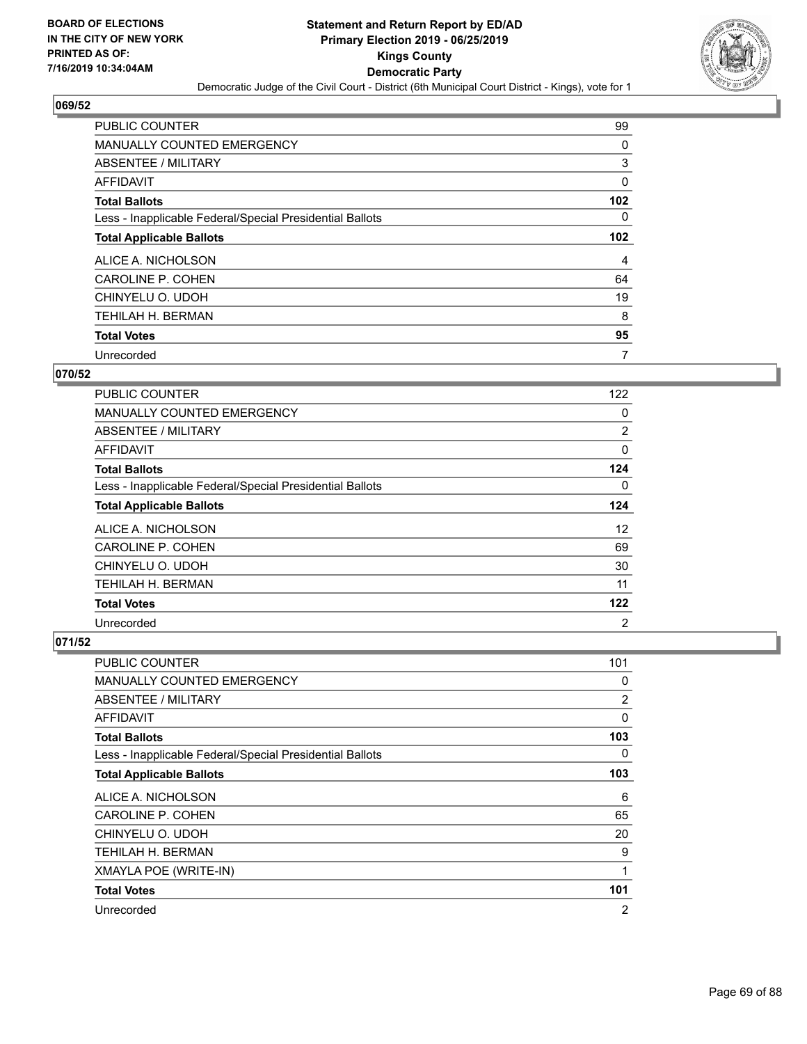**BOARD OF ELECTIONS IN THE CITY OF NEW YORK PRINTED AS OF: 7/16/2019 10:34:04AM**

# Statement and Return Report by ED/AD
## Primary Election 2019 - 06/25/2019
## Kings County
## Democratic Party
### Democratic Judge of the Civil Court - District (6th Municipal Court District - Kings), vote for 1

### 069/52

| | |
|---|---|
| PUBLIC COUNTER | 99 |
| MANUALLY COUNTED EMERGENCY | 0 |
| ABSENTEE / MILITARY | 3 |
| AFFIDAVIT | 0 |
| **Total Ballots** | **102** |
| Less - Inapplicable Federal/Special Presidential Ballots | 0 |
| **Total Applicable Ballots** | **102** |
| ALICE A. NICHOLSON | 4 |
| CAROLINE P. COHEN | 64 |
| CHINYELU O. UDOH | 19 |
| TEHILAH H. BERMAN | 8 |
| **Total Votes** | **95** |
| Unrecorded | 7 |

### 070/52

| | |
|---|---|
| PUBLIC COUNTER | 122 |
| MANUALLY COUNTED EMERGENCY | 0 |
| ABSENTEE / MILITARY | 2 |
| AFFIDAVIT | 0 |
| **Total Ballots** | **124** |
| Less - Inapplicable Federal/Special Presidential Ballots | 0 |
| **Total Applicable Ballots** | **124** |
| ALICE A. NICHOLSON | 12 |
| CAROLINE P. COHEN | 69 |
| CHINYELU O. UDOH | 30 |
| TEHILAH H. BERMAN | 11 |
| **Total Votes** | **122** |
| Unrecorded | 2 |

### 071/52

| | |
|---|---|
| PUBLIC COUNTER | 101 |
| MANUALLY COUNTED EMERGENCY | 0 |
| ABSENTEE / MILITARY | 2 |
| AFFIDAVIT | 0 |
| **Total Ballots** | **103** |
| Less - Inapplicable Federal/Special Presidential Ballots | 0 |
| **Total Applicable Ballots** | **103** |
| ALICE A. NICHOLSON | 6 |
| CAROLINE P. COHEN | 65 |
| CHINYELU O. UDOH | 20 |
| TEHILAH H. BERMAN | 9 |
| XMAYLA POE (WRITE-IN) | 1 |
| **Total Votes** | **101** |
| Unrecorded | 2 |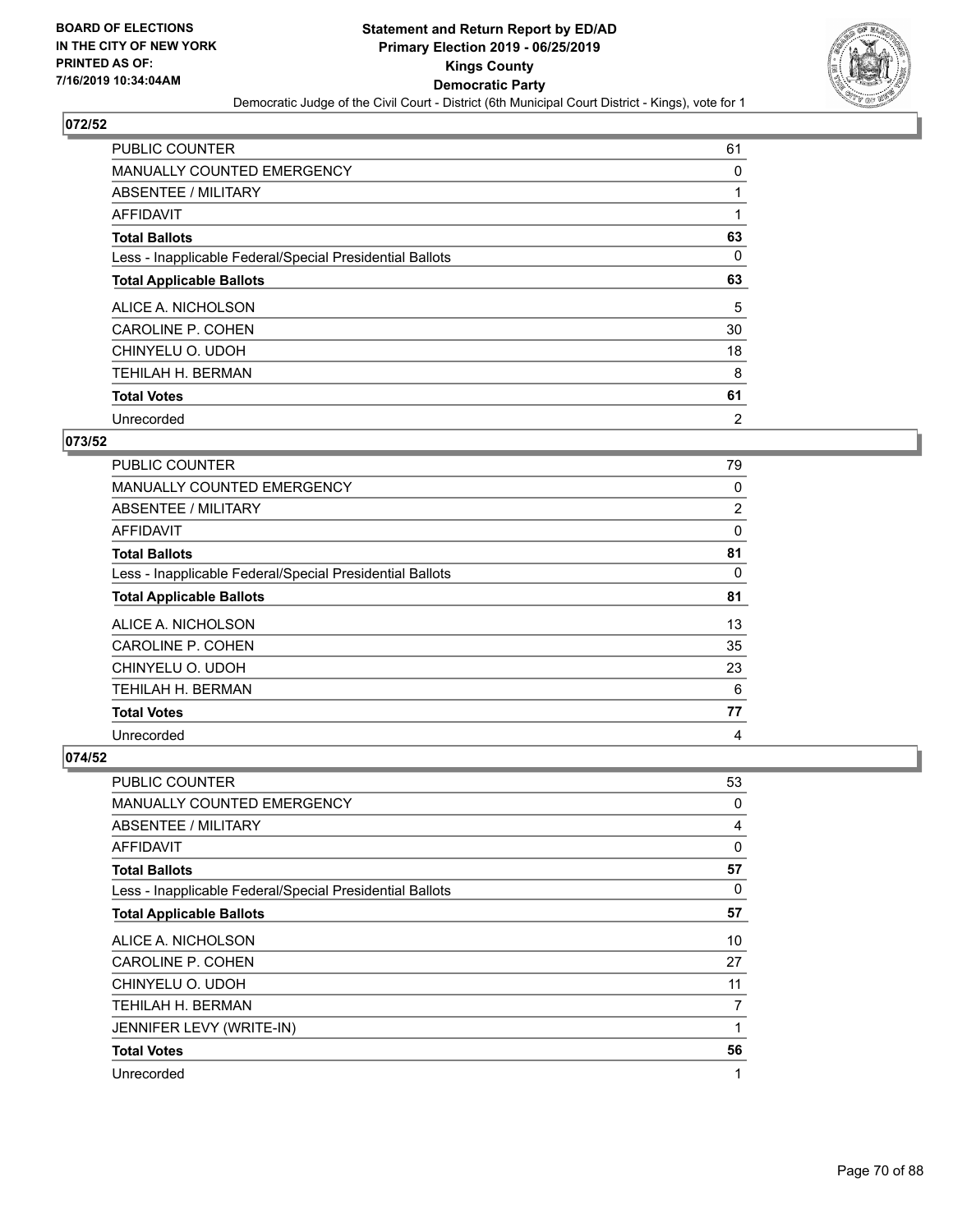BOARD OF ELECTIONS
IN THE CITY OF NEW YORK
PRINTED AS OF:
7/16/2019 10:34:04AM

# Statement and Return Report by ED/AD
## Primary Election 2019 - 06/25/2019
## Kings County
## Democratic Party
Democratic Judge of the Civil Court - District (6th Municipal Court District - Kings), vote for 1

### 072/52

| | |
|---|---|
| PUBLIC COUNTER | 61 |
| MANUALLY COUNTED EMERGENCY | 0 |
| ABSENTEE / MILITARY | 1 |
| AFFIDAVIT | 1 |
| **Total Ballots** | **63** |
| Less - Inapplicable Federal/Special Presidential Ballots | 0 |
| **Total Applicable Ballots** | **63** |
| ALICE A. NICHOLSON | 5 |
| CAROLINE P. COHEN | 30 |
| CHINYELU O. UDOH | 18 |
| TEHILAH H. BERMAN | 8 |
| **Total Votes** | **61** |
| Unrecorded | 2 |

### 073/52

| | |
|---|---|
| PUBLIC COUNTER | 79 |
| MANUALLY COUNTED EMERGENCY | 0 |
| ABSENTEE / MILITARY | 2 |
| AFFIDAVIT | 0 |
| **Total Ballots** | **81** |
| Less - Inapplicable Federal/Special Presidential Ballots | 0 |
| **Total Applicable Ballots** | **81** |
| ALICE A. NICHOLSON | 13 |
| CAROLINE P. COHEN | 35 |
| CHINYELU O. UDOH | 23 |
| TEHILAH H. BERMAN | 6 |
| **Total Votes** | **77** |
| Unrecorded | 4 |

### 074/52

| | |
|---|---|
| PUBLIC COUNTER | 53 |
| MANUALLY COUNTED EMERGENCY | 0 |
| ABSENTEE / MILITARY | 4 |
| AFFIDAVIT | 0 |
| **Total Ballots** | **57** |
| Less - Inapplicable Federal/Special Presidential Ballots | 0 |
| **Total Applicable Ballots** | **57** |
| ALICE A. NICHOLSON | 10 |
| CAROLINE P. COHEN | 27 |
| CHINYELU O. UDOH | 11 |
| TEHILAH H. BERMAN | 7 |
| JENNIFER LEVY (WRITE-IN) | 1 |
| **Total Votes** | **56** |
| Unrecorded | 1 |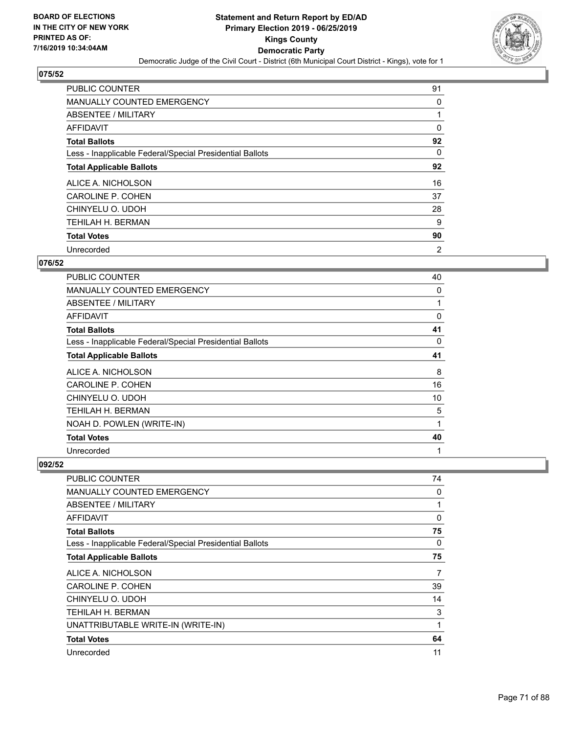## 075/52

| | |
|---|---|
| PUBLIC COUNTER | 91 |
| MANUALLY COUNTED EMERGENCY | 0 |
| ABSENTEE / MILITARY | 1 |
| AFFIDAVIT | 0 |
| **Total Ballots** | **92** |
| Less - Inapplicable Federal/Special Presidential Ballots | 0 |
| **Total Applicable Ballots** | **92** |
| ALICE A. NICHOLSON | 16 |
| CAROLINE P. COHEN | 37 |
| CHINYELU O. UDOH | 28 |
| TEHILAH H. BERMAN | 9 |
| **Total Votes** | **90** |
| Unrecorded | 2 |

## 076/52

| | |
|---|---|
| PUBLIC COUNTER | 40 |
| MANUALLY COUNTED EMERGENCY | 0 |
| ABSENTEE / MILITARY | 1 |
| AFFIDAVIT | 0 |
| **Total Ballots** | **41** |
| Less - Inapplicable Federal/Special Presidential Ballots | 0 |
| **Total Applicable Ballots** | **41** |
| ALICE A. NICHOLSON | 8 |
| CAROLINE P. COHEN | 16 |
| CHINYELU O. UDOH | 10 |
| TEHILAH H. BERMAN | 5 |
| NOAH D. POWLEN (WRITE-IN) | 1 |
| **Total Votes** | **40** |
| Unrecorded | 1 |

## 092/52

| | |
|---|---|
| PUBLIC COUNTER | 74 |
| MANUALLY COUNTED EMERGENCY | 0 |
| ABSENTEE / MILITARY | 1 |
| AFFIDAVIT | 0 |
| **Total Ballots** | **75** |
| Less - Inapplicable Federal/Special Presidential Ballots | 0 |
| **Total Applicable Ballots** | **75** |
| ALICE A. NICHOLSON | 7 |
| CAROLINE P. COHEN | 39 |
| CHINYELU O. UDOH | 14 |
| TEHILAH H. BERMAN | 3 |
| UNATTRIBUTABLE WRITE-IN (WRITE-IN) | 1 |
| **Total Votes** | **64** |
| Unrecorded | 11 |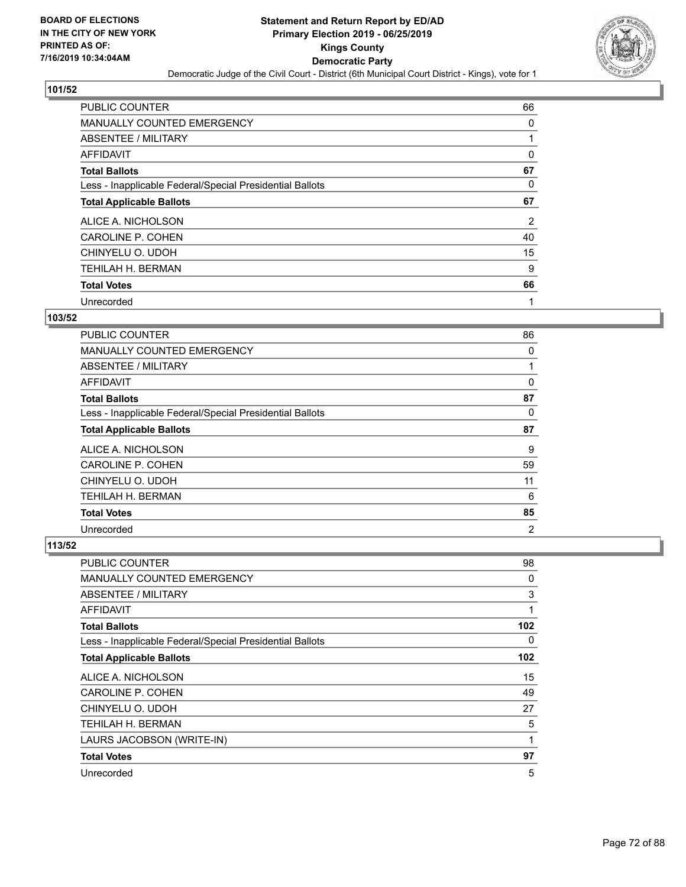BOARD OF ELECTIONS
IN THE CITY OF NEW YORK
PRINTED AS OF:
7/16/2019 10:34:04AM

# Statement and Return Report by ED/AD
## Primary Election 2019 - 06/25/2019
## Kings County
## Democratic Party
### Democratic Judge of the Civil Court - District (6th Municipal Court District - Kings), vote for 1

**101/52**

| | |
|---|---|
| PUBLIC COUNTER | 66 |
| MANUALLY COUNTED EMERGENCY | 0 |
| ABSENTEE / MILITARY | 1 |
| AFFIDAVIT | 0 |
| **Total Ballots** | **67** |
| Less - Inapplicable Federal/Special Presidential Ballots | 0 |
| **Total Applicable Ballots** | **67** |
| ALICE A. NICHOLSON | 2 |
| CAROLINE P. COHEN | 40 |
| CHINYELU O. UDOH | 15 |
| TEHILAH H. BERMAN | 9 |
| **Total Votes** | **66** |
| Unrecorded | 1 |

**103/52**

| | |
|---|---|
| PUBLIC COUNTER | 86 |
| MANUALLY COUNTED EMERGENCY | 0 |
| ABSENTEE / MILITARY | 1 |
| AFFIDAVIT | 0 |
| **Total Ballots** | **87** |
| Less - Inapplicable Federal/Special Presidential Ballots | 0 |
| **Total Applicable Ballots** | **87** |
| ALICE A. NICHOLSON | 9 |
| CAROLINE P. COHEN | 59 |
| CHINYELU O. UDOH | 11 |
| TEHILAH H. BERMAN | 6 |
| **Total Votes** | **85** |
| Unrecorded | 2 |

**113/52**

| | |
|---|---|
| PUBLIC COUNTER | 98 |
| MANUALLY COUNTED EMERGENCY | 0 |
| ABSENTEE / MILITARY | 3 |
| AFFIDAVIT | 1 |
| **Total Ballots** | **102** |
| Less - Inapplicable Federal/Special Presidential Ballots | 0 |
| **Total Applicable Ballots** | **102** |
| ALICE A. NICHOLSON | 15 |
| CAROLINE P. COHEN | 49 |
| CHINYELU O. UDOH | 27 |
| TEHILAH H. BERMAN | 5 |
| LAURS JACOBSON (WRITE-IN) | 1 |
| **Total Votes** | **97** |
| Unrecorded | 5 |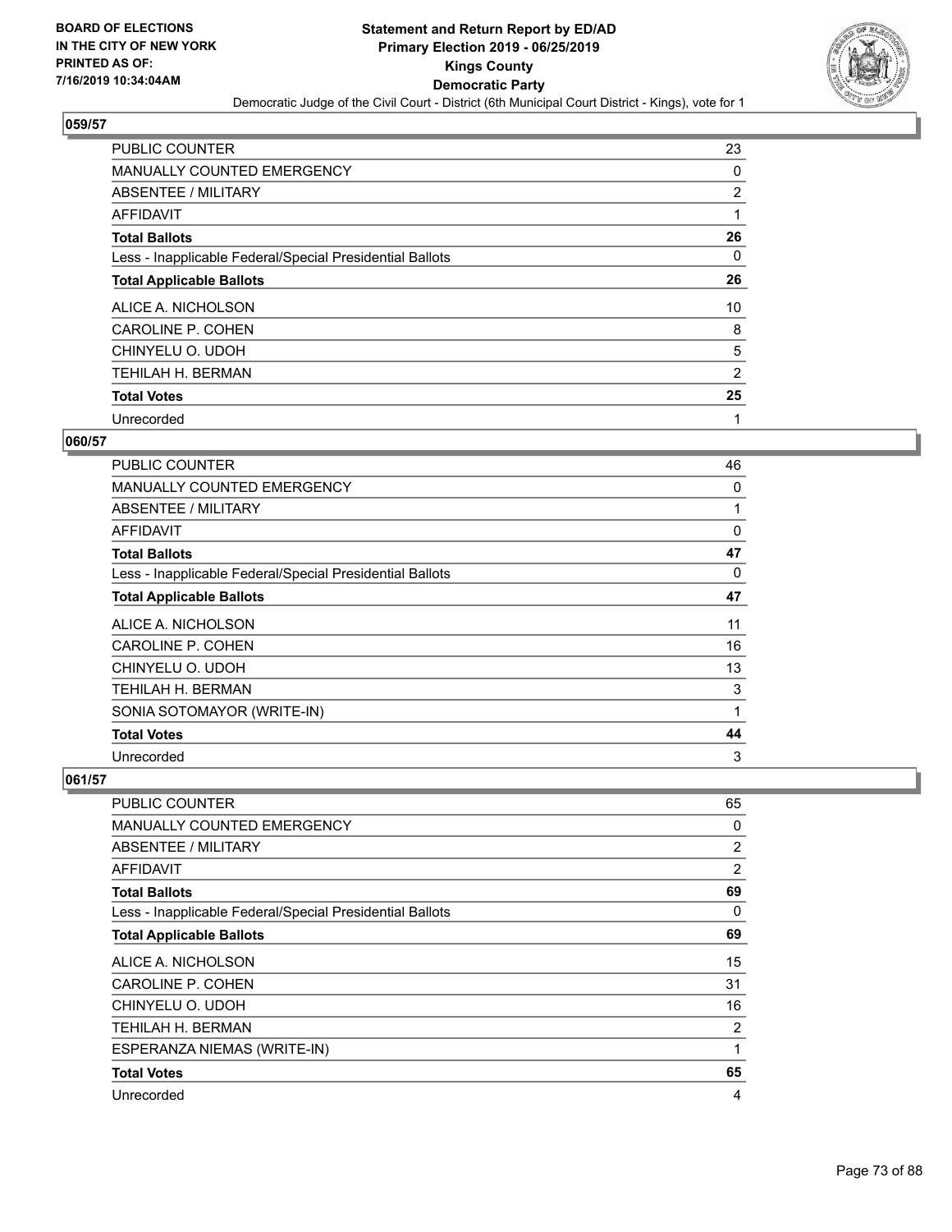**BOARD OF ELECTIONS IN THE CITY OF NEW YORK PRINTED AS OF: 7/16/2019 10:34:04AM**

# Statement and Return Report by ED/AD
## Primary Election 2019 - 06/25/2019
## Kings County
## Democratic Party
### Democratic Judge of the Civil Court - District (6th Municipal Court District - Kings), vote for 1

**059/57**

| | |
|---|---|
| PUBLIC COUNTER | 23 |
| MANUALLY COUNTED EMERGENCY | 0 |
| ABSENTEE / MILITARY | 2 |
| AFFIDAVIT | 1 |
| **Total Ballots** | **26** |
| Less - Inapplicable Federal/Special Presidential Ballots | 0 |
| **Total Applicable Ballots** | **26** |
| ALICE A. NICHOLSON | 10 |
| CAROLINE P. COHEN | 8 |
| CHINYELU O. UDOH | 5 |
| TEHILAH H. BERMAN | 2 |
| **Total Votes** | **25** |
| Unrecorded | 1 |

**060/57**

| | |
|---|---|
| PUBLIC COUNTER | 46 |
| MANUALLY COUNTED EMERGENCY | 0 |
| ABSENTEE / MILITARY | 1 |
| AFFIDAVIT | 0 |
| **Total Ballots** | **47** |
| Less - Inapplicable Federal/Special Presidential Ballots | 0 |
| **Total Applicable Ballots** | **47** |
| ALICE A. NICHOLSON | 11 |
| CAROLINE P. COHEN | 16 |
| CHINYELU O. UDOH | 13 |
| TEHILAH H. BERMAN | 3 |
| SONIA SOTOMAYOR (WRITE-IN) | 1 |
| **Total Votes** | **44** |
| Unrecorded | 3 |

**061/57**

| | |
|---|---|
| PUBLIC COUNTER | 65 |
| MANUALLY COUNTED EMERGENCY | 0 |
| ABSENTEE / MILITARY | 2 |
| AFFIDAVIT | 2 |
| **Total Ballots** | **69** |
| Less - Inapplicable Federal/Special Presidential Ballots | 0 |
| **Total Applicable Ballots** | **69** |
| ALICE A. NICHOLSON | 15 |
| CAROLINE P. COHEN | 31 |
| CHINYELU O. UDOH | 16 |
| TEHILAH H. BERMAN | 2 |
| ESPERANZA NIEMAS (WRITE-IN) | 1 |
| **Total Votes** | **65** |
| Unrecorded | 4 |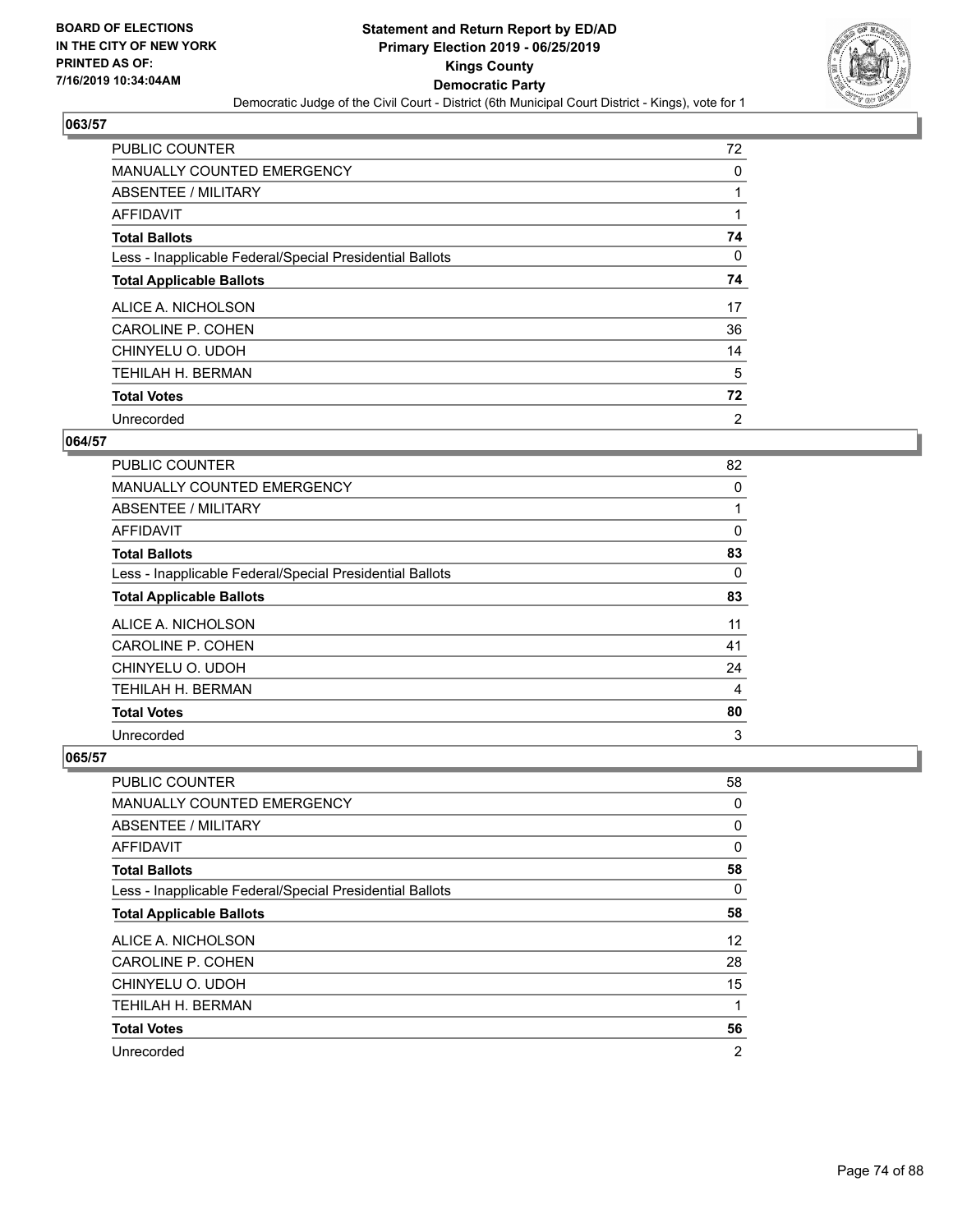BOARD OF ELECTIONS
IN THE CITY OF NEW YORK
PRINTED AS OF:
7/16/2019 10:34:04AM

# Statement and Return Report by ED/AD
## Primary Election 2019 - 06/25/2019
## Kings County
## Democratic Party
### Democratic Judge of the Civil Court - District (6th Municipal Court District - Kings), vote for 1

**063/57**

| | |
|---|---|
| PUBLIC COUNTER | 72 |
| MANUALLY COUNTED EMERGENCY | 0 |
| ABSENTEE / MILITARY | 1 |
| AFFIDAVIT | 1 |
| **Total Ballots** | **74** |
| Less - Inapplicable Federal/Special Presidential Ballots | 0 |
| **Total Applicable Ballots** | **74** |
| ALICE A. NICHOLSON | 17 |
| CAROLINE P. COHEN | 36 |
| CHINYELU O. UDOH | 14 |
| TEHILAH H. BERMAN | 5 |
| **Total Votes** | **72** |
| Unrecorded | 2 |

**064/57**

| | |
|---|---|
| PUBLIC COUNTER | 82 |
| MANUALLY COUNTED EMERGENCY | 0 |
| ABSENTEE / MILITARY | 1 |
| AFFIDAVIT | 0 |
| **Total Ballots** | **83** |
| Less - Inapplicable Federal/Special Presidential Ballots | 0 |
| **Total Applicable Ballots** | **83** |
| ALICE A. NICHOLSON | 11 |
| CAROLINE P. COHEN | 41 |
| CHINYELU O. UDOH | 24 |
| TEHILAH H. BERMAN | 4 |
| **Total Votes** | **80** |
| Unrecorded | 3 |

**065/57**

| | |
|---|---|
| PUBLIC COUNTER | 58 |
| MANUALLY COUNTED EMERGENCY | 0 |
| ABSENTEE / MILITARY | 0 |
| AFFIDAVIT | 0 |
| **Total Ballots** | **58** |
| Less - Inapplicable Federal/Special Presidential Ballots | 0 |
| **Total Applicable Ballots** | **58** |
| ALICE A. NICHOLSON | 12 |
| CAROLINE P. COHEN | 28 |
| CHINYELU O. UDOH | 15 |
| TEHILAH H. BERMAN | 1 |
| **Total Votes** | **56** |
| Unrecorded | 2 |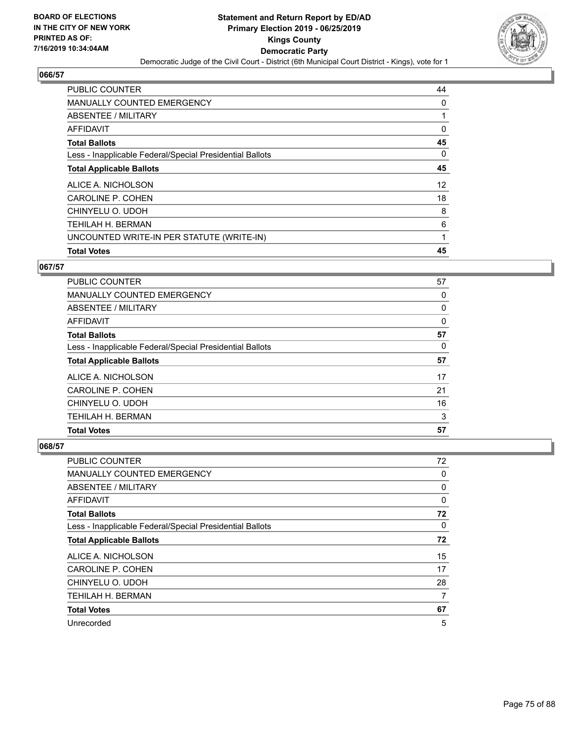BOARD OF ELECTIONS
IN THE CITY OF NEW YORK
PRINTED AS OF:
7/16/2019 10:34:04AM

**Statement and Return Report by ED/AD**
**Primary Election 2019 - 06/25/2019**
**Kings County**
**Democratic Party**
Democratic Judge of the Civil Court - District (6th Municipal Court District - Kings), vote for 1

## 066/57

| | |
|---|---|
| PUBLIC COUNTER | 44 |
| MANUALLY COUNTED EMERGENCY | 0 |
| ABSENTEE / MILITARY | 1 |
| AFFIDAVIT | 0 |
| **Total Ballots** | **45** |
| Less - Inapplicable Federal/Special Presidential Ballots | 0 |
| **Total Applicable Ballots** | **45** |
| ALICE A. NICHOLSON | 12 |
| CAROLINE P. COHEN | 18 |
| CHINYELU O. UDOH | 8 |
| TEHILAH H. BERMAN | 6 |
| UNCOUNTED WRITE-IN PER STATUTE (WRITE-IN) | 1 |
| **Total Votes** | **45** |

## 067/57

| | |
|---|---|
| PUBLIC COUNTER | 57 |
| MANUALLY COUNTED EMERGENCY | 0 |
| ABSENTEE / MILITARY | 0 |
| AFFIDAVIT | 0 |
| **Total Ballots** | **57** |
| Less - Inapplicable Federal/Special Presidential Ballots | 0 |
| **Total Applicable Ballots** | **57** |
| ALICE A. NICHOLSON | 17 |
| CAROLINE P. COHEN | 21 |
| CHINYELU O. UDOH | 16 |
| TEHILAH H. BERMAN | 3 |
| **Total Votes** | **57** |

## 068/57

| | |
|---|---|
| PUBLIC COUNTER | 72 |
| MANUALLY COUNTED EMERGENCY | 0 |
| ABSENTEE / MILITARY | 0 |
| AFFIDAVIT | 0 |
| **Total Ballots** | **72** |
| Less - Inapplicable Federal/Special Presidential Ballots | 0 |
| **Total Applicable Ballots** | **72** |
| ALICE A. NICHOLSON | 15 |
| CAROLINE P. COHEN | 17 |
| CHINYELU O. UDOH | 28 |
| TEHILAH H. BERMAN | 7 |
| **Total Votes** | **67** |
| Unrecorded | 5 |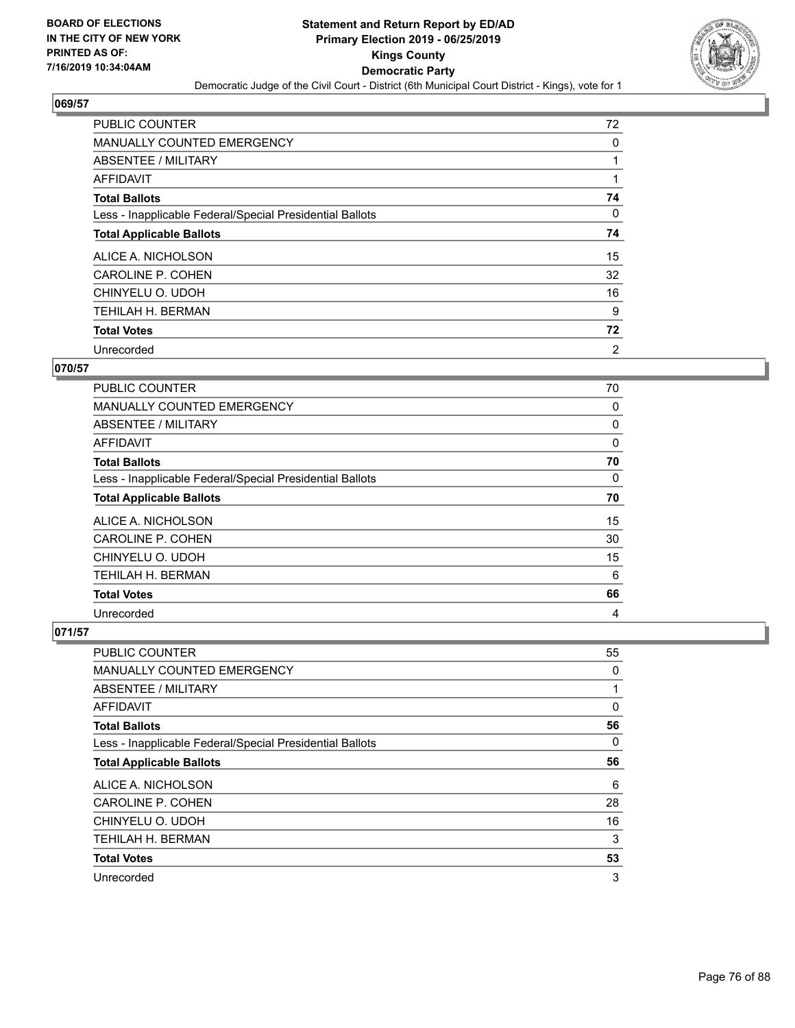**BOARD OF ELECTIONS IN THE CITY OF NEW YORK PRINTED AS OF: 7/16/2019 10:34:04AM**

# Statement and Return Report by ED/AD
## Primary Election 2019 - 06/25/2019
## Kings County
## Democratic Party
### Democratic Judge of the Civil Court - District (6th Municipal Court District - Kings), vote for 1

**069/57**

| | |
|---|---|
| PUBLIC COUNTER | 72 |
| MANUALLY COUNTED EMERGENCY | 0 |
| ABSENTEE / MILITARY | 1 |
| AFFIDAVIT | 1 |
| **Total Ballots** | **74** |
| Less - Inapplicable Federal/Special Presidential Ballots | 0 |
| **Total Applicable Ballots** | **74** |
| ALICE A. NICHOLSON | 15 |
| CAROLINE P. COHEN | 32 |
| CHINYELU O. UDOH | 16 |
| TEHILAH H. BERMAN | 9 |
| **Total Votes** | **72** |
| Unrecorded | 2 |

**070/57**

| | |
|---|---|
| PUBLIC COUNTER | 70 |
| MANUALLY COUNTED EMERGENCY | 0 |
| ABSENTEE / MILITARY | 0 |
| AFFIDAVIT | 0 |
| **Total Ballots** | **70** |
| Less - Inapplicable Federal/Special Presidential Ballots | 0 |
| **Total Applicable Ballots** | **70** |
| ALICE A. NICHOLSON | 15 |
| CAROLINE P. COHEN | 30 |
| CHINYELU O. UDOH | 15 |
| TEHILAH H. BERMAN | 6 |
| **Total Votes** | **66** |
| Unrecorded | 4 |

**071/57**

| | |
|---|---|
| PUBLIC COUNTER | 55 |
| MANUALLY COUNTED EMERGENCY | 0 |
| ABSENTEE / MILITARY | 1 |
| AFFIDAVIT | 0 |
| **Total Ballots** | **56** |
| Less - Inapplicable Federal/Special Presidential Ballots | 0 |
| **Total Applicable Ballots** | **56** |
| ALICE A. NICHOLSON | 6 |
| CAROLINE P. COHEN | 28 |
| CHINYELU O. UDOH | 16 |
| TEHILAH H. BERMAN | 3 |
| **Total Votes** | **53** |
| Unrecorded | 3 |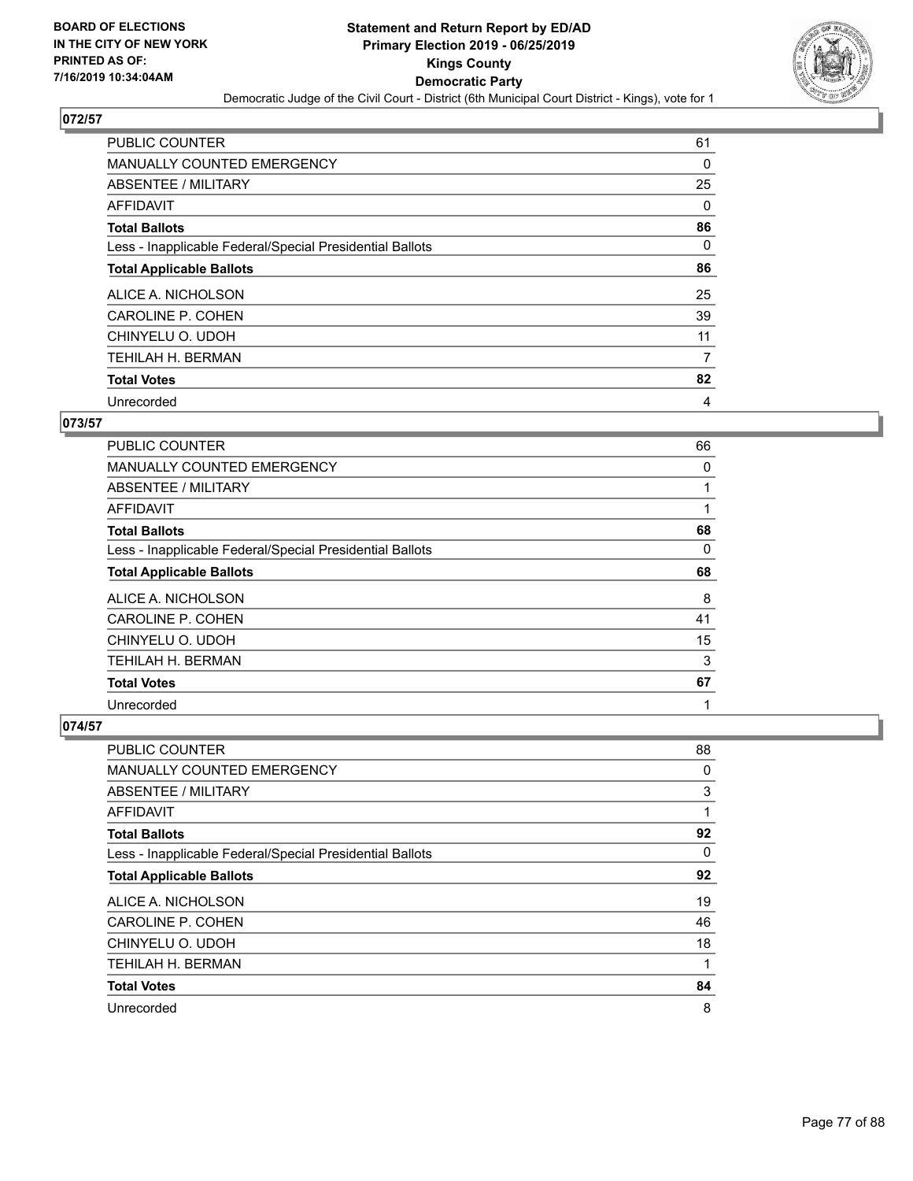# Statement and Return Report by ED/AD
## Primary Election 2019 - 06/25/2019
## Kings County
## Democratic Party
### Democratic Judge of the Civil Court - District (6th Municipal Court District - Kings), vote for 1

BOARD OF ELECTIONS
IN THE CITY OF NEW YORK
PRINTED AS OF:
7/16/2019 10:34:04AM

**072/57**

| | |
|---|---|
| PUBLIC COUNTER | 61 |
| MANUALLY COUNTED EMERGENCY | 0 |
| ABSENTEE / MILITARY | 25 |
| AFFIDAVIT | 0 |
| **Total Ballots** | **86** |
| Less - Inapplicable Federal/Special Presidential Ballots | 0 |
| **Total Applicable Ballots** | **86** |
| ALICE A. NICHOLSON | 25 |
| CAROLINE P. COHEN | 39 |
| CHINYELU O. UDOH | 11 |
| TEHILAH H. BERMAN | 7 |
| **Total Votes** | **82** |
| Unrecorded | 4 |

**073/57**

| | |
|---|---|
| PUBLIC COUNTER | 66 |
| MANUALLY COUNTED EMERGENCY | 0 |
| ABSENTEE / MILITARY | 1 |
| AFFIDAVIT | 1 |
| **Total Ballots** | **68** |
| Less - Inapplicable Federal/Special Presidential Ballots | 0 |
| **Total Applicable Ballots** | **68** |
| ALICE A. NICHOLSON | 8 |
| CAROLINE P. COHEN | 41 |
| CHINYELU O. UDOH | 15 |
| TEHILAH H. BERMAN | 3 |
| **Total Votes** | **67** |
| Unrecorded | 1 |

**074/57**

| | |
|---|---|
| PUBLIC COUNTER | 88 |
| MANUALLY COUNTED EMERGENCY | 0 |
| ABSENTEE / MILITARY | 3 |
| AFFIDAVIT | 1 |
| **Total Ballots** | **92** |
| Less - Inapplicable Federal/Special Presidential Ballots | 0 |
| **Total Applicable Ballots** | **92** |
| ALICE A. NICHOLSON | 19 |
| CAROLINE P. COHEN | 46 |
| CHINYELU O. UDOH | 18 |
| TEHILAH H. BERMAN | 1 |
| **Total Votes** | **84** |
| Unrecorded | 8 |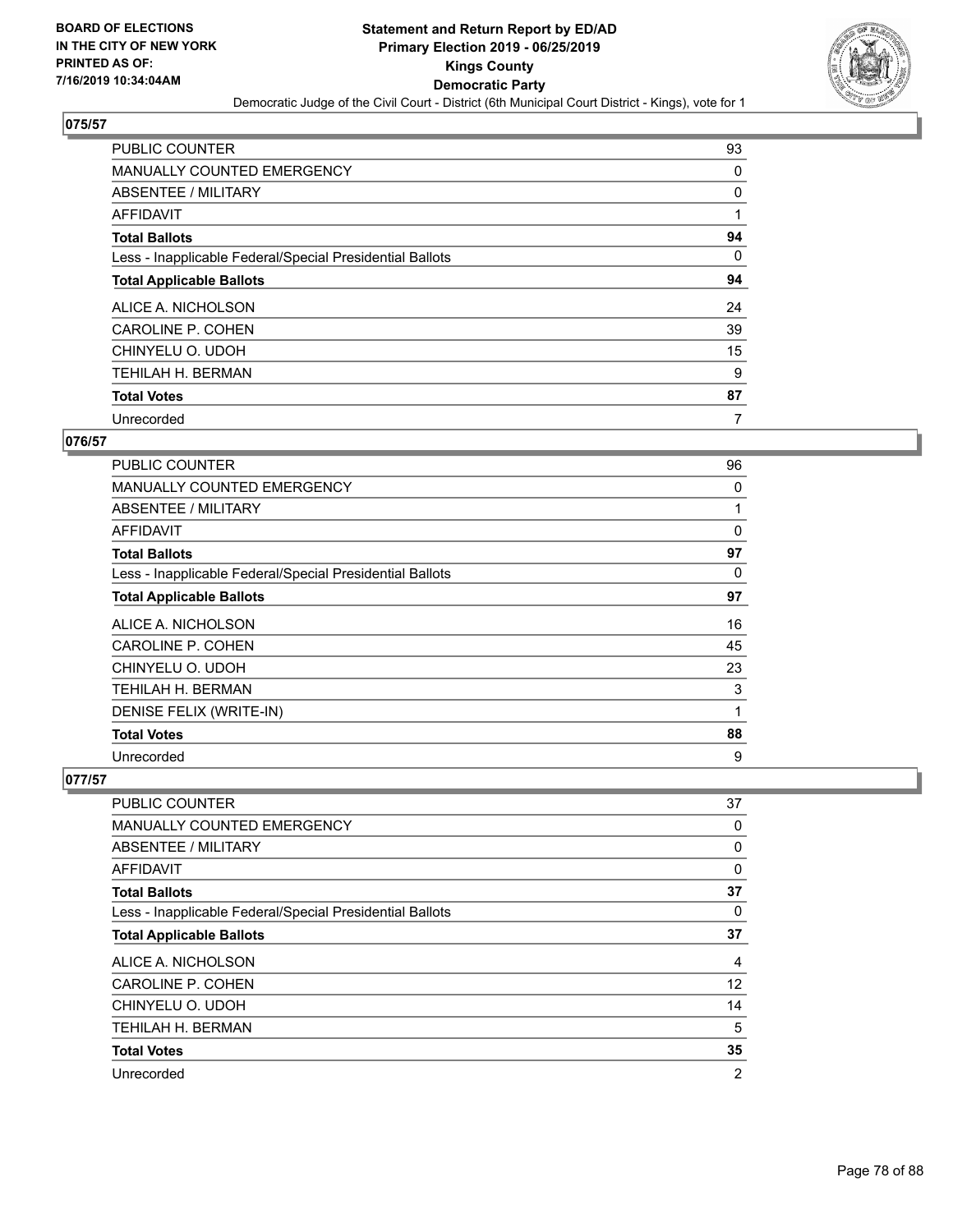## 075/57

| | |
|---|---|
| PUBLIC COUNTER | 93 |
| MANUALLY COUNTED EMERGENCY | 0 |
| ABSENTEE / MILITARY | 0 |
| AFFIDAVIT | 1 |
| **Total Ballots** | **94** |
| Less - Inapplicable Federal/Special Presidential Ballots | 0 |
| **Total Applicable Ballots** | **94** |
| ALICE A. NICHOLSON | 24 |
| CAROLINE P. COHEN | 39 |
| CHINYELU O. UDOH | 15 |
| TEHILAH H. BERMAN | 9 |
| **Total Votes** | **87** |
| Unrecorded | 7 |

## 076/57

| | |
|---|---|
| PUBLIC COUNTER | 96 |
| MANUALLY COUNTED EMERGENCY | 0 |
| ABSENTEE / MILITARY | 1 |
| AFFIDAVIT | 0 |
| **Total Ballots** | **97** |
| Less - Inapplicable Federal/Special Presidential Ballots | 0 |
| **Total Applicable Ballots** | **97** |
| ALICE A. NICHOLSON | 16 |
| CAROLINE P. COHEN | 45 |
| CHINYELU O. UDOH | 23 |
| TEHILAH H. BERMAN | 3 |
| DENISE FELIX (WRITE-IN) | 1 |
| **Total Votes** | **88** |
| Unrecorded | 9 |

## 077/57

| | |
|---|---|
| PUBLIC COUNTER | 37 |
| MANUALLY COUNTED EMERGENCY | 0 |
| ABSENTEE / MILITARY | 0 |
| AFFIDAVIT | 0 |
| **Total Ballots** | **37** |
| Less - Inapplicable Federal/Special Presidential Ballots | 0 |
| **Total Applicable Ballots** | **37** |
| ALICE A. NICHOLSON | 4 |
| CAROLINE P. COHEN | 12 |
| CHINYELU O. UDOH | 14 |
| TEHILAH H. BERMAN | 5 |
| **Total Votes** | **35** |
| Unrecorded | 2 |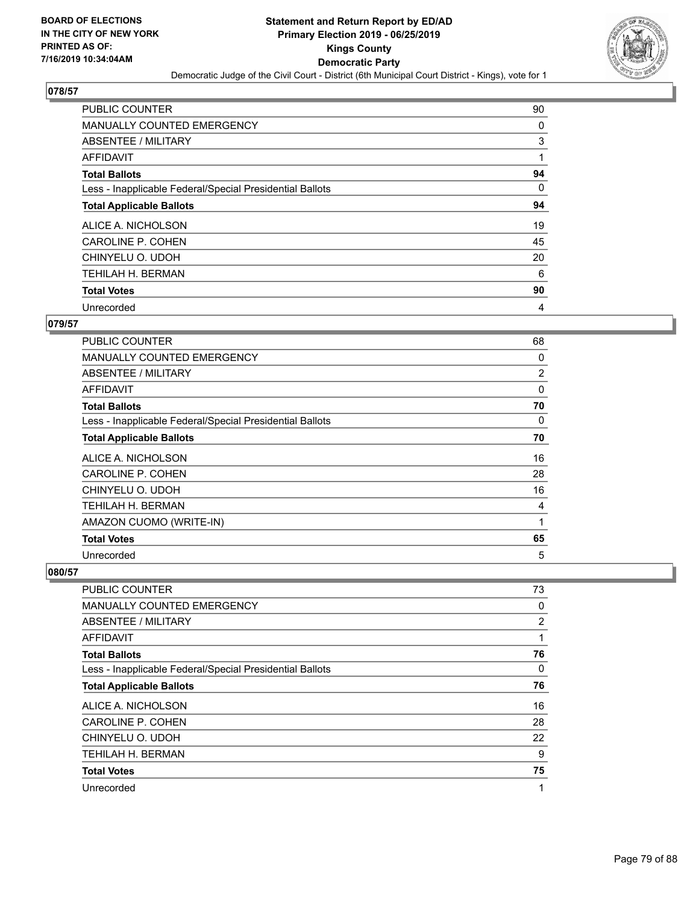**BOARD OF ELECTIONS IN THE CITY OF NEW YORK PRINTED AS OF: 7/16/2019 10:34:04AM**

# Statement and Return Report by ED/AD
## Primary Election 2019 - 06/25/2019
## Kings County
## Democratic Party
### Democratic Judge of the Civil Court - District (6th Municipal Court District - Kings), vote for 1

**078/57**

| | |
|---|---|
| PUBLIC COUNTER | 90 |
| MANUALLY COUNTED EMERGENCY | 0 |
| ABSENTEE / MILITARY | 3 |
| AFFIDAVIT | 1 |
| **Total Ballots** | **94** |
| Less - Inapplicable Federal/Special Presidential Ballots | 0 |
| **Total Applicable Ballots** | **94** |
| ALICE A. NICHOLSON | 19 |
| CAROLINE P. COHEN | 45 |
| CHINYELU O. UDOH | 20 |
| TEHILAH H. BERMAN | 6 |
| **Total Votes** | **90** |
| Unrecorded | 4 |

**079/57**

| | |
|---|---|
| PUBLIC COUNTER | 68 |
| MANUALLY COUNTED EMERGENCY | 0 |
| ABSENTEE / MILITARY | 2 |
| AFFIDAVIT | 0 |
| **Total Ballots** | **70** |
| Less - Inapplicable Federal/Special Presidential Ballots | 0 |
| **Total Applicable Ballots** | **70** |
| ALICE A. NICHOLSON | 16 |
| CAROLINE P. COHEN | 28 |
| CHINYELU O. UDOH | 16 |
| TEHILAH H. BERMAN | 4 |
| AMAZON CUOMO (WRITE-IN) | 1 |
| **Total Votes** | **65** |
| Unrecorded | 5 |

**080/57**

| | |
|---|---|
| PUBLIC COUNTER | 73 |
| MANUALLY COUNTED EMERGENCY | 0 |
| ABSENTEE / MILITARY | 2 |
| AFFIDAVIT | 1 |
| **Total Ballots** | **76** |
| Less - Inapplicable Federal/Special Presidential Ballots | 0 |
| **Total Applicable Ballots** | **76** |
| ALICE A. NICHOLSON | 16 |
| CAROLINE P. COHEN | 28 |
| CHINYELU O. UDOH | 22 |
| TEHILAH H. BERMAN | 9 |
| **Total Votes** | **75** |
| Unrecorded | 1 |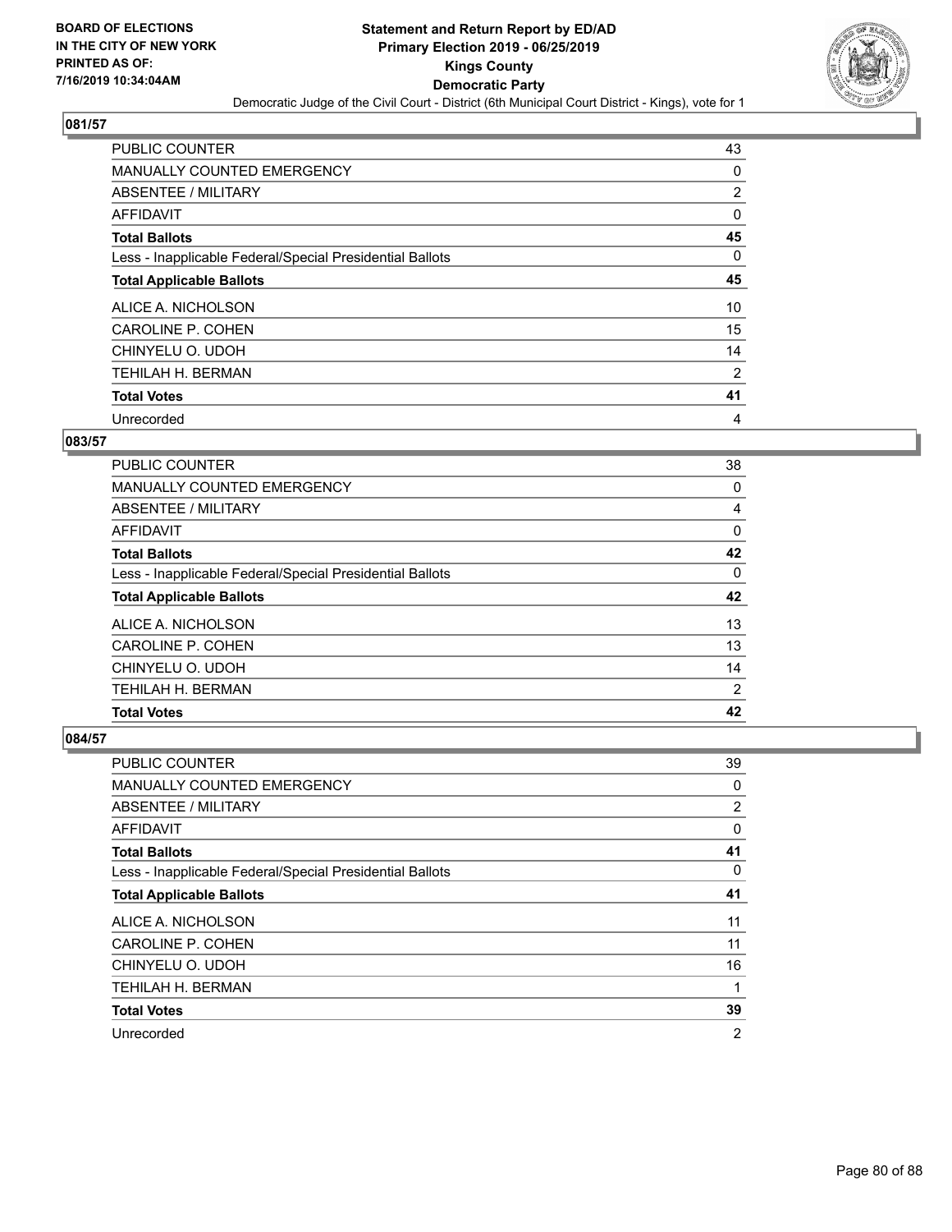## 081/57

| | |
|---|---|
| PUBLIC COUNTER | 43 |
| MANUALLY COUNTED EMERGENCY | 0 |
| ABSENTEE / MILITARY | 2 |
| AFFIDAVIT | 0 |
| **Total Ballots** | **45** |
| Less - Inapplicable Federal/Special Presidential Ballots | 0 |
| **Total Applicable Ballots** | **45** |
| ALICE A. NICHOLSON | 10 |
| CAROLINE P. COHEN | 15 |
| CHINYELU O. UDOH | 14 |
| TEHILAH H. BERMAN | 2 |
| **Total Votes** | **41** |
| Unrecorded | 4 |

## 083/57

| | |
|---|---|
| PUBLIC COUNTER | 38 |
| MANUALLY COUNTED EMERGENCY | 0 |
| ABSENTEE / MILITARY | 4 |
| AFFIDAVIT | 0 |
| **Total Ballots** | **42** |
| Less - Inapplicable Federal/Special Presidential Ballots | 0 |
| **Total Applicable Ballots** | **42** |
| ALICE A. NICHOLSON | 13 |
| CAROLINE P. COHEN | 13 |
| CHINYELU O. UDOH | 14 |
| TEHILAH H. BERMAN | 2 |
| **Total Votes** | **42** |

## 084/57

| | |
|---|---|
| PUBLIC COUNTER | 39 |
| MANUALLY COUNTED EMERGENCY | 0 |
| ABSENTEE / MILITARY | 2 |
| AFFIDAVIT | 0 |
| **Total Ballots** | **41** |
| Less - Inapplicable Federal/Special Presidential Ballots | 0 |
| **Total Applicable Ballots** | **41** |
| ALICE A. NICHOLSON | 11 |
| CAROLINE P. COHEN | 11 |
| CHINYELU O. UDOH | 16 |
| TEHILAH H. BERMAN | 1 |
| **Total Votes** | **39** |
| Unrecorded | 2 |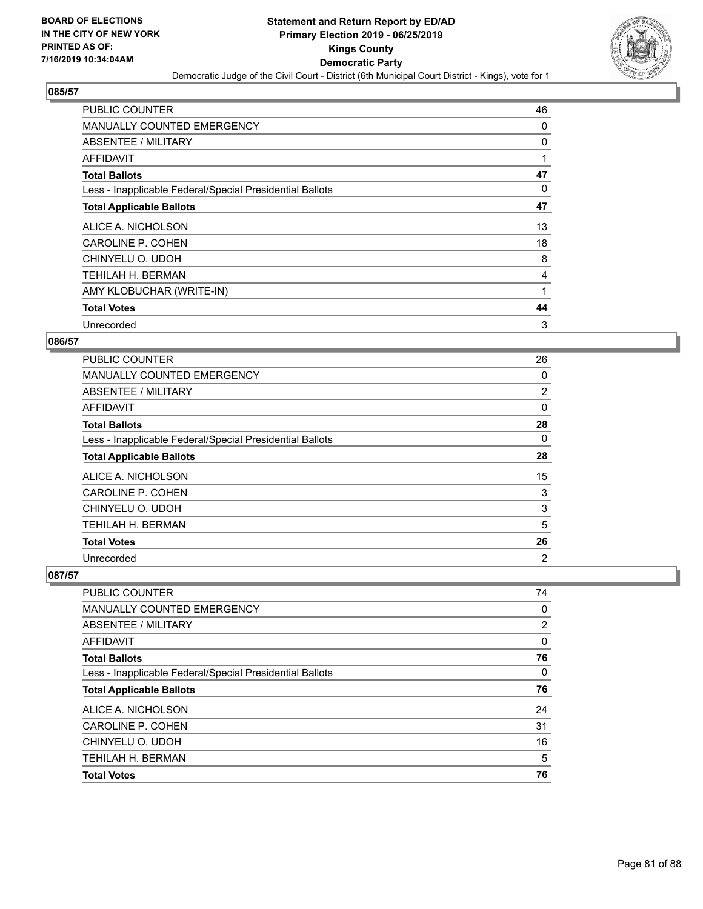## 085/57

| | |
|---|---|
| PUBLIC COUNTER | 46 |
| MANUALLY COUNTED EMERGENCY | 0 |
| ABSENTEE / MILITARY | 0 |
| AFFIDAVIT | 1 |
| **Total Ballots** | **47** |
| Less - Inapplicable Federal/Special Presidential Ballots | 0 |
| **Total Applicable Ballots** | **47** |
| ALICE A. NICHOLSON | 13 |
| CAROLINE P. COHEN | 18 |
| CHINYELU O. UDOH | 8 |
| TEHILAH H. BERMAN | 4 |
| AMY KLOBUCHAR (WRITE-IN) | 1 |
| **Total Votes** | **44** |
| Unrecorded | 3 |

## 086/57

| | |
|---|---|
| PUBLIC COUNTER | 26 |
| MANUALLY COUNTED EMERGENCY | 0 |
| ABSENTEE / MILITARY | 2 |
| AFFIDAVIT | 0 |
| **Total Ballots** | **28** |
| Less - Inapplicable Federal/Special Presidential Ballots | 0 |
| **Total Applicable Ballots** | **28** |
| ALICE A. NICHOLSON | 15 |
| CAROLINE P. COHEN | 3 |
| CHINYELU O. UDOH | 3 |
| TEHILAH H. BERMAN | 5 |
| **Total Votes** | **26** |
| Unrecorded | 2 |

## 087/57

| | |
|---|---|
| PUBLIC COUNTER | 74 |
| MANUALLY COUNTED EMERGENCY | 0 |
| ABSENTEE / MILITARY | 2 |
| AFFIDAVIT | 0 |
| **Total Ballots** | **76** |
| Less - Inapplicable Federal/Special Presidential Ballots | 0 |
| **Total Applicable Ballots** | **76** |
| ALICE A. NICHOLSON | 24 |
| CAROLINE P. COHEN | 31 |
| CHINYELU O. UDOH | 16 |
| TEHILAH H. BERMAN | 5 |
| **Total Votes** | **76** |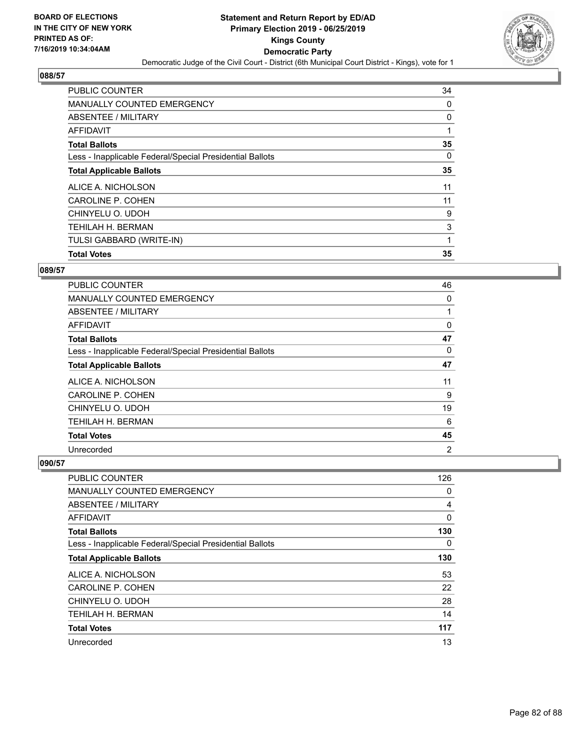BOARD OF ELECTIONS
IN THE CITY OF NEW YORK
PRINTED AS OF:
7/16/2019 10:34:04AM

# Statement and Return Report by ED/AD
## Primary Election 2019 - 06/25/2019
## Kings County
## Democratic Party
Democratic Judge of the Civil Court - District (6th Municipal Court District - Kings), vote for 1

### 088/57

| | |
|---|---|
| PUBLIC COUNTER | 34 |
| MANUALLY COUNTED EMERGENCY | 0 |
| ABSENTEE / MILITARY | 0 |
| AFFIDAVIT | 1 |
| **Total Ballots** | **35** |
| Less - Inapplicable Federal/Special Presidential Ballots | 0 |
| **Total Applicable Ballots** | **35** |
| ALICE A. NICHOLSON | 11 |
| CAROLINE P. COHEN | 11 |
| CHINYELU O. UDOH | 9 |
| TEHILAH H. BERMAN | 3 |
| TULSI GABBARD (WRITE-IN) | 1 |
| **Total Votes** | **35** |

### 089/57

| | |
|---|---|
| PUBLIC COUNTER | 46 |
| MANUALLY COUNTED EMERGENCY | 0 |
| ABSENTEE / MILITARY | 1 |
| AFFIDAVIT | 0 |
| **Total Ballots** | **47** |
| Less - Inapplicable Federal/Special Presidential Ballots | 0 |
| **Total Applicable Ballots** | **47** |
| ALICE A. NICHOLSON | 11 |
| CAROLINE P. COHEN | 9 |
| CHINYELU O. UDOH | 19 |
| TEHILAH H. BERMAN | 6 |
| **Total Votes** | **45** |
| Unrecorded | 2 |

### 090/57

| | |
|---|---|
| PUBLIC COUNTER | 126 |
| MANUALLY COUNTED EMERGENCY | 0 |
| ABSENTEE / MILITARY | 4 |
| AFFIDAVIT | 0 |
| **Total Ballots** | **130** |
| Less - Inapplicable Federal/Special Presidential Ballots | 0 |
| **Total Applicable Ballots** | **130** |
| ALICE A. NICHOLSON | 53 |
| CAROLINE P. COHEN | 22 |
| CHINYELU O. UDOH | 28 |
| TEHILAH H. BERMAN | 14 |
| **Total Votes** | **117** |
| Unrecorded | 13 |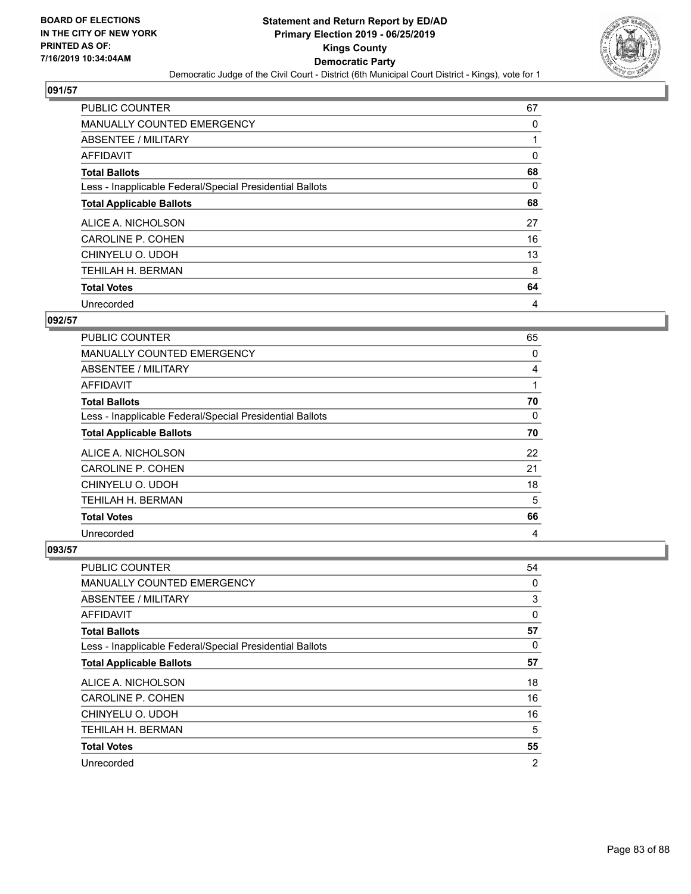**Statement and Return Report by ED/AD**
**Primary Election 2019 - 06/25/2019**
**Kings County**
**Democratic Party**
Democratic Judge of the Civil Court - District (6th Municipal Court District - Kings), vote for 1

BOARD OF ELECTIONS IN THE CITY OF NEW YORK PRINTED AS OF: 7/16/2019 10:34:04AM

## 091/57

| | |
|---|---|
| PUBLIC COUNTER | 67 |
| MANUALLY COUNTED EMERGENCY | 0 |
| ABSENTEE / MILITARY | 1 |
| AFFIDAVIT | 0 |
| **Total Ballots** | **68** |
| Less - Inapplicable Federal/Special Presidential Ballots | 0 |
| **Total Applicable Ballots** | **68** |
| ALICE A. NICHOLSON | 27 |
| CAROLINE P. COHEN | 16 |
| CHINYELU O. UDOH | 13 |
| TEHILAH H. BERMAN | 8 |
| **Total Votes** | **64** |
| Unrecorded | 4 |

## 092/57

| | |
|---|---|
| PUBLIC COUNTER | 65 |
| MANUALLY COUNTED EMERGENCY | 0 |
| ABSENTEE / MILITARY | 4 |
| AFFIDAVIT | 1 |
| **Total Ballots** | **70** |
| Less - Inapplicable Federal/Special Presidential Ballots | 0 |
| **Total Applicable Ballots** | **70** |
| ALICE A. NICHOLSON | 22 |
| CAROLINE P. COHEN | 21 |
| CHINYELU O. UDOH | 18 |
| TEHILAH H. BERMAN | 5 |
| **Total Votes** | **66** |
| Unrecorded | 4 |

## 093/57

| | |
|---|---|
| PUBLIC COUNTER | 54 |
| MANUALLY COUNTED EMERGENCY | 0 |
| ABSENTEE / MILITARY | 3 |
| AFFIDAVIT | 0 |
| **Total Ballots** | **57** |
| Less - Inapplicable Federal/Special Presidential Ballots | 0 |
| **Total Applicable Ballots** | **57** |
| ALICE A. NICHOLSON | 18 |
| CAROLINE P. COHEN | 16 |
| CHINYELU O. UDOH | 16 |
| TEHILAH H. BERMAN | 5 |
| **Total Votes** | **55** |
| Unrecorded | 2 |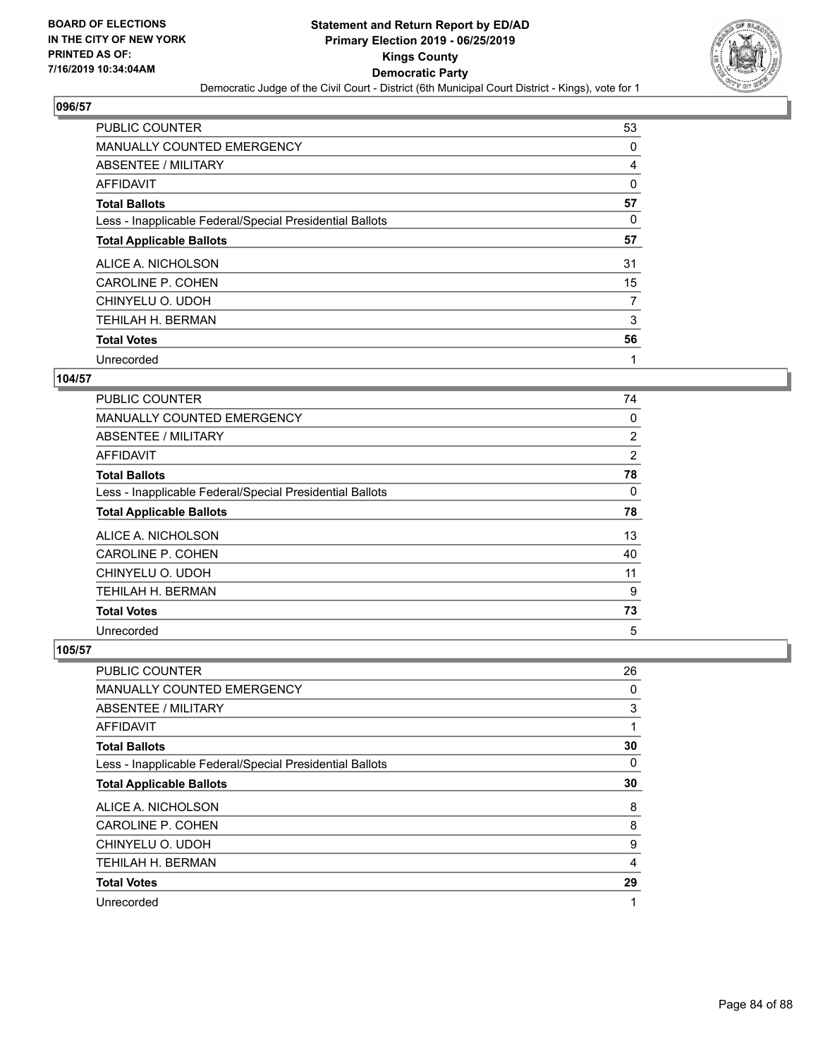## 096/57

| | |
|---|---|
| PUBLIC COUNTER | 53 |
| MANUALLY COUNTED EMERGENCY | 0 |
| ABSENTEE / MILITARY | 4 |
| AFFIDAVIT | 0 |
| **Total Ballots** | **57** |
| Less - Inapplicable Federal/Special Presidential Ballots | 0 |
| **Total Applicable Ballots** | **57** |
| ALICE A. NICHOLSON | 31 |
| CAROLINE P. COHEN | 15 |
| CHINYELU O. UDOH | 7 |
| TEHILAH H. BERMAN | 3 |
| **Total Votes** | **56** |
| Unrecorded | 1 |

## 104/57

| | |
|---|---|
| PUBLIC COUNTER | 74 |
| MANUALLY COUNTED EMERGENCY | 0 |
| ABSENTEE / MILITARY | 2 |
| AFFIDAVIT | 2 |
| **Total Ballots** | **78** |
| Less - Inapplicable Federal/Special Presidential Ballots | 0 |
| **Total Applicable Ballots** | **78** |
| ALICE A. NICHOLSON | 13 |
| CAROLINE P. COHEN | 40 |
| CHINYELU O. UDOH | 11 |
| TEHILAH H. BERMAN | 9 |
| **Total Votes** | **73** |
| Unrecorded | 5 |

## 105/57

| | |
|---|---|
| PUBLIC COUNTER | 26 |
| MANUALLY COUNTED EMERGENCY | 0 |
| ABSENTEE / MILITARY | 3 |
| AFFIDAVIT | 1 |
| **Total Ballots** | **30** |
| Less - Inapplicable Federal/Special Presidential Ballots | 0 |
| **Total Applicable Ballots** | **30** |
| ALICE A. NICHOLSON | 8 |
| CAROLINE P. COHEN | 8 |
| CHINYELU O. UDOH | 9 |
| TEHILAH H. BERMAN | 4 |
| **Total Votes** | **29** |
| Unrecorded | 1 |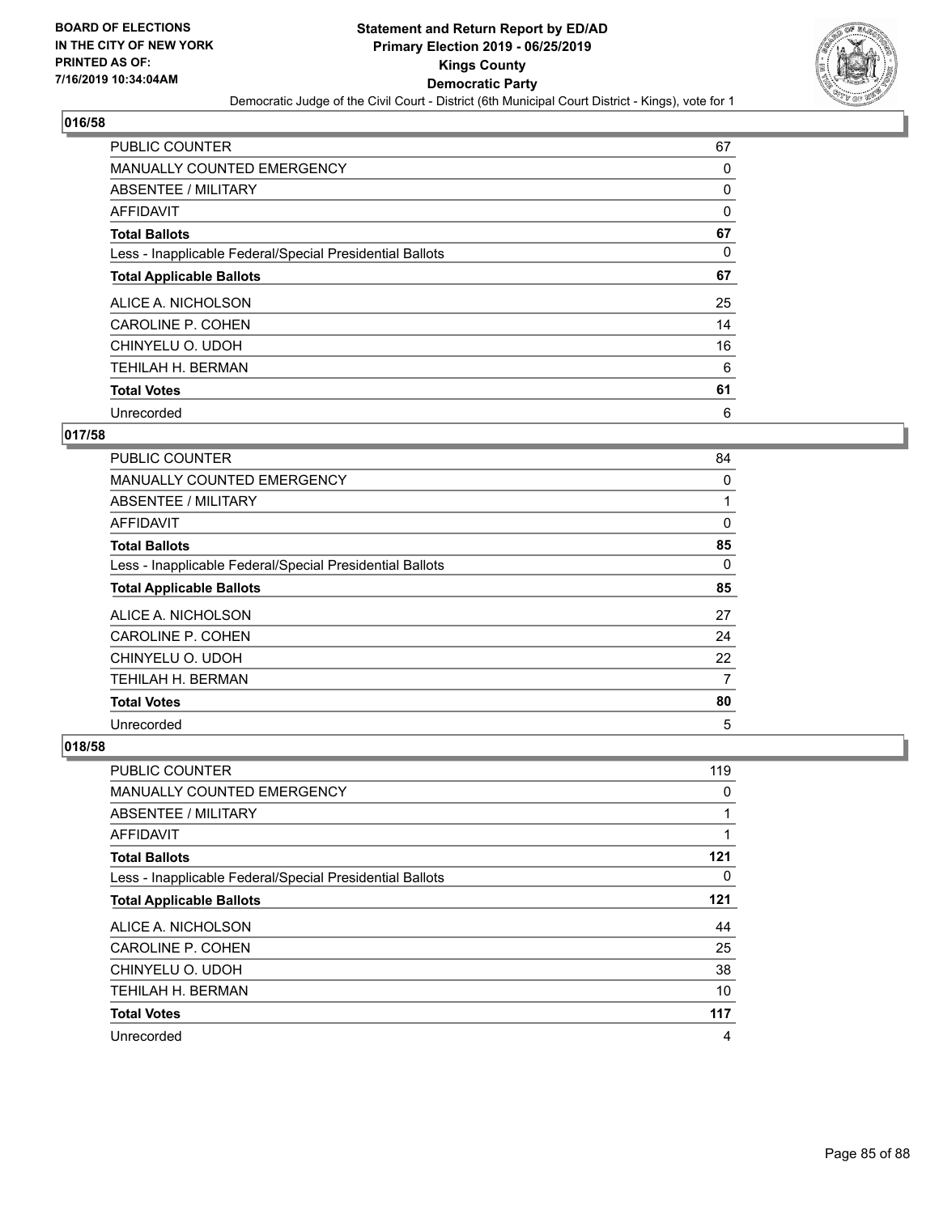**BOARD OF ELECTIONS IN THE CITY OF NEW YORK PRINTED AS OF: 7/16/2019 10:34:04AM**

# Statement and Return Report by ED/AD
## Primary Election 2019 - 06/25/2019
## Kings County
## Democratic Party
### Democratic Judge of the Civil Court - District (6th Municipal Court District - Kings), vote for 1

### 016/58

| | |
|---|---|
| PUBLIC COUNTER | 67 |
| MANUALLY COUNTED EMERGENCY | 0 |
| ABSENTEE / MILITARY | 0 |
| AFFIDAVIT | 0 |
| **Total Ballots** | **67** |
| Less - Inapplicable Federal/Special Presidential Ballots | 0 |
| **Total Applicable Ballots** | **67** |
| ALICE A. NICHOLSON | 25 |
| CAROLINE P. COHEN | 14 |
| CHINYELU O. UDOH | 16 |
| TEHILAH H. BERMAN | 6 |
| **Total Votes** | **61** |
| Unrecorded | 6 |

### 017/58

| | |
|---|---|
| PUBLIC COUNTER | 84 |
| MANUALLY COUNTED EMERGENCY | 0 |
| ABSENTEE / MILITARY | 1 |
| AFFIDAVIT | 0 |
| **Total Ballots** | **85** |
| Less - Inapplicable Federal/Special Presidential Ballots | 0 |
| **Total Applicable Ballots** | **85** |
| ALICE A. NICHOLSON | 27 |
| CAROLINE P. COHEN | 24 |
| CHINYELU O. UDOH | 22 |
| TEHILAH H. BERMAN | 7 |
| **Total Votes** | **80** |
| Unrecorded | 5 |

### 018/58

| | |
|---|---|
| PUBLIC COUNTER | 119 |
| MANUALLY COUNTED EMERGENCY | 0 |
| ABSENTEE / MILITARY | 1 |
| AFFIDAVIT | 1 |
| **Total Ballots** | **121** |
| Less - Inapplicable Federal/Special Presidential Ballots | 0 |
| **Total Applicable Ballots** | **121** |
| ALICE A. NICHOLSON | 44 |
| CAROLINE P. COHEN | 25 |
| CHINYELU O. UDOH | 38 |
| TEHILAH H. BERMAN | 10 |
| **Total Votes** | **117** |
| Unrecorded | 4 |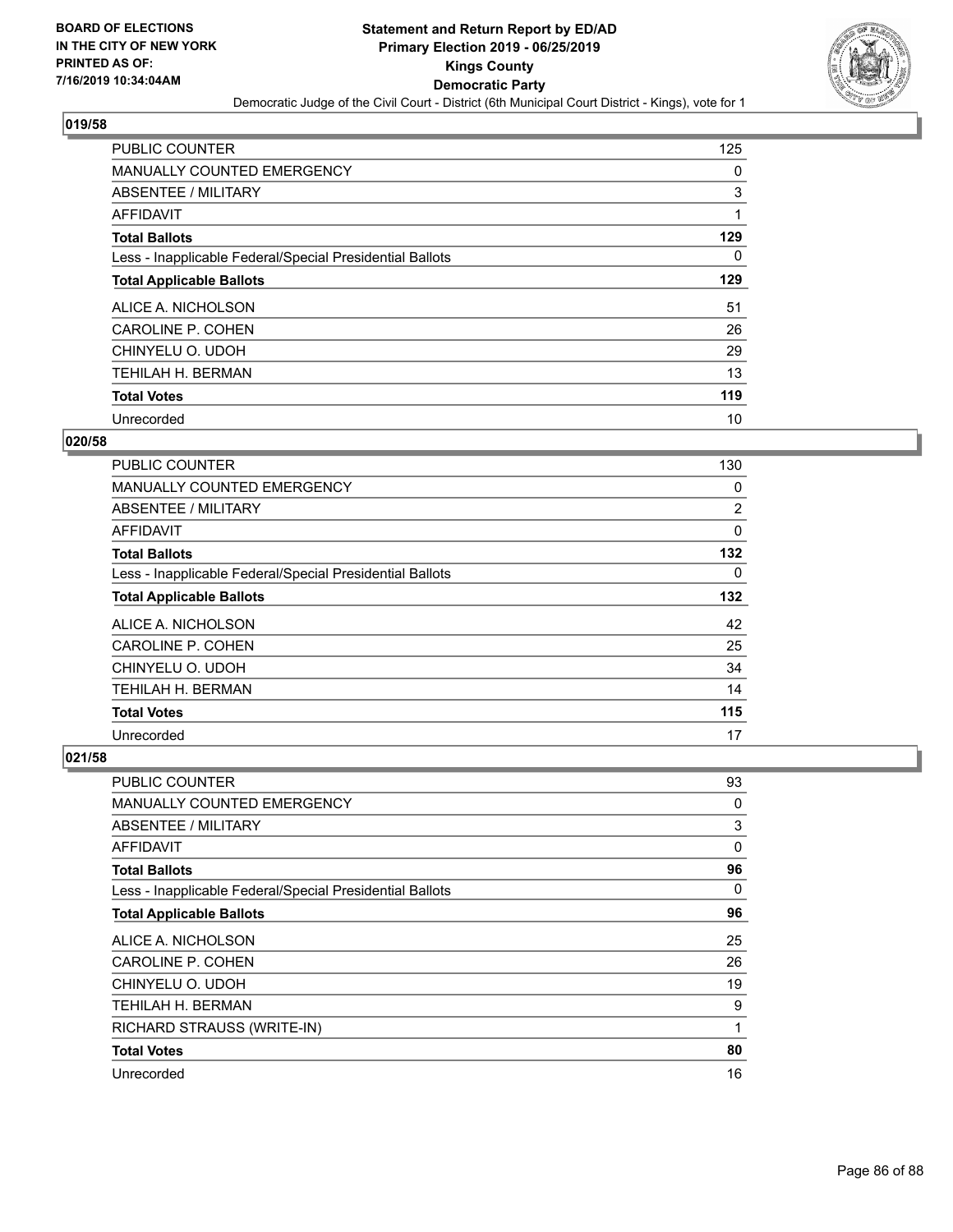BOARD OF ELECTIONS
IN THE CITY OF NEW YORK
PRINTED AS OF:
7/16/2019 10:34:04AM

# Statement and Return Report by ED/AD
## Primary Election 2019 - 06/25/2019
## Kings County
## Democratic Party
### Democratic Judge of the Civil Court - District (6th Municipal Court District - Kings), vote for 1

**019/58**

| | |
|---|---|
| PUBLIC COUNTER | 125 |
| MANUALLY COUNTED EMERGENCY | 0 |
| ABSENTEE / MILITARY | 3 |
| AFFIDAVIT | 1 |
| **Total Ballots** | **129** |
| Less - Inapplicable Federal/Special Presidential Ballots | 0 |
| **Total Applicable Ballots** | **129** |
| ALICE A. NICHOLSON | 51 |
| CAROLINE P. COHEN | 26 |
| CHINYELU O. UDOH | 29 |
| TEHILAH H. BERMAN | 13 |
| **Total Votes** | **119** |
| Unrecorded | 10 |

**020/58**

| | |
|---|---|
| PUBLIC COUNTER | 130 |
| MANUALLY COUNTED EMERGENCY | 0 |
| ABSENTEE / MILITARY | 2 |
| AFFIDAVIT | 0 |
| **Total Ballots** | **132** |
| Less - Inapplicable Federal/Special Presidential Ballots | 0 |
| **Total Applicable Ballots** | **132** |
| ALICE A. NICHOLSON | 42 |
| CAROLINE P. COHEN | 25 |
| CHINYELU O. UDOH | 34 |
| TEHILAH H. BERMAN | 14 |
| **Total Votes** | **115** |
| Unrecorded | 17 |

**021/58**

| | |
|---|---|
| PUBLIC COUNTER | 93 |
| MANUALLY COUNTED EMERGENCY | 0 |
| ABSENTEE / MILITARY | 3 |
| AFFIDAVIT | 0 |
| **Total Ballots** | **96** |
| Less - Inapplicable Federal/Special Presidential Ballots | 0 |
| **Total Applicable Ballots** | **96** |
| ALICE A. NICHOLSON | 25 |
| CAROLINE P. COHEN | 26 |
| CHINYELU O. UDOH | 19 |
| TEHILAH H. BERMAN | 9 |
| RICHARD STRAUSS (WRITE-IN) | 1 |
| **Total Votes** | **80** |
| Unrecorded | 16 |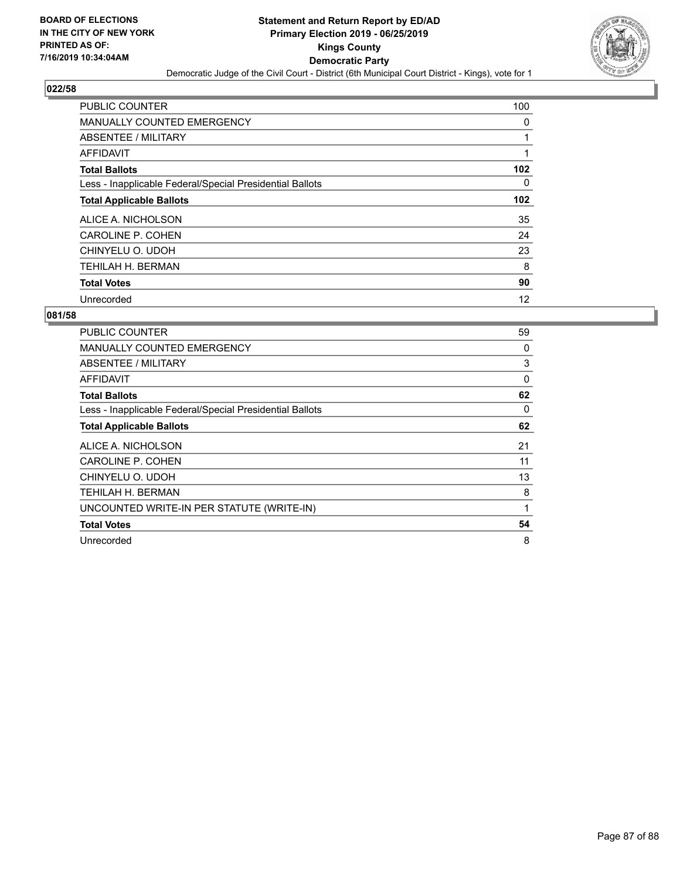BOARD OF ELECTIONS
IN THE CITY OF NEW YORK
PRINTED AS OF:
7/16/2019 10:34:04AM

**Statement and Return Report by ED/AD**
**Primary Election 2019 - 06/25/2019**
**Kings County**
**Democratic Party**
Democratic Judge of the Civil Court - District (6th Municipal Court District - Kings), vote for 1

## 022/58

| | |
|---|---|
| PUBLIC COUNTER | 100 |
| MANUALLY COUNTED EMERGENCY | 0 |
| ABSENTEE / MILITARY | 1 |
| AFFIDAVIT | 1 |
| **Total Ballots** | **102** |
| Less - Inapplicable Federal/Special Presidential Ballots | 0 |
| **Total Applicable Ballots** | **102** |
| ALICE A. NICHOLSON | 35 |
| CAROLINE P. COHEN | 24 |
| CHINYELU O. UDOH | 23 |
| TEHILAH H. BERMAN | 8 |
| **Total Votes** | **90** |
| Unrecorded | 12 |

## 081/58

| | |
|---|---|
| PUBLIC COUNTER | 59 |
| MANUALLY COUNTED EMERGENCY | 0 |
| ABSENTEE / MILITARY | 3 |
| AFFIDAVIT | 0 |
| **Total Ballots** | **62** |
| Less - Inapplicable Federal/Special Presidential Ballots | 0 |
| **Total Applicable Ballots** | **62** |
| ALICE A. NICHOLSON | 21 |
| CAROLINE P. COHEN | 11 |
| CHINYELU O. UDOH | 13 |
| TEHILAH H. BERMAN | 8 |
| UNCOUNTED WRITE-IN PER STATUTE (WRITE-IN) | 1 |
| **Total Votes** | **54** |
| Unrecorded | 8 |